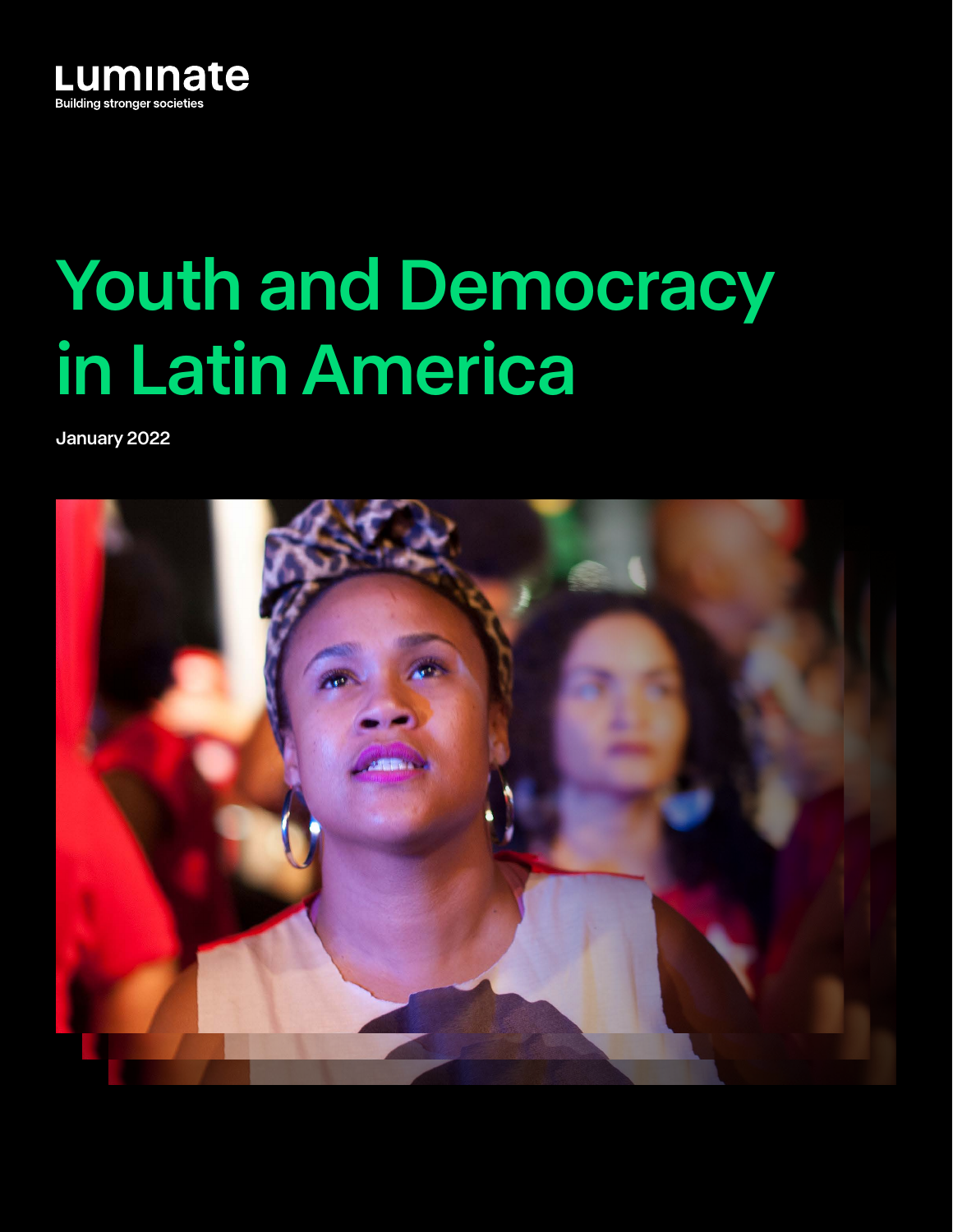Luminate

Building stronger societies

# Youth and Democracy in Latin America

January 2022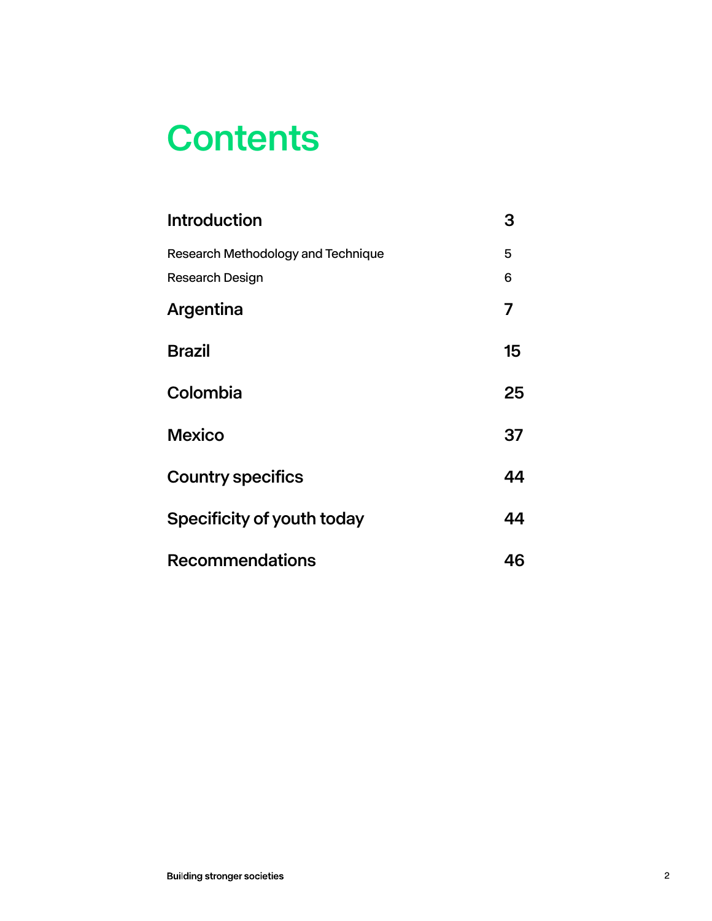# Contents

| | |
|---|---|
| **Introduction** | **3** |
| Research Methodology and Technique | 5 |
| Research Design | 6 |
| **Argentina** | **7** |
| **Brazil** | **15** |
| **Colombia** | **25** |
| **Mexico** | **37** |
| **Country specifics** | **44** |
| **Specificity of youth today** | **44** |
| **Recommendations** | **46** |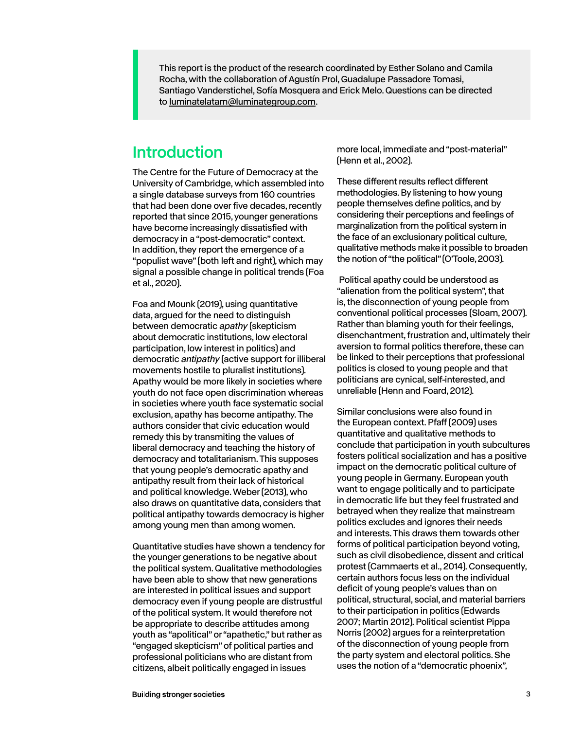This report is the product of the research coordinated by Esther Solano and Camila Rocha, with the collaboration of Agustín Prol, Guadalupe Passadore Tomasi, Santiago Vanderstichel, Sofía Mosquera and Erick Melo. Questions can be directed to luminatelatam@luminategroup.com.

## Introduction

The Centre for the Future of Democracy at the University of Cambridge, which assembled into a single database surveys from 160 countries that had been done over five decades, recently reported that since 2015, younger generations have become increasingly dissatisfied with democracy in a "post-democratic" context. In addition, they report the emergence of a "populist wave" (both left and right), which may signal a possible change in political trends (Foa et al., 2020).

Foa and Mounk (2019), using quantitative data, argued for the need to distinguish between democratic *apathy* (skepticism about democratic institutions, low electoral participation, low interest in politics) and democratic *antipathy* (active support for illiberal movements hostile to pluralist institutions). Apathy would be more likely in societies where youth do not face open discrimination whereas in societies where youth face systematic social exclusion, apathy has become antipathy. The authors consider that civic education would remedy this by transmiting the values of liberal democracy and teaching the history of democracy and totalitarianism. This supposes that young people's democratic apathy and antipathy result from their lack of historical and political knowledge. Weber (2013), who also draws on quantitative data, considers that political antipathy towards democracy is higher among young men than among women.

Quantitative studies have shown a tendency for the younger generations to be negative about the political system. Qualitative methodologies have been able to show that new generations are interested in political issues and support democracy even if young people are distrustful of the political system. It would therefore not be appropriate to describe attitudes among youth as "apolitical" or "apathetic," but rather as "engaged skepticism" of political parties and professional politicians who are distant from citizens, albeit politically engaged in issues more local, immediate and "post-material" (Henn et al., 2002).

These different results reflect different methodologies. By listening to how young people themselves define politics, and by considering their perceptions and feelings of marginalization from the political system in the face of an exclusionary political culture, qualitative methods make it possible to broaden the notion of "the political" (O'Toole, 2003).

Political apathy could be understood as "alienation from the political system", that is, the disconnection of young people from conventional political processes (Sloam, 2007). Rather than blaming youth for their feelings, disenchantment, frustration and, ultimately their aversion to formal politics therefore, these can be linked to their perceptions that professional politics is closed to young people and that politicians are cynical, self-interested, and unreliable (Henn and Foard, 2012).

Similar conclusions were also found in the European context. Pfaff (2009) uses quantitative and qualitative methods to conclude that participation in youth subcultures fosters political socialization and has a positive impact on the democratic political culture of young people in Germany. European youth want to engage politically and to participate in democratic life but they feel frustrated and betrayed when they realize that mainstream politics excludes and ignores their needs and interests. This draws them towards other forms of political participation beyond voting, such as civil disobedience, dissent and critical protest (Cammaerts et al., 2014). Consequently, certain authors focus less on the individual deficit of young people's values than on political, structural, social, and material barriers to their participation in politics (Edwards 2007; Martin 2012). Political scientist Pippa Norris (2002) argues for a reinterpretation of the disconnection of young people from the party system and electoral politics. She uses the notion of a "democratic phoenix",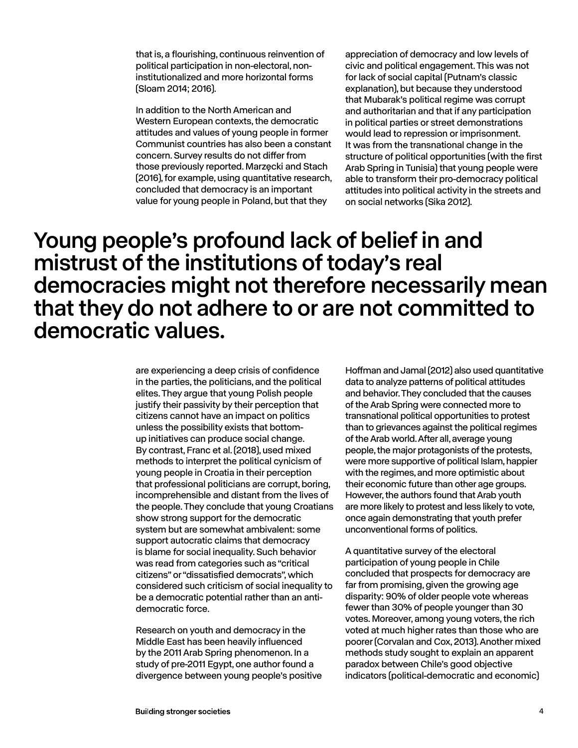that is, a flourishing, continuous reinvention of political participation in non-electoral, non-institutionalized and more horizontal forms (Sloam 2014; 2016).

In addition to the North American and Western European contexts, the democratic attitudes and values of young people in former Communist countries has also been a constant concern. Survey results do not differ from those previously reported. Marzęcki and Stach (2016), for example, using quantitative research, concluded that democracy is an important value for young people in Poland, but that they are experiencing a deep crisis of confidence in the parties, the politicians, and the political elites. They argue that young Polish people justify their passivity by their perception that citizens cannot have an impact on politics unless the possibility exists that bottom-up initiatives can produce social change. By contrast, Franc et al. (2018), used mixed methods to interpret the political cynicism of young people in Croatia in their perception that professional politicians are corrupt, boring, incomprehensible and distant from the lives of the people. They conclude that young Croatians show strong support for the democratic system but are somewhat ambivalent: some support autocratic claims that democracy is blame for social inequality. Such behavior was read from categories such as "critical citizens" or "dissatisfied democrats", which considered such criticism of social inequality to be a democratic potential rather than an anti-democratic force.

## Young people's profound lack of belief in and mistrust of the institutions of today's real democracies might not therefore necessarily mean that they do not adhere to or are not committed to democratic values.

Research on youth and democracy in the Middle East has been heavily influenced by the 2011 Arab Spring phenomenon. In a study of pre-2011 Egypt, one author found a divergence between young people's positive appreciation of democracy and low levels of civic and political engagement. This was not for lack of social capital (Putnam's classic explanation), but because they understood that Mubarak's political regime was corrupt and authoritarian and that if any participation in political parties or street demonstrations would lead to repression or imprisonment. It was from the transnational change in the structure of political opportunities (with the first Arab Spring in Tunisia) that young people were able to transform their pro-democracy political attitudes into political activity in the streets and on social networks (Sika 2012).

Hoffman and Jamal (2012) also used quantitative data to analyze patterns of political attitudes and behavior. They concluded that the causes of the Arab Spring were connected more to transnational political opportunities to protest than to grievances against the political regimes of the Arab world. After all, average young people, the major protagonists of the protests, were more supportive of political Islam, happier with the regimes, and more optimistic about their economic future than other age groups. However, the authors found that Arab youth are more likely to protest and less likely to vote, once again demonstrating that youth prefer unconventional forms of politics.

A quantitative survey of the electoral participation of young people in Chile concluded that prospects for democracy are far from promising, given the growing age disparity: 90% of older people vote whereas fewer than 30% of people younger than 30 votes. Moreover, among young voters, the rich voted at much higher rates than those who are poorer (Corvalan and Cox, 2013). Another mixed methods study sought to explain an apparent paradox between Chile's good objective indicators (political-democratic and economic)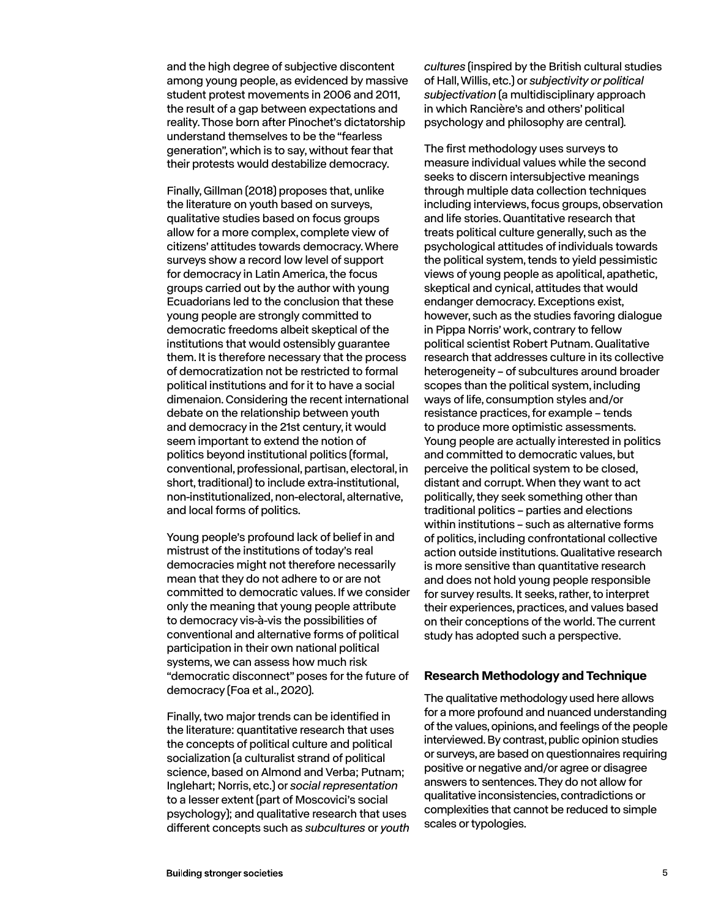and the high degree of subjective discontent among young people, as evidenced by massive student protest movements in 2006 and 2011, the result of a gap between expectations and reality. Those born after Pinochet's dictatorship understand themselves to be the "fearless generation", which is to say, without fear that their protests would destabilize democracy.

Finally, Gillman (2018) proposes that, unlike the literature on youth based on surveys, qualitative studies based on focus groups allow for a more complex, complete view of citizens' attitudes towards democracy. Where surveys show a record low level of support for democracy in Latin America, the focus groups carried out by the author with young Ecuadorians led to the conclusion that these young people are strongly committed to democratic freedoms albeit skeptical of the institutions that would ostensibly guarantee them. It is therefore necessary that the process of democratization not be restricted to formal political institutions and for it to have a social dimenaion. Considering the recent international debate on the relationship between youth and democracy in the 21st century, it would seem important to extend the notion of politics beyond institutional politics (formal, conventional, professional, partisan, electoral, in short, traditional) to include extra-institutional, non-institutionalized, non-electoral, alternative, and local forms of politics.

Young people's profound lack of belief in and mistrust of the institutions of today's real democracies might not therefore necessarily mean that they do not adhere to or are not committed to democratic values. If we consider only the meaning that young people attribute to democracy vis-à-vis the possibilities of conventional and alternative forms of political participation in their own national political systems, we can assess how much risk "democratic disconnect" poses for the future of democracy (Foa et al., 2020).

Finally, two major trends can be identified in the literature: quantitative research that uses the concepts of political culture and political socialization (a culturalist strand of political science, based on Almond and Verba; Putnam; Inglehart; Norris, etc.) or *social representation* to a lesser extent (part of Moscovici's social psychology); and qualitative research that uses different concepts such as *subcultures* or *youth cultures* (inspired by the British cultural studies of Hall, Willis, etc.) or *subjectivity or political subjectivation* (a multidisciplinary approach in which Rancière's and others' political psychology and philosophy are central).

The first methodology uses surveys to measure individual values while the second seeks to discern intersubjective meanings through multiple data collection techniques including interviews, focus groups, observation and life stories. Quantitative research that treats political culture generally, such as the psychological attitudes of individuals towards the political system, tends to yield pessimistic views of young people as apolitical, apathetic, skeptical and cynical, attitudes that would endanger democracy. Exceptions exist, however, such as the studies favoring dialogue in Pippa Norris' work, contrary to fellow political scientist Robert Putnam. Qualitative research that addresses culture in its collective heterogeneity – of subcultures around broader scopes than the political system, including ways of life, consumption styles and/or resistance practices, for example – tends to produce more optimistic assessments. Young people are actually interested in politics and committed to democratic values, but perceive the political system to be closed, distant and corrupt. When they want to act politically, they seek something other than traditional politics – parties and elections within institutions – such as alternative forms of politics, including confrontational collective action outside institutions. Qualitative research is more sensitive than quantitative research and does not hold young people responsible for survey results. It seeks, rather, to interpret their experiences, practices, and values based on their conceptions of the world. The current study has adopted such a perspective.

## Research Methodology and Technique

The qualitative methodology used here allows for a more profound and nuanced understanding of the values, opinions, and feelings of the people interviewed. By contrast, public opinion studies or surveys, are based on questionnaires requiring positive or negative and/or agree or disagree answers to sentences. They do not allow for qualitative inconsistencies, contradictions or complexities that cannot be reduced to simple scales or typologies.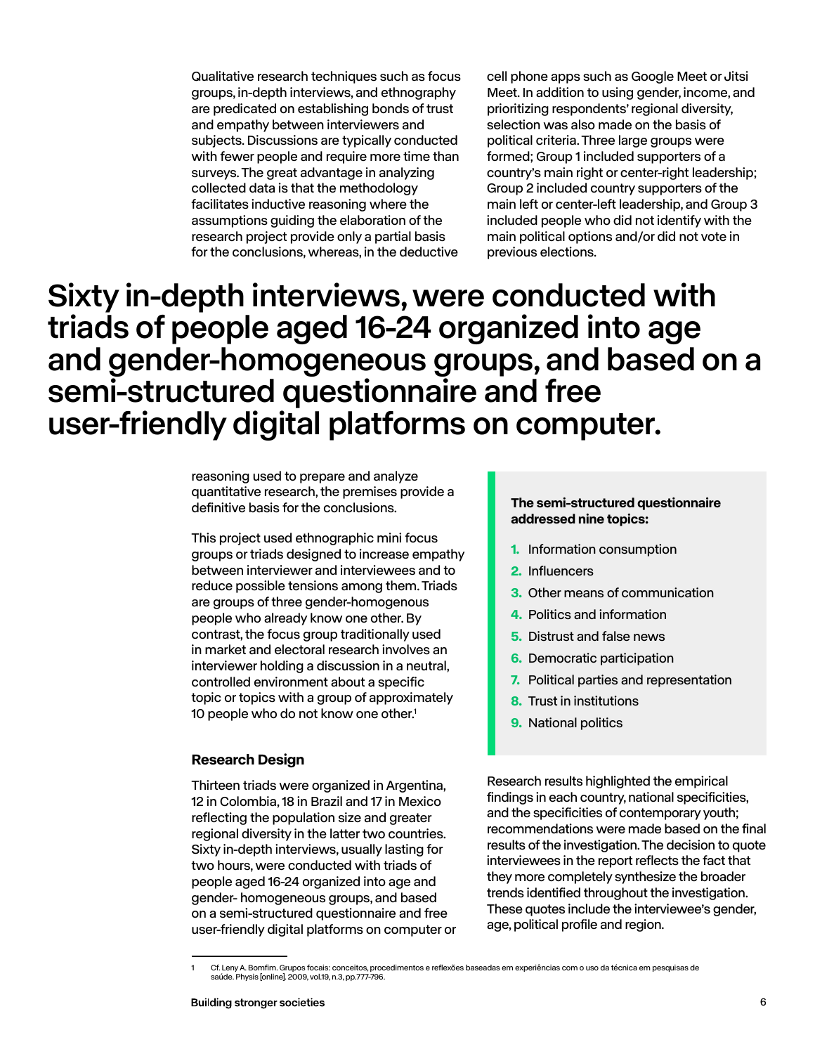Qualitative research techniques such as focus groups, in-depth interviews, and ethnography are predicated on establishing bonds of trust and empathy between interviewers and subjects. Discussions are typically conducted with fewer people and require more time than surveys. The great advantage in analyzing collected data is that the methodology facilitates inductive reasoning where the assumptions guiding the elaboration of the research project provide only a partial basis for the conclusions, whereas, in the deductive reasoning used to prepare and analyze quantitative research, the premises provide a definitive basis for the conclusions.

**Sixty in-depth interviews, were conducted with triads of people aged 16-24 organized into age and gender-homogeneous groups, and based on a semi-structured questionnaire and free user-friendly digital platforms on computer.**

This project used ethnographic mini focus groups or triads designed to increase empathy between interviewer and interviewees and to reduce possible tensions among them. Triads are groups of three gender-homogenous people who already know one other. By contrast, the focus group traditionally used in market and electoral research involves an interviewer holding a discussion in a neutral, controlled environment about a specific topic or topics with a group of approximately 10 people who do not know one other.[1]

### Research Design

Thirteen triads were organized in Argentina, 12 in Colombia, 18 in Brazil and 17 in Mexico reflecting the population size and greater regional diversity in the latter two countries. Sixty in-depth interviews, usually lasting for two hours, were conducted with triads of people aged 16-24 organized into age and gender- homogeneous groups, and based on a semi-structured questionnaire and free user-friendly digital platforms on computer or cell phone apps such as Google Meet or Jitsi Meet. In addition to using gender, income, and prioritizing respondents' regional diversity, selection was also made on the basis of political criteria. Three large groups were formed; Group 1 included supporters of a country's main right or center-right leadership; Group 2 included country supporters of the main left or center-left leadership, and Group 3 included people who did not identify with the main political options and/or did not vote in previous elections.

**The semi-structured questionnaire addressed nine topics:**

1. Information consumption
2. Influencers
3. Other means of communication
4. Politics and information
5. Distrust and false news
6. Democratic participation
7. Political parties and representation
8. Trust in institutions
9. National politics

Research results highlighted the empirical findings in each country, national specificities, and the specificities of contemporary youth; recommendations were made based on the final results of the investigation. The decision to quote interviewees in the report reflects the fact that they more completely synthesize the broader trends identified throughout the investigation. These quotes include the interviewee's gender, age, political profile and region.

---

1 Cf. Leny A. Bomfim. Grupos focais: conceitos, procedimentos e reflexões baseadas em experiências com o uso da técnica em pesquisas de saúde. Physis [online]. 2009, vol.19, n.3, pp.777-796.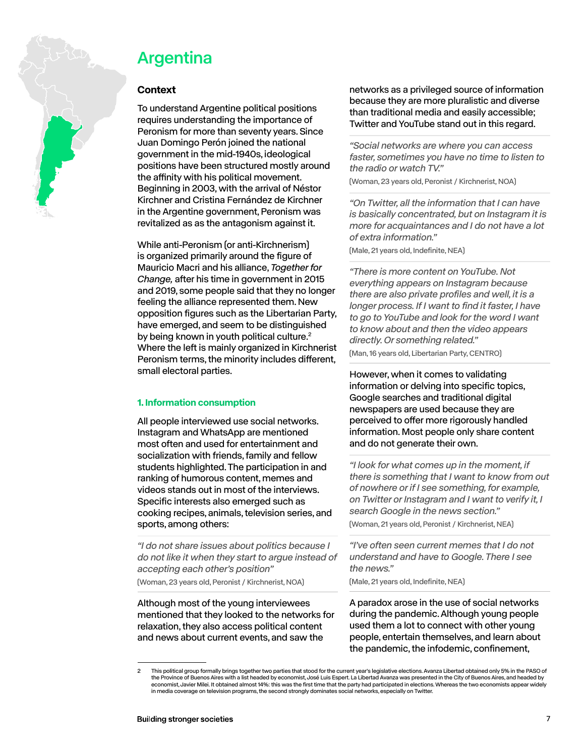# Argentina

## Context

To understand Argentine political positions requires understanding the importance of Peronism for more than seventy years. Since Juan Domingo Perón joined the national government in the mid-1940s, ideological positions have been structured mostly around the affinity with his political movement. Beginning in 2003, with the arrival of Néstor Kirchner and Cristina Fernández de Kirchner in the Argentine government, Peronism was revitalized as as the antagonism against it.

While anti-Peronism (or anti-Kirchnerism) is organized primarily around the figure of Mauricio Macri and his alliance, *Together for Change,* after his time in government in 2015 and 2019, some people said that they no longer feeling the alliance represented them. New opposition figures such as the Libertarian Party, have emerged, and seem to be distinguished by being known in youth political culture.[2] Where the left is mainly organized in Kirchnerist Peronism terms, the minority includes different, small electoral parties.

### 1. Information consumption

All people interviewed use social networks. Instagram and WhatsApp are mentioned most often and used for entertainment and socialization with friends, family and fellow students highlighted. The participation in and ranking of humorous content, memes and videos stands out in most of the interviews. Specific interests also emerged such as cooking recipes, animals, television series, and sports, among others:

> *"I do not share issues about politics because I do not like it when they start to argue instead of accepting each other's position"*
>
> (Woman, 23 years old, Peronist / Kirchnerist, NOA)

Although most of the young interviewees mentioned that they looked to the networks for relaxation, they also access political content and news about current events, and saw the networks as a privileged source of information because they are more pluralistic and diverse than traditional media and easily accessible; Twitter and YouTube stand out in this regard.

> *"Social networks are where you can access faster, sometimes you have no time to listen to the radio or watch TV."*
>
> (Woman, 23 years old, Peronist / Kirchnerist, NOA)

> *"On Twitter, all the information that I can have is basically concentrated, but on Instagram it is more for acquaintances and I do not have a lot of extra information."*
>
> (Male, 21 years old, Indefinite, NEA)

> *"There is more content on YouTube. Not everything appears on Instagram because there are also private profiles and well, it is a longer process. If I want to find it faster, I have to go to YouTube and look for the word I want to know about and then the video appears directly. Or something related."*
>
> (Man, 16 years old, Libertarian Party, CENTRO)

However, when it comes to validating information or delving into specific topics, Google searches and traditional digital newspapers are used because they are perceived to offer more rigorously handled information. Most people only share content and do not generate their own.

> *"I look for what comes up in the moment, if there is something that I want to know from out of nowhere or if I see something, for example, on Twitter or Instagram and I want to verify it, I search Google in the news section."*
>
> (Woman, 21 years old, Peronist / Kirchnerist, NEA)

> *"I've often seen current memes that I do not understand and have to Google. There I see the news."*
>
> (Male, 21 years old, Indefinite, NEA)

A paradox arose in the use of social networks during the pandemic. Although young people used them a lot to connect with other young people, entertain themselves, and learn about the pandemic, the infodemic, confinement,

---

2 This political group formally brings together two parties that stood for the current year's legislative elections. Avanza Libertad obtained only 5% in the PASO of the Province of Buenos Aires with a list headed by economist, José Luis Espert. La Libertad Avanza was presented in the City of Buenos Aires, and headed by economist, Javier Milei. It obtained almost 14%: this was the first time that the party had participated in elections. Whereas the two economists appear widely in media coverage on television programs, the second strongly dominates social networks, especially on Twitter.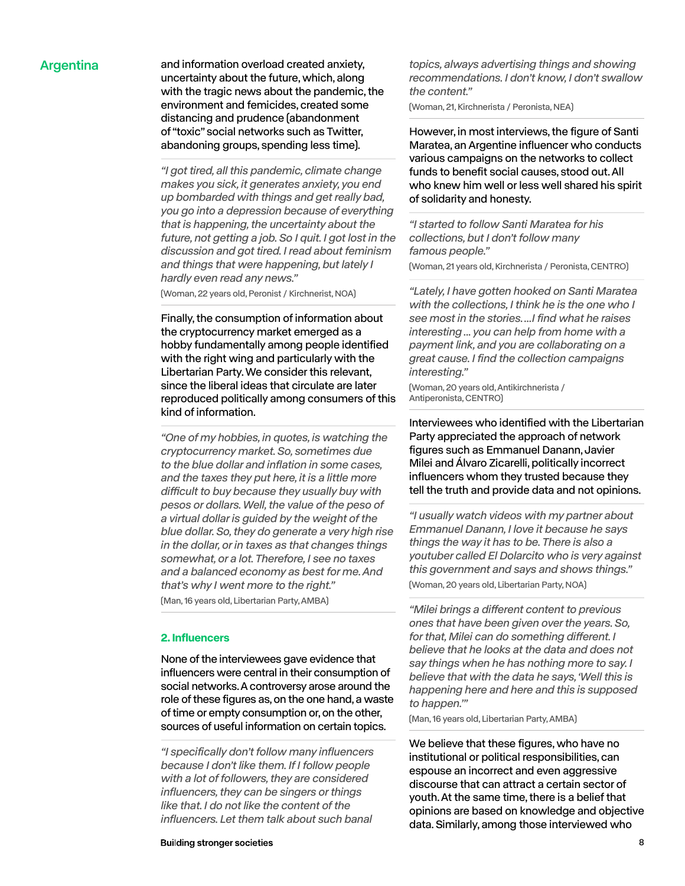and information overload created anxiety, uncertainty about the future, which, along with the tragic news about the pandemic, the environment and femicides, created some distancing and prudence (abandonment of "toxic" social networks such as Twitter, abandoning groups, spending less time).

*"I got tired, all this pandemic, climate change makes you sick, it generates anxiety, you end up bombarded with things and get really bad, you go into a depression because of everything that is happening, the uncertainty about the future, not getting a job. So I quit. I got lost in the discussion and got tired. I read about feminism and things that were happening, but lately I hardly even read any news."*

(Woman, 22 years old, Peronist / Kirchnerist, NOA)

Finally, the consumption of information about the cryptocurrency market emerged as a hobby fundamentally among people identified with the right wing and particularly with the Libertarian Party. We consider this relevant, since the liberal ideas that circulate are later reproduced politically among consumers of this kind of information.

*"One of my hobbies, in quotes, is watching the cryptocurrency market. So, sometimes due to the blue dollar and inflation in some cases, and the taxes they put here, it is a little more difficult to buy because they usually buy with pesos or dollars. Well, the value of the peso of a virtual dollar is guided by the weight of the blue dollar. So, they do generate a very high rise in the dollar, or in taxes as that changes things somewhat, or a lot. Therefore, I see no taxes and a balanced economy as best for me. And that's why I went more to the right."*

(Man, 16 years old, Libertarian Party, AMBA)

### 2. Influencers

None of the interviewees gave evidence that influencers were central in their consumption of social networks. A controversy arose around the role of these figures as, on the one hand, a waste of time or empty consumption or, on the other, sources of useful information on certain topics.

*"I specifically don't follow many influencers because I don't like them. If I follow people with a lot of followers, they are considered influencers, they can be singers or things like that. I do not like the content of the influencers. Let them talk about such banal topics, always advertising things and showing recommendations. I don't know, I don't swallow the content."*

(Woman, 21, Kirchnerista / Peronista, NEA)

However, in most interviews, the figure of Santi Maratea, an Argentine influencer who conducts various campaigns on the networks to collect funds to benefit social causes, stood out. All who knew him well or less well shared his spirit of solidarity and honesty.

*"I started to follow Santi Maratea for his collections, but I don't follow many famous people."*

(Woman, 21 years old, Kirchnerista / Peronista, CENTRO)

*"Lately, I have gotten hooked on Santi Maratea with the collections, I think he is the one who I see most in the stories. ...I find what he raises interesting ... you can help from home with a payment link, and you are collaborating on a great cause. I find the collection campaigns interesting."*

(Woman, 20 years old, Antikirchnerista / Antiperonista, CENTRO)

Interviewees who identified with the Libertarian Party appreciated the approach of network figures such as Emmanuel Danann, Javier Milei and Álvaro Zicarelli, politically incorrect influencers whom they trusted because they tell the truth and provide data and not opinions.

*"I usually watch videos with my partner about Emmanuel Danann, I love it because he says things the way it has to be. There is also a youtuber called El Dolarcito who is very against this government and says and shows things."*

(Woman, 20 years old, Libertarian Party, NOA)

*"Milei brings a different content to previous ones that have been given over the years. So, for that, Milei can do something different. I believe that he looks at the data and does not say things when he has nothing more to say. I believe that with the data he says, 'Well this is happening here and here and this is supposed to happen.'"*

(Man, 16 years old, Libertarian Party, AMBA)

We believe that these figures, who have no institutional or political responsibilities, can espouse an incorrect and even aggressive discourse that can attract a certain sector of youth. At the same time, there is a belief that opinions are based on knowledge and objective data. Similarly, among those interviewed who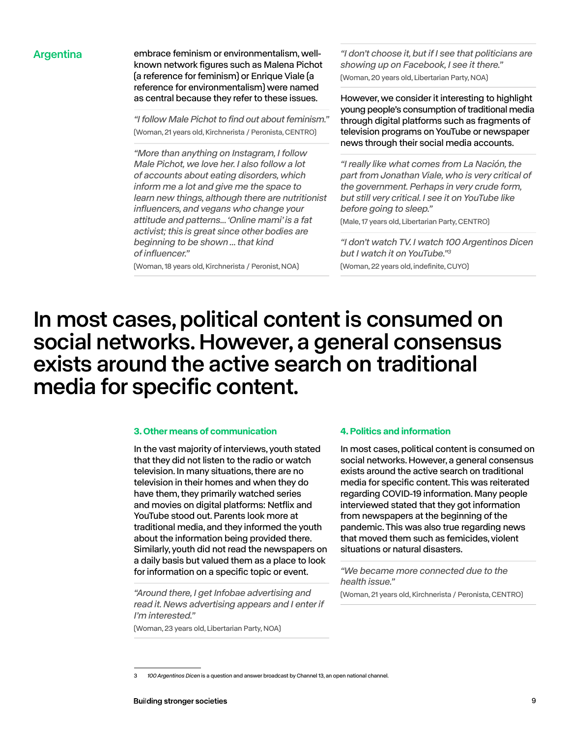Argentina

embrace feminism or environmentalism, well-known network figures such as Malena Pichot (a reference for feminism) or Enrique Viale (a reference for environmentalism) were named as central because they refer to these issues.

*"I follow Male Pichot to find out about feminism."*
(Woman, 21 years old, Kirchnerista / Peronista, CENTRO)

*"More than anything on Instagram, I follow Male Pichot, we love her. I also follow a lot of accounts about eating disorders, which inform me a lot and give me the space to learn new things, although there are nutritionist influencers, and vegans who change your attitude and patterns… 'Online mami' is a fat activist; this is great since other bodies are beginning to be shown … that kind of influencer."*
(Woman, 18 years old, Kirchnerista / Peronist, NOA)

*"I don't choose it, but if I see that politicians are showing up on Facebook, I see it there."*
(Woman, 20 years old, Libertarian Party, NOA)

However, we consider it interesting to highlight young people's consumption of traditional media through digital platforms such as fragments of television programs on YouTube or newspaper news through their social media accounts.

*"I really like what comes from La Nación, the part from Jonathan Viale, who is very critical of the government. Perhaps in very crude form, but still very critical. I see it on YouTube like before going to sleep."*
(Male, 17 years old, Libertarian Party, CENTRO)

*"I don't watch TV. I watch 100 Argentinos Dicen but I watch it on YouTube."*[3]
(Woman, 22 years old, indefinite, CUYO)

# In most cases, political content is consumed on social networks. However, a general consensus exists around the active search on traditional media for specific content.

### 3. Other means of communication

In the vast majority of interviews, youth stated that they did not listen to the radio or watch television. In many situations, there are no television in their homes and when they do have them, they primarily watched series and movies on digital platforms: Netflix and YouTube stood out. Parents look more at traditional media, and they informed the youth about the information being provided there. Similarly, youth did not read the newspapers on a daily basis but valued them as a place to look for information on a specific topic or event.

*"Around there, I get Infobae advertising and read it. News advertising appears and I enter if I'm interested."*
(Woman, 23 years old, Libertarian Party, NOA)

### 4. Politics and information

In most cases, political content is consumed on social networks. However, a general consensus exists around the active search on traditional media for specific content. This was reiterated regarding COVID-19 information. Many people interviewed stated that they got information from newspapers at the beginning of the pandemic. This was also true regarding news that moved them such as femicides, violent situations or natural disasters.

*"We became more connected due to the health issue."*
(Woman, 21 years old, Kirchnerista / Peronista, CENTRO)

---

3 *100 Argentinos Dicen* is a question and answer broadcast by Channel 13, an open national channel.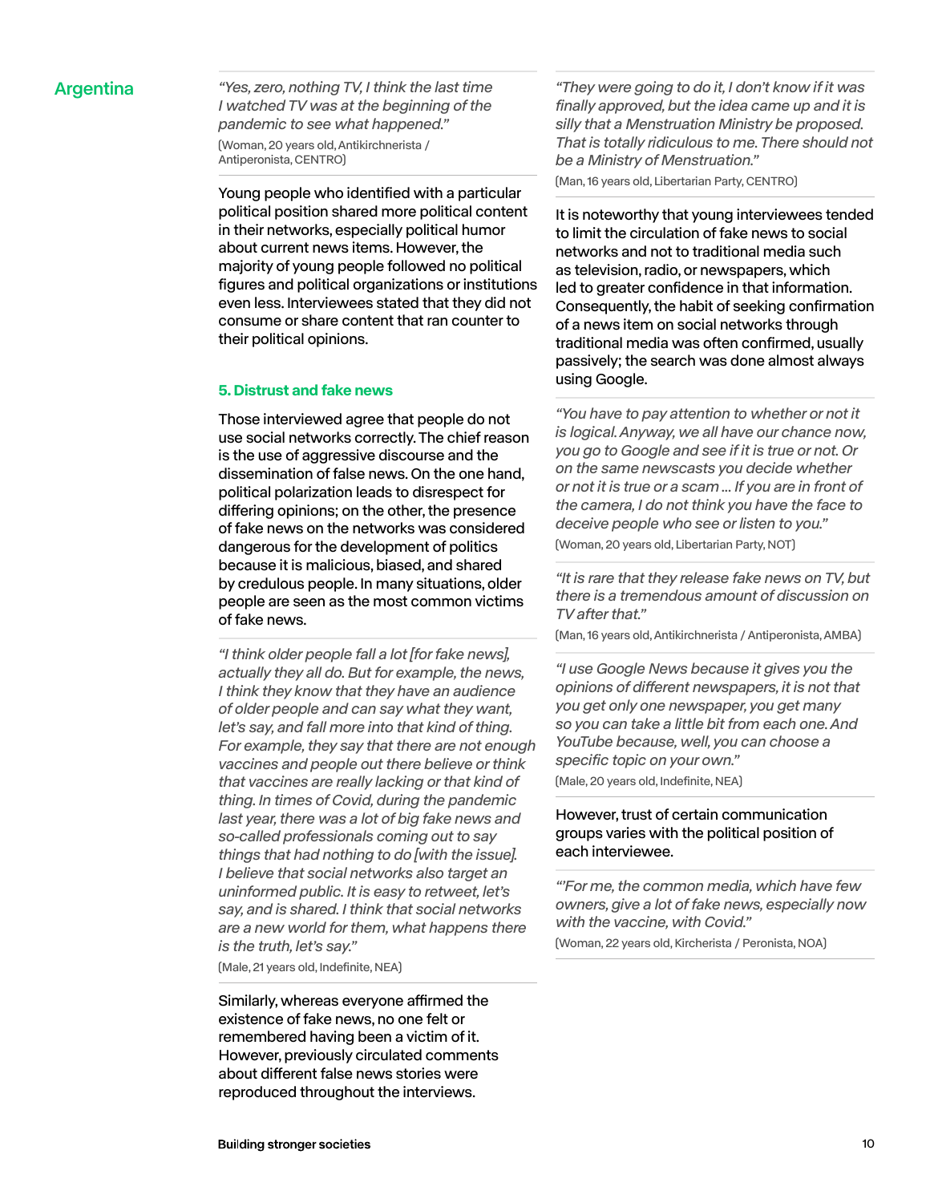## Argentina

*"Yes, zero, nothing TV, I think the last time I watched TV was at the beginning of the pandemic to see what happened."*

(Woman, 20 years old, Antikirchnerista / Antiperonista, CENTRO)

Young people who identified with a particular political position shared more political content in their networks, especially political humor about current news items. However, the majority of young people followed no political figures and political organizations or institutions even less. Interviewees stated that they did not consume or share content that ran counter to their political opinions.

### 5. Distrust and fake news

Those interviewed agree that people do not use social networks correctly. The chief reason is the use of aggressive discourse and the dissemination of false news. On the one hand, political polarization leads to disrespect for differing opinions; on the other, the presence of fake news on the networks was considered dangerous for the development of politics because it is malicious, biased, and shared by credulous people. In many situations, older people are seen as the most common victims of fake news.

*"I think older people fall a lot [for fake news], actually they all do. But for example, the news, I think they know that they have an audience of older people and can say what they want, let's say, and fall more into that kind of thing. For example, they say that there are not enough vaccines and people out there believe or think that vaccines are really lacking or that kind of thing. In times of Covid, during the pandemic last year, there was a lot of big fake news and so-called professionals coming out to say things that had nothing to do [with the issue]. I believe that social networks also target an uninformed public. It is easy to retweet, let's say, and is shared. I think that social networks are a new world for them, what happens there is the truth, let's say."*

(Male, 21 years old, Indefinite, NEA)

Similarly, whereas everyone affirmed the existence of fake news, no one felt or remembered having been a victim of it. However, previously circulated comments about different false news stories were reproduced throughout the interviews.

*"They were going to do it, I don't know if it was finally approved, but the idea came up and it is silly that a Menstruation Ministry be proposed. That is totally ridiculous to me. There should not be a Ministry of Menstruation."*

(Man, 16 years old, Libertarian Party, CENTRO)

It is noteworthy that young interviewees tended to limit the circulation of fake news to social networks and not to traditional media such as television, radio, or newspapers, which led to greater confidence in that information. Consequently, the habit of seeking confirmation of a news item on social networks through traditional media was often confirmed, usually passively; the search was done almost always using Google.

*"You have to pay attention to whether or not it is logical. Anyway, we all have our chance now, you go to Google and see if it is true or not. Or on the same newscasts you decide whether or not it is true or a scam ... If you are in front of the camera, I do not think you have the face to deceive people who see or listen to you."*

(Woman, 20 years old, Libertarian Party, NOT)

*"It is rare that they release fake news on TV, but there is a tremendous amount of discussion on TV after that."*

(Man, 16 years old, Antikirchnerista / Antiperonista, AMBA)

*"I use Google News because it gives you the opinions of different newspapers, it is not that you get only one newspaper, you get many so you can take a little bit from each one. And YouTube because, well, you can choose a specific topic on your own."*

(Male, 20 years old, Indefinite, NEA)

However, trust of certain communication groups varies with the political position of each interviewee.

*"'For me, the common media, which have few owners, give a lot of fake news, especially now with the vaccine, with Covid."*

(Woman, 22 years old, Kircherista / Peronista, NOA)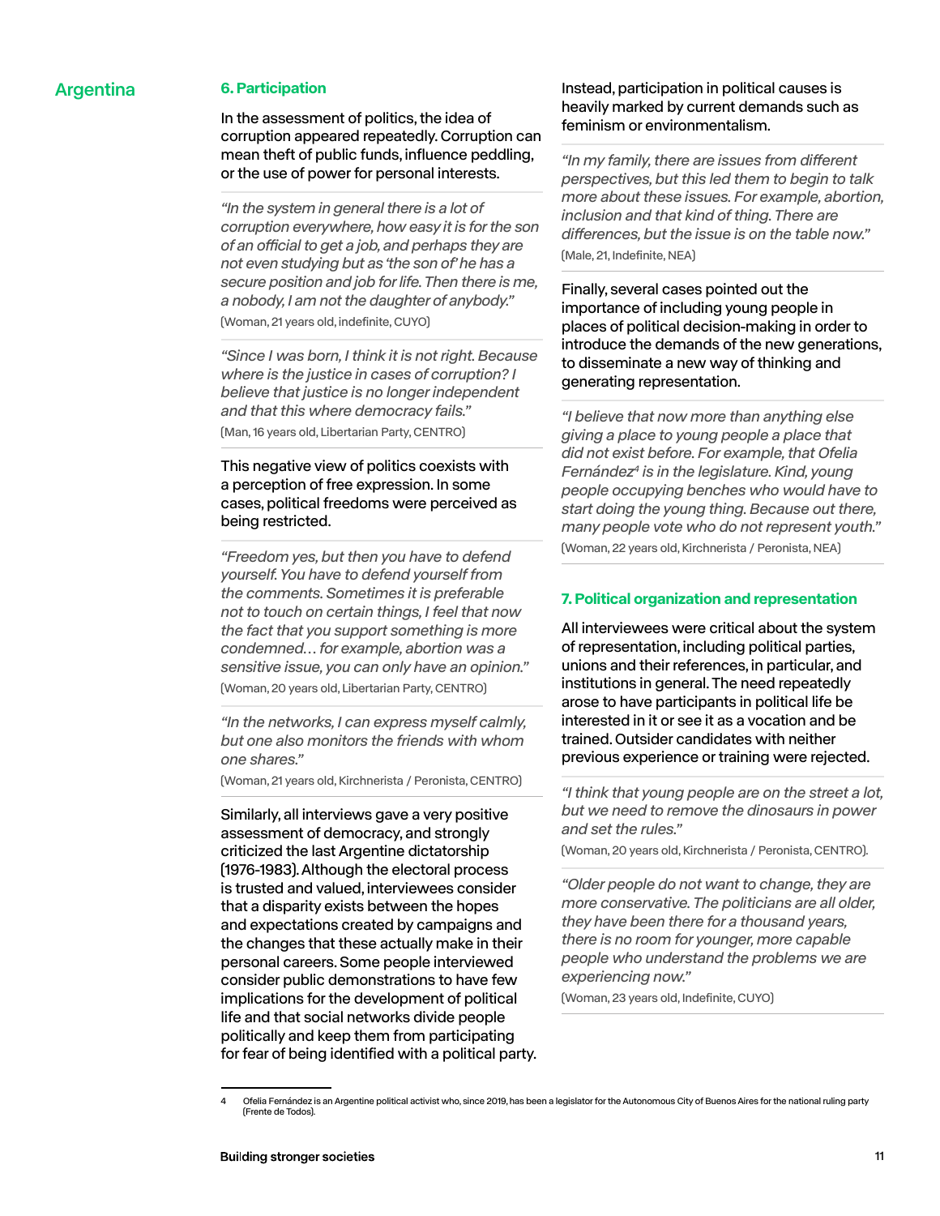## Argentina

### 6. Participation

In the assessment of politics, the idea of corruption appeared repeatedly. Corruption can mean theft of public funds, influence peddling, or the use of power for personal interests.

*"In the system in general there is a lot of corruption everywhere, how easy it is for the son of an official to get a job, and perhaps they are not even studying but as 'the son of' he has a secure position and job for life. Then there is me, a nobody, I am not the daughter of anybody."*

(Woman, 21 years old, indefinite, CUYO)

*"Since I was born, I think it is not right. Because where is the justice in cases of corruption? I believe that justice is no longer independent and that this where democracy fails."*

(Man, 16 years old, Libertarian Party, CENTRO)

This negative view of politics coexists with a perception of free expression. In some cases, political freedoms were perceived as being restricted.

*"Freedom yes, but then you have to defend yourself. You have to defend yourself from the comments. Sometimes it is preferable not to touch on certain things, I feel that now the fact that you support something is more condemned… for example, abortion was a sensitive issue, you can only have an opinion."*

(Woman, 20 years old, Libertarian Party, CENTRO)

*"In the networks, I can express myself calmly, but one also monitors the friends with whom one shares."*

(Woman, 21 years old, Kirchnerista / Peronista, CENTRO)

Similarly, all interviews gave a very positive assessment of democracy, and strongly criticized the last Argentine dictatorship (1976-1983). Although the electoral process is trusted and valued, interviewees consider that a disparity exists between the hopes and expectations created by campaigns and the changes that these actually make in their personal careers. Some people interviewed consider public demonstrations to have few implications for the development of political life and that social networks divide people politically and keep them from participating for fear of being identified with a political party. Instead, participation in political causes is heavily marked by current demands such as feminism or environmentalism.

*"In my family, there are issues from different perspectives, but this led them to begin to talk more about these issues. For example, abortion, inclusion and that kind of thing. There are differences, but the issue is on the table now."*

(Male, 21, Indefinite, NEA)

Finally, several cases pointed out the importance of including young people in places of political decision-making in order to introduce the demands of the new generations, to disseminate a new way of thinking and generating representation.

*"I believe that now more than anything else giving a place to young people a place that did not exist before. For example, that Ofelia Fernández[4] is in the legislature. Kind, young people occupying benches who would have to start doing the young thing. Because out there, many people vote who do not represent youth."*

(Woman, 22 years old, Kirchnerista / Peronista, NEA)

### 7. Political organization and representation

All interviewees were critical about the system of representation, including political parties, unions and their references, in particular, and institutions in general. The need repeatedly arose to have participants in political life be interested in it or see it as a vocation and be trained. Outsider candidates with neither previous experience or training were rejected.

*"I think that young people are on the street a lot, but we need to remove the dinosaurs in power and set the rules."*

(Woman, 20 years old, Kirchnerista / Peronista, CENTRO).

*"Older people do not want to change, they are more conservative. The politicians are all older, they have been there for a thousand years, there is no room for younger, more capable people who understand the problems we are experiencing now."*

(Woman, 23 years old, Indefinite, CUYO)

---

4 Ofelia Fernández is an Argentine political activist who, since 2019, has been a legislator for the Autonomous City of Buenos Aires for the national ruling party (Frente de Todos).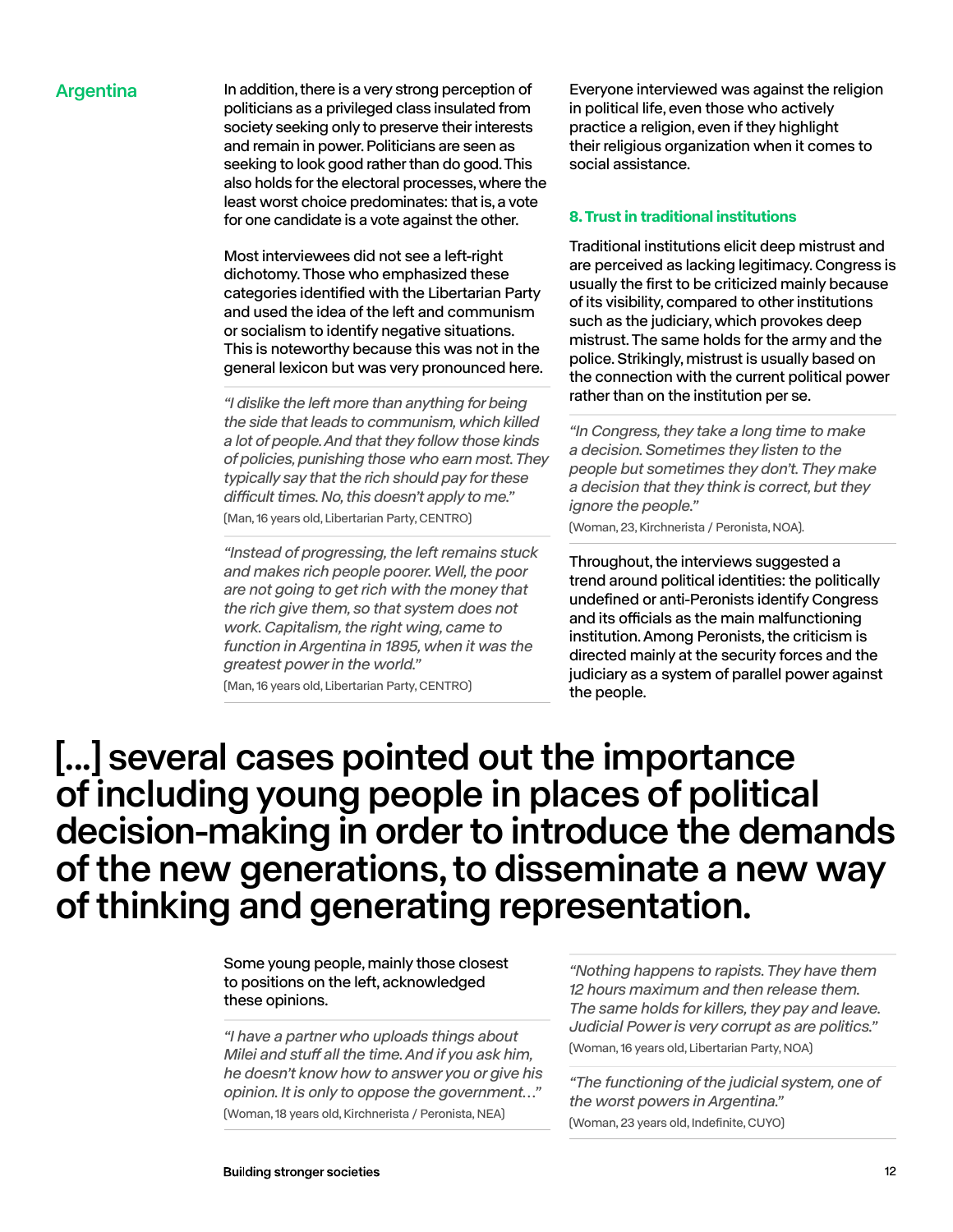## Argentina

In addition, there is a very strong perception of politicians as a privileged class insulated from society seeking only to preserve their interests and remain in power. Politicians are seen as seeking to look good rather than do good. This also holds for the electoral processes, where the least worst choice predominates: that is, a vote for one candidate is a vote against the other.

Most interviewees did not see a left-right dichotomy. Those who emphasized these categories identified with the Libertarian Party and used the idea of the left and communism or socialism to identify negative situations. This is noteworthy because this was not in the general lexicon but was very pronounced here.

> *"I dislike the left more than anything for being the side that leads to communism, which killed a lot of people. And that they follow those kinds of policies, punishing those who earn most. They typically say that the rich should pay for these difficult times. No, this doesn't apply to me."*
>
> (Man, 16 years old, Libertarian Party, CENTRO)

> *"Instead of progressing, the left remains stuck and makes rich people poorer. Well, the poor are not going to get rich with the money that the rich give them, so that system does not work. Capitalism, the right wing, came to function in Argentina in 1895, when it was the greatest power in the world."*
>
> (Man, 16 years old, Libertarian Party, CENTRO)

Everyone interviewed was against the religion in political life, even those who actively practice a religion, even if they highlight their religious organization when it comes to social assistance.

### 8. Trust in traditional institutions

Traditional institutions elicit deep mistrust and are perceived as lacking legitimacy. Congress is usually the first to be criticized mainly because of its visibility, compared to other institutions such as the judiciary, which provokes deep mistrust. The same holds for the army and the police. Strikingly, mistrust is usually based on the connection with the current political power rather than on the institution per se.

> *"In Congress, they take a long time to make a decision. Sometimes they listen to the people but sometimes they don't. They make a decision that they think is correct, but they ignore the people."*
>
> (Woman, 23, Kirchnerista / Peronista, NOA).

Throughout, the interviews suggested a trend around political identities: the politically undefined or anti-Peronists identify Congress and its officials as the main malfunctioning institution. Among Peronists, the criticism is directed mainly at the security forces and the judiciary as a system of parallel power against the people.

# [...] several cases pointed out the importance of including young people in places of political decision-making in order to introduce the demands of the new generations, to disseminate a new way of thinking and generating representation.

Some young people, mainly those closest to positions on the left, acknowledged these opinions.

> *"I have a partner who uploads things about Milei and stuff all the time. And if you ask him, he doesn't know how to answer you or give his opinion. It is only to oppose the government…"*
>
> (Woman, 18 years old, Kirchnerista / Peronista, NEA)

> *"Nothing happens to rapists. They have them 12 hours maximum and then release them. The same holds for killers, they pay and leave. Judicial Power is very corrupt as are politics."*
>
> (Woman, 16 years old, Libertarian Party, NOA)

> *"The functioning of the judicial system, one of the worst powers in Argentina."*
>
> (Woman, 23 years old, Indefinite, CUYO)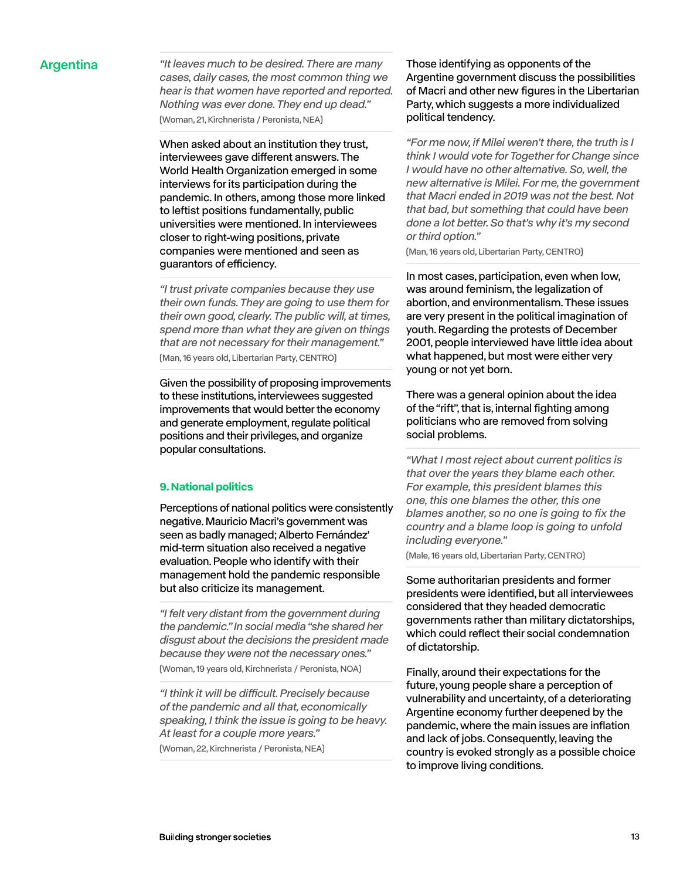Argentina

*"It leaves much to be desired. There are many cases, daily cases, the most common thing we hear is that women have reported and reported. Nothing was ever done. They end up dead."*
(Woman, 21, Kirchnerista / Peronista, NEA)

When asked about an institution they trust, interviewees gave different answers. The World Health Organization emerged in some interviews for its participation during the pandemic. In others, among those more linked to leftist positions fundamentally, public universities were mentioned. In interviewees closer to right-wing positions, private companies were mentioned and seen as guarantors of efficiency.

*"I trust private companies because they use their own funds. They are going to use them for their own good, clearly. The public will, at times, spend more than what they are given on things that are not necessary for their management."*
(Man, 16 years old, Libertarian Party, CENTRO)

Given the possibility of proposing improvements to these institutions, interviewees suggested improvements that would better the economy and generate employment, regulate political positions and their privileges, and organize popular consultations.

### 9. National politics

Perceptions of national politics were consistently negative. Mauricio Macri's government was seen as badly managed; Alberto Fernández' mid-term situation also received a negative evaluation. People who identify with their management hold the pandemic responsible but also criticize its management.

*"I felt very distant from the government during the pandemic." In social media "she shared her disgust about the decisions the president made because they were not the necessary ones."*
(Woman, 19 years old, Kirchnerista / Peronista, NOA)

*"I think it will be difficult. Precisely because of the pandemic and all that, economically speaking, I think the issue is going to be heavy. At least for a couple more years."*
(Woman, 22, Kirchnerista / Peronista, NEA)

Those identifying as opponents of the Argentine government discuss the possibilities of Macri and other new figures in the Libertarian Party, which suggests a more individualized political tendency.

*"For me now, if Milei weren't there, the truth is I think I would vote for Together for Change since I would have no other alternative. So, well, the new alternative is Milei. For me, the government that Macri ended in 2019 was not the best. Not that bad, but something that could have been done a lot better. So that's why it's my second or third option."*
(Man, 16 years old, Libertarian Party, CENTRO)

In most cases, participation, even when low, was around feminism, the legalization of abortion, and environmentalism. These issues are very present in the political imagination of youth. Regarding the protests of December 2001, people interviewed have little idea about what happened, but most were either very young or not yet born.

There was a general opinion about the idea of the "rift", that is, internal fighting among politicians who are removed from solving social problems.

*"What I most reject about current politics is that over the years they blame each other. For example, this president blames this one, this one blames the other, this one blames another, so no one is going to fix the country and a blame loop is going to unfold including everyone."*
(Male, 16 years old, Libertarian Party, CENTRO)

Some authoritarian presidents and former presidents were identified, but all interviewees considered that they headed democratic governments rather than military dictatorships, which could reflect their social condemnation of dictatorship.

Finally, around their expectations for the future, young people share a perception of vulnerability and uncertainty, of a deteriorating Argentine economy further deepened by the pandemic, where the main issues are inflation and lack of jobs. Consequently, leaving the country is evoked strongly as a possible choice to improve living conditions.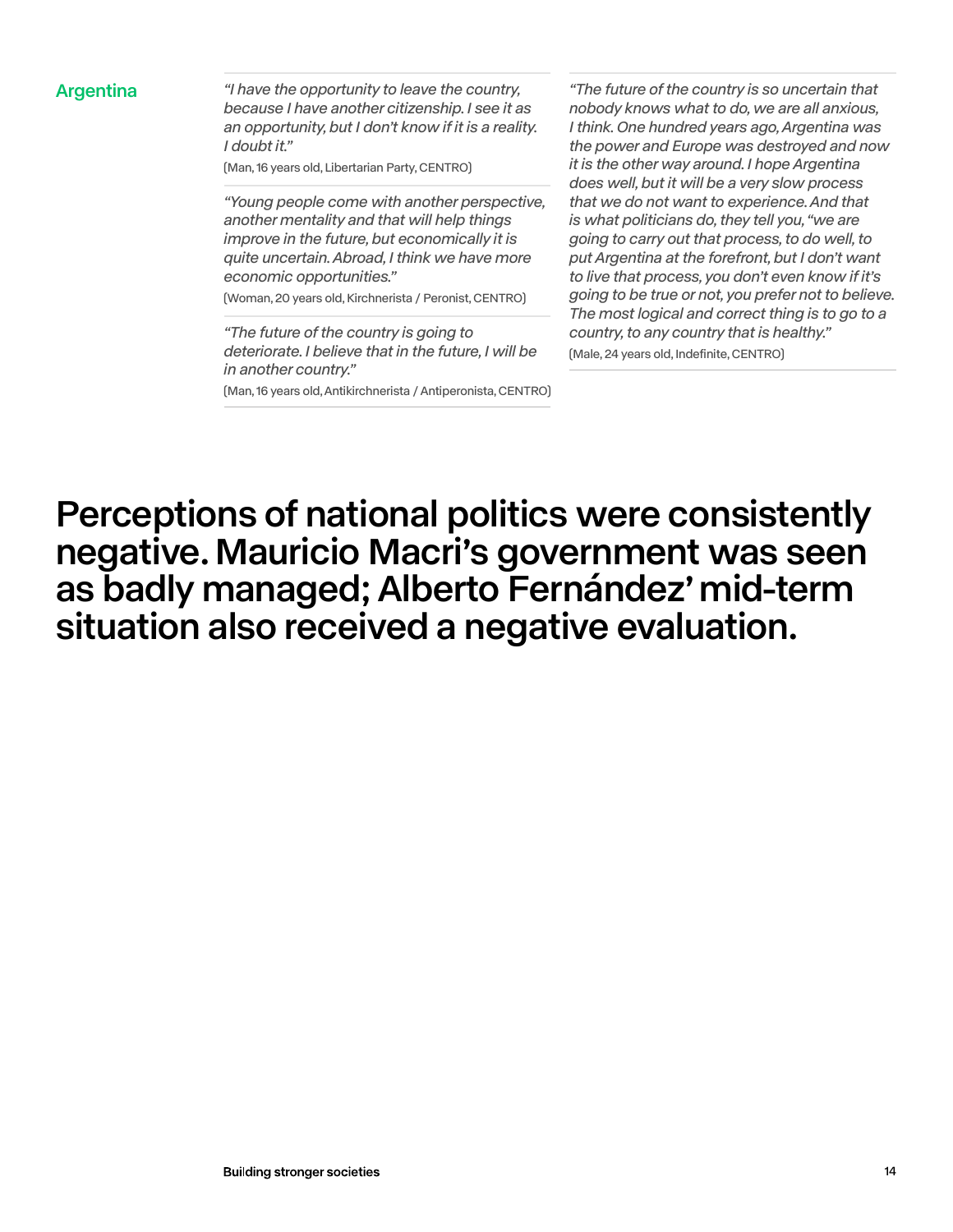Argentina

*"I have the opportunity to leave the country, because I have another citizenship. I see it as an opportunity, but I don't know if it is a reality. I doubt it."*

(Man, 16 years old, Libertarian Party, CENTRO)

*"Young people come with another perspective, another mentality and that will help things improve in the future, but economically it is quite uncertain. Abroad, I think we have more economic opportunities."*

(Woman, 20 years old, Kirchnerista / Peronist, CENTRO)

*"The future of the country is going to deteriorate. I believe that in the future, I will be in another country."*

(Man, 16 years old, Antikirchnerista / Antiperonista, CENTRO)

*"The future of the country is so uncertain that nobody knows what to do, we are all anxious, I think. One hundred years ago, Argentina was the power and Europe was destroyed and now it is the other way around. I hope Argentina does well, but it will be a very slow process that we do not want to experience. And that is what politicians do, they tell you, "we are going to carry out that process, to do well, to put Argentina at the forefront, but I don't want to live that process, you don't even know if it's going to be true or not, you prefer not to believe. The most logical and correct thing is to go to a country, to any country that is healthy."*

(Male, 24 years old, Indefinite, CENTRO)

# Perceptions of national politics were consistently negative. Mauricio Macri's government was seen as badly managed; Alberto Fernández' mid-term situation also received a negative evaluation.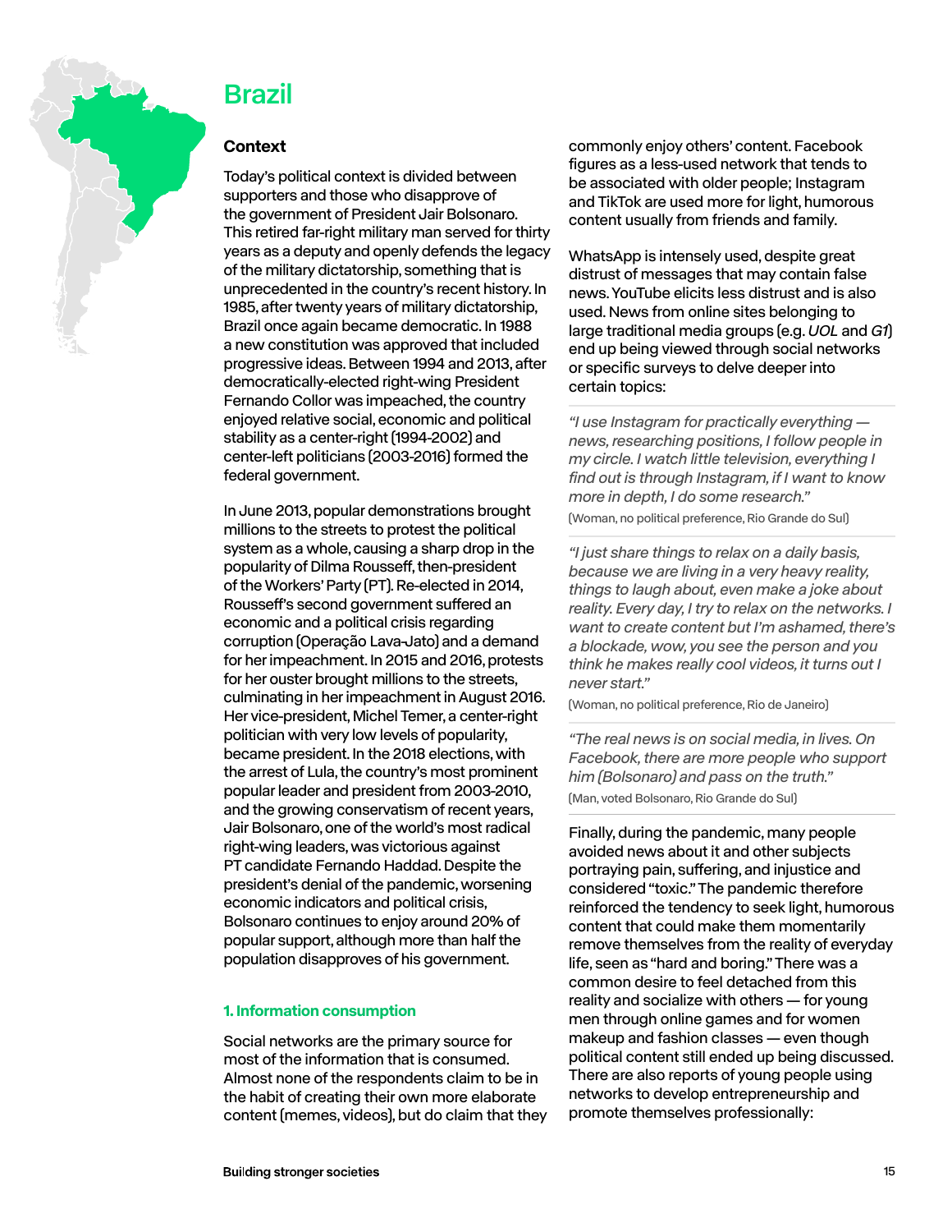# Brazil

## Context

Today's political context is divided between supporters and those who disapprove of the government of President Jair Bolsonaro. This retired far-right military man served for thirty years as a deputy and openly defends the legacy of the military dictatorship, something that is unprecedented in the country's recent history. In 1985, after twenty years of military dictatorship, Brazil once again became democratic. In 1988 a new constitution was approved that included progressive ideas. Between 1994 and 2013, after democratically-elected right-wing President Fernando Collor was impeached, the country enjoyed relative social, economic and political stability as a center-right (1994-2002) and center-left politicians (2003-2016) formed the federal government.

In June 2013, popular demonstrations brought millions to the streets to protest the political system as a whole, causing a sharp drop in the popularity of Dilma Rousseff, then-president of the Workers' Party (PT). Re-elected in 2014, Rousseff's second government suffered an economic and a political crisis regarding corruption (Operação Lava-Jato) and a demand for her impeachment. In 2015 and 2016, protests for her ouster brought millions to the streets, culminating in her impeachment in August 2016. Her vice-president, Michel Temer, a center-right politician with very low levels of popularity, became president. In the 2018 elections, with the arrest of Lula, the country's most prominent popular leader and president from 2003-2010, and the growing conservatism of recent years, Jair Bolsonaro, one of the world's most radical right-wing leaders, was victorious against PT candidate Fernando Haddad. Despite the president's denial of the pandemic, worsening economic indicators and political crisis, Bolsonaro continues to enjoy around 20% of popular support, although more than half the population disapproves of his government.

### 1. Information consumption

Social networks are the primary source for most of the information that is consumed. Almost none of the respondents claim to be in the habit of creating their own more elaborate content (memes, videos), but do claim that they commonly enjoy others' content. Facebook figures as a less-used network that tends to be associated with older people; Instagram and TikTok are used more for light, humorous content usually from friends and family.

WhatsApp is intensely used, despite great distrust of messages that may contain false news. YouTube elicits less distrust and is also used. News from online sites belonging to large traditional media groups (e.g. *UOL* and *G1*) end up being viewed through social networks or specific surveys to delve deeper into certain topics:

> *"I use Instagram for practically everything — news, researching positions, I follow people in my circle. I watch little television, everything I find out is through Instagram, if I want to know more in depth, I do some research."*
> (Woman, no political preference, Rio Grande do Sul)

> *"I just share things to relax on a daily basis, because we are living in a very heavy reality, things to laugh about, even make a joke about reality. Every day, I try to relax on the networks. I want to create content but I'm ashamed, there's a blockade, wow, you see the person and you think he makes really cool videos, it turns out I never start."*
> (Woman, no political preference, Rio de Janeiro)

> *"The real news is on social media, in lives. On Facebook, there are more people who support him (Bolsonaro) and pass on the truth."*
> (Man, voted Bolsonaro, Rio Grande do Sul)

Finally, during the pandemic, many people avoided news about it and other subjects portraying pain, suffering, and injustice and considered "toxic." The pandemic therefore reinforced the tendency to seek light, humorous content that could make them momentarily remove themselves from the reality of everyday life, seen as "hard and boring." There was a common desire to feel detached from this reality and socialize with others — for young men through online games and for women makeup and fashion classes — even though political content still ended up being discussed. There are also reports of young people using networks to develop entrepreneurship and promote themselves professionally: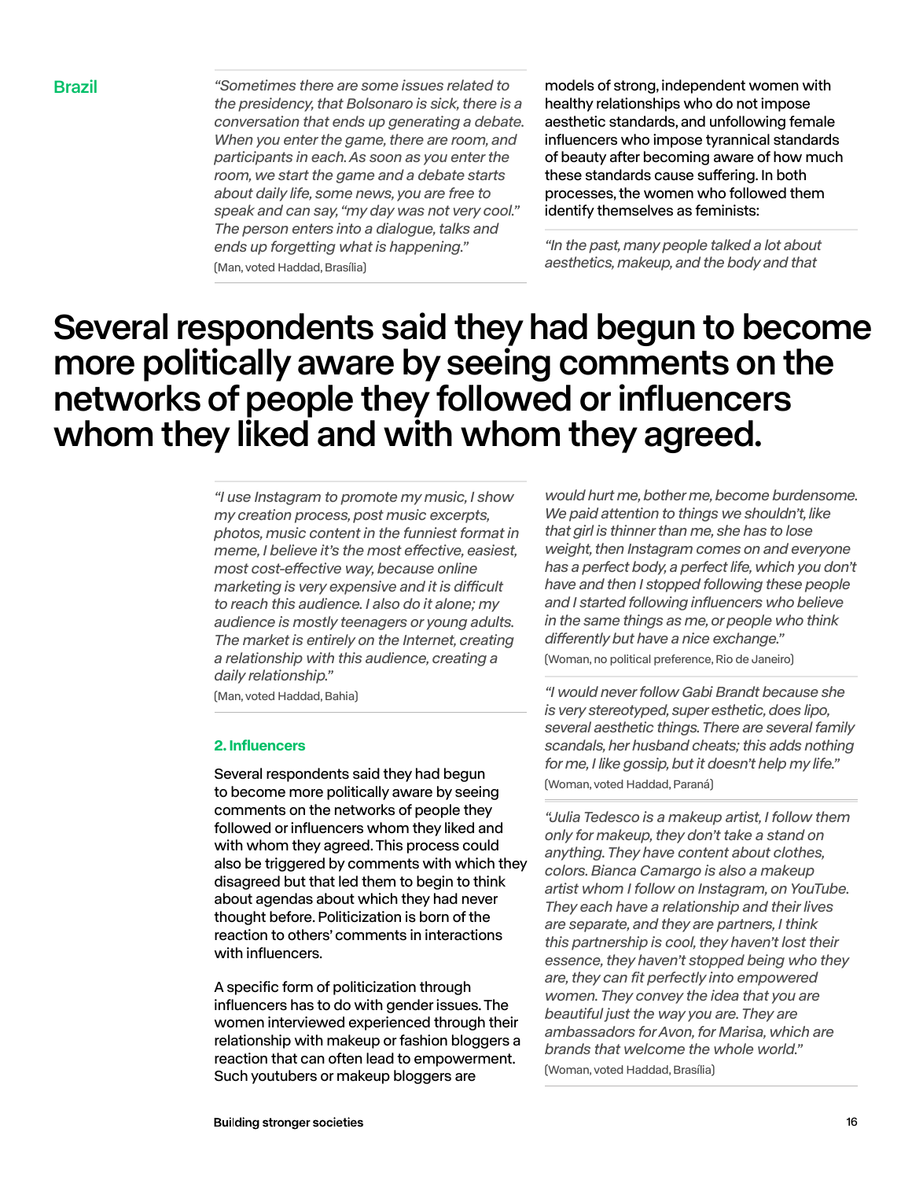## Brazil

*"Sometimes there are some issues related to the presidency, that Bolsonaro is sick, there is a conversation that ends up generating a debate. When you enter the game, there are room, and participants in each. As soon as you enter the room, we start the game and a debate starts about daily life, some news, you are free to speak and can say, "my day was not very cool." The person enters into a dialogue, talks and ends up forgetting what is happening."*
(Man, voted Haddad, Brasília)

*"I use Instagram to promote my music, I show my creation process, post music excerpts, photos, music content in the funniest format in meme, I believe it's the most effective, easiest, most cost-effective way, because online marketing is very expensive and it is difficult to reach this audience. I also do it alone; my audience is mostly teenagers or young adults. The market is entirely on the Internet, creating a relationship with this audience, creating a daily relationship."*
(Man, voted Haddad, Bahia)

### 2. Influencers

Several respondents said they had begun to become more politically aware by seeing comments on the networks of people they followed or influencers whom they liked and with whom they agreed. This process could also be triggered by comments with which they disagreed but that led them to begin to think about agendas about which they had never thought before. Politicization is born of the reaction to others' comments in interactions with influencers.

A specific form of politicization through influencers has to do with gender issues. The women interviewed experienced through their relationship with makeup or fashion bloggers a reaction that can often lead to empowerment. Such youtubers or makeup bloggers are models of strong, independent women with healthy relationships who do not impose aesthetic standards, and unfollowing female influencers who impose tyrannical standards of beauty after becoming aware of how much these standards cause suffering. In both processes, the women who followed them identify themselves as feminists:

*"In the past, many people talked a lot about aesthetics, makeup, and the body and that would hurt me, bother me, become burdensome. We paid attention to things we shouldn't, like that girl is thinner than me, she has to lose weight, then Instagram comes on and everyone has a perfect body, a perfect life, which you don't have and then I stopped following these people and I started following influencers who believe in the same things as me, or people who think differently but have a nice exchange."*
(Woman, no political preference, Rio de Janeiro)

*"I would never follow Gabi Brandt because she is very stereotyped, super esthetic, does lipo, several aesthetic things. There are several family scandals, her husband cheats; this adds nothing for me, I like gossip, but it doesn't help my life."*
(Woman, voted Haddad, Paraná)

*"Julia Tedesco is a makeup artist, I follow them only for makeup, they don't take a stand on anything. They have content about clothes, colors. Bianca Camargo is also a makeup artist whom I follow on Instagram, on YouTube. They each have a relationship and their lives are separate, and they are partners, I think this partnership is cool, they haven't lost their essence, they haven't stopped being who they are, they can fit perfectly into empowered women. They convey the idea that you are beautiful just the way you are. They are ambassadors for Avon, for Marisa, which are brands that welcome the whole world."*
(Woman, voted Haddad, Brasília)

**Several respondents said they had begun to become more politically aware by seeing comments on the networks of people they followed or influencers whom they liked and with whom they agreed.**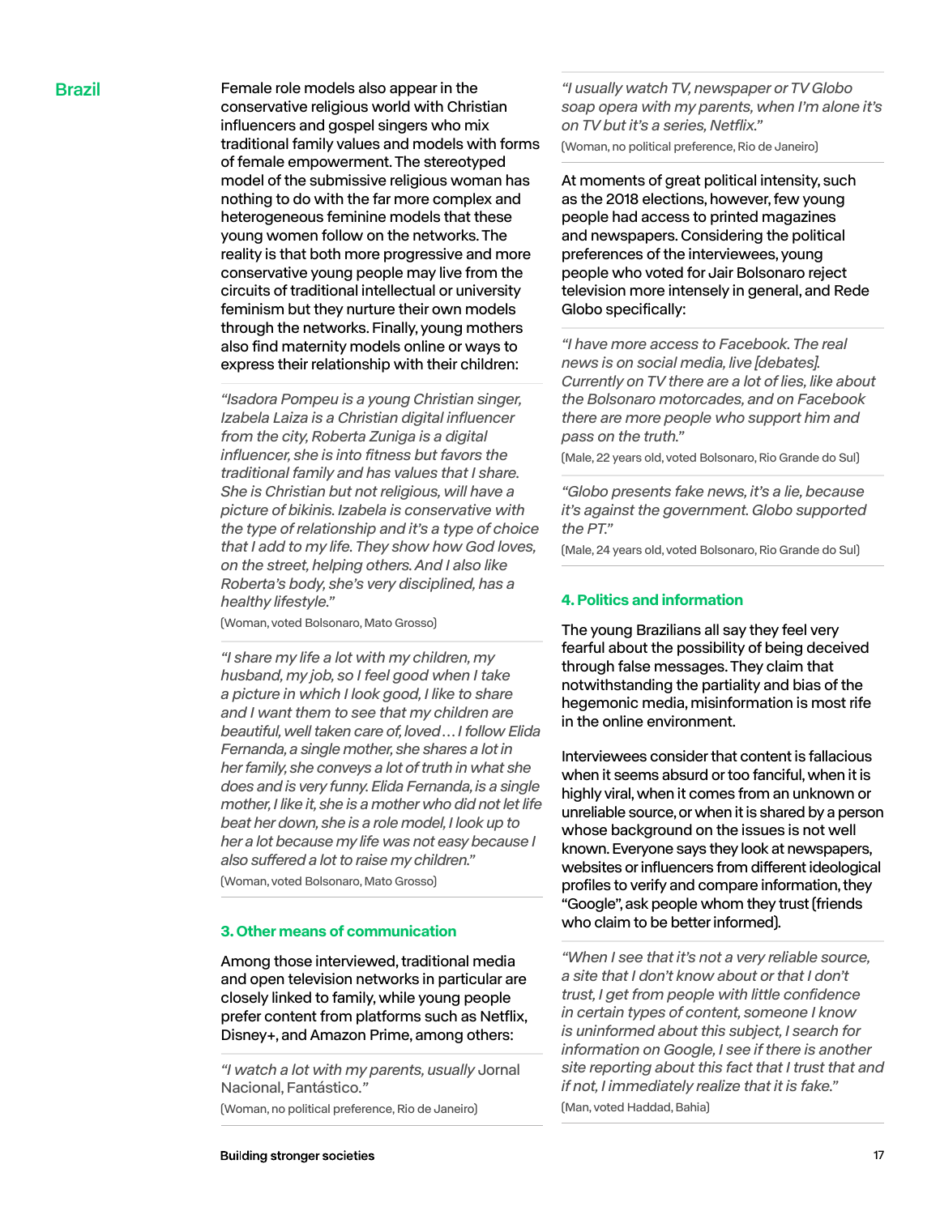## Brazil

Female role models also appear in the conservative religious world with Christian influencers and gospel singers who mix traditional family values and models with forms of female empowerment. The stereotyped model of the submissive religious woman has nothing to do with the far more complex and heterogeneous feminine models that these young women follow on the networks. The reality is that both more progressive and more conservative young people may live from the circuits of traditional intellectual or university feminism but they nurture their own models through the networks. Finally, young mothers also find maternity models online or ways to express their relationship with their children:

> *"Isadora Pompeu is a young Christian singer, Izabela Laiza is a Christian digital influencer from the city, Roberta Zuniga is a digital influencer, she is into fitness but favors the traditional family and has values that I share. She is Christian but not religious, will have a picture of bikinis. Izabela is conservative with the type of relationship and it's a type of choice that I add to my life. They show how God loves, on the street, helping others. And I also like Roberta's body, she's very disciplined, has a healthy lifestyle."*
>
> (Woman, voted Bolsonaro, Mato Grosso)

> *"I share my life a lot with my children, my husband, my job, so I feel good when I take a picture in which I look good, I like to share and I want them to see that my children are beautiful, well taken care of, loved… I follow Elida Fernanda, a single mother, she shares a lot in her family, she conveys a lot of truth in what she does and is very funny. Elida Fernanda, is a single mother, I like it, she is a mother who did not let life beat her down, she is a role model, I look up to her a lot because my life was not easy because I also suffered a lot to raise my children."*
>
> (Woman, voted Bolsonaro, Mato Grosso)

### 3. Other means of communication

Among those interviewed, traditional media and open television networks in particular are closely linked to family, while young people prefer content from platforms such as Netflix, Disney+, and Amazon Prime, among others:

> *"I watch a lot with my parents, usually* Jornal Nacional, Fantástico.*"*
>
> (Woman, no political preference, Rio de Janeiro)

> *"I usually watch TV, newspaper or TV Globo soap opera with my parents, when I'm alone it's on TV but it's a series, Netflix."*
>
> (Woman, no political preference, Rio de Janeiro)

At moments of great political intensity, such as the 2018 elections, however, few young people had access to printed magazines and newspapers. Considering the political preferences of the interviewees, young people who voted for Jair Bolsonaro reject television more intensely in general, and Rede Globo specifically:

> *"I have more access to Facebook. The real news is on social media, live [debates]. Currently on TV there are a lot of lies, like about the Bolsonaro motorcades, and on Facebook there are more people who support him and pass on the truth."*
>
> (Male, 22 years old, voted Bolsonaro, Rio Grande do Sul)

> *"Globo presents fake news, it's a lie, because it's against the government. Globo supported the PT."*
>
> (Male, 24 years old, voted Bolsonaro, Rio Grande do Sul)

### 4. Politics and information

The young Brazilians all say they feel very fearful about the possibility of being deceived through false messages. They claim that notwithstanding the partiality and bias of the hegemonic media, misinformation is most rife in the online environment.

Interviewees consider that content is fallacious when it seems absurd or too fanciful, when it is highly viral, when it comes from an unknown or unreliable source, or when it is shared by a person whose background on the issues is not well known. Everyone says they look at newspapers, websites or influencers from different ideological profiles to verify and compare information, they "Google", ask people whom they trust (friends who claim to be better informed).

> *"When I see that it's not a very reliable source, a site that I don't know about or that I don't trust, I get from people with little confidence in certain types of content, someone I know is uninformed about this subject, I search for information on Google, I see if there is another site reporting about this fact that I trust that and if not, I immediately realize that it is fake."*
>
> (Man, voted Haddad, Bahia)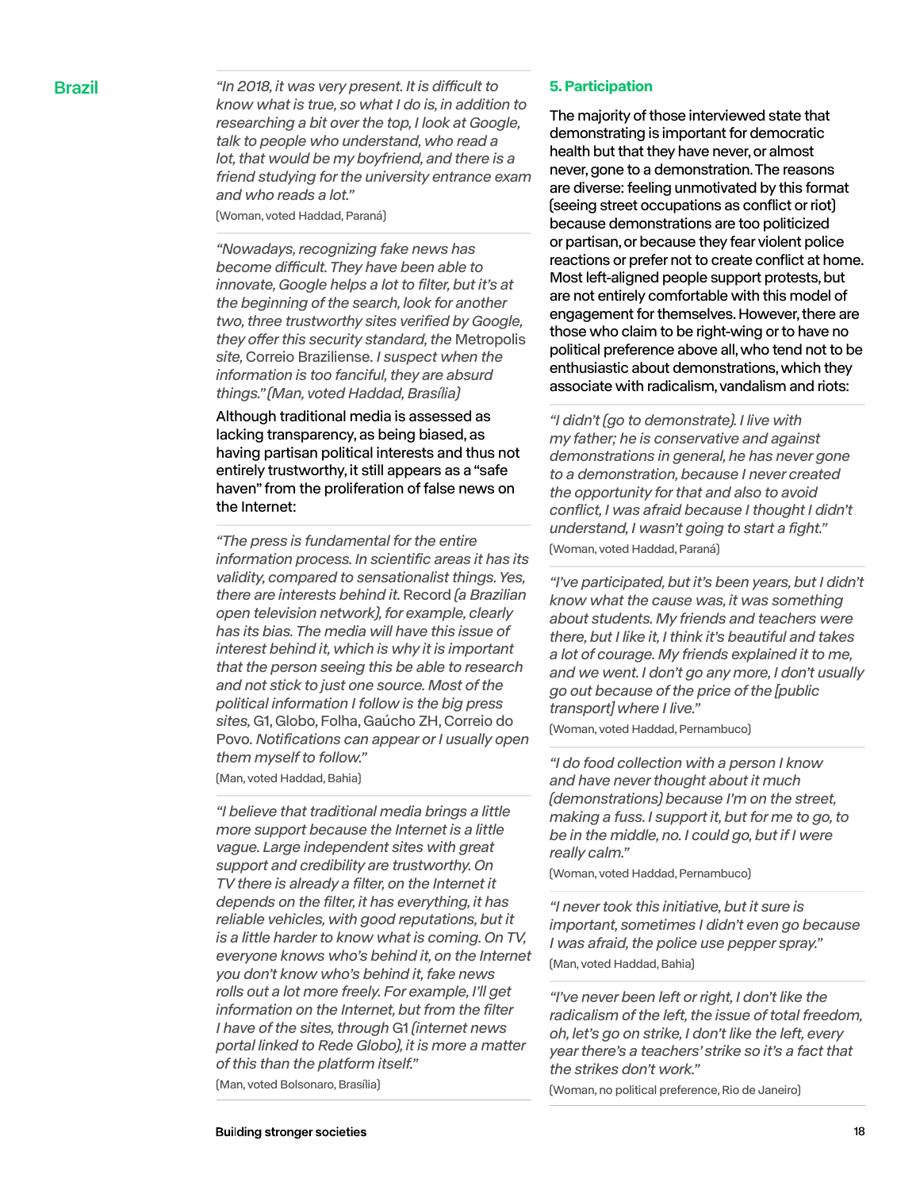## Brazil

*"In 2018, it was very present. It is difficult to know what is true, so what I do is, in addition to researching a bit over the top, I look at Google, talk to people who understand, who read a lot, that would be my boyfriend, and there is a friend studying for the university entrance exam and who reads a lot."*

(Woman, voted Haddad, Paraná)

*"Nowadays, recognizing fake news has become difficult. They have been able to innovate, Google helps a lot to filter, but it's at the beginning of the search, look for another two, three trustworthy sites verified by Google, they offer this security standard, the* Metropolis *site,* Correio Braziliense. *I suspect when the information is too fanciful, they are absurd things." (Man, voted Haddad, Brasília)*

Although traditional media is assessed as lacking transparency, as being biased, as having partisan political interests and thus not entirely trustworthy, it still appears as a "safe haven" from the proliferation of false news on the Internet:

*"The press is fundamental for the entire information process. In scientific areas it has its validity, compared to sensationalist things. Yes, there are interests behind it.* Record *(a Brazilian open television network), for example, clearly has its bias. The media will have this issue of interest behind it, which is why it is important that the person seeing this be able to research and not stick to just one source. Most of the political information I follow is the big press sites,* G1, Globo, Folha, Gaúcho ZH, Correio do Povo. *Notifications can appear or I usually open them myself to follow."*

(Man, voted Haddad, Bahia)

*"I believe that traditional media brings a little more support because the Internet is a little vague. Large independent sites with great support and credibility are trustworthy. On TV there is already a filter, on the Internet it depends on the filter, it has everything, it has reliable vehicles, with good reputations, but it is a little harder to know what is coming. On TV, everyone knows who's behind it, on the Internet you don't know who's behind it, fake news rolls out a lot more freely. For example, I'll get information on the Internet, but from the filter I have of the sites, through* G1 *(internet news portal linked to Rede Globo), it is more a matter of this than the platform itself."*

(Man, voted Bolsonaro, Brasília)

### 5. Participation

The majority of those interviewed state that demonstrating is important for democratic health but that they have never, or almost never, gone to a demonstration. The reasons are diverse: feeling unmotivated by this format (seeing street occupations as conflict or riot) because demonstrations are too politicized or partisan, or because they fear violent police reactions or prefer not to create conflict at home. Most left-aligned people support protests, but are not entirely comfortable with this model of engagement for themselves. However, there are those who claim to be right-wing or to have no political preference above all, who tend not to be enthusiastic about demonstrations, which they associate with radicalism, vandalism and riots:

*"I didn't (go to demonstrate). I live with my father; he is conservative and against demonstrations in general, he has never gone to a demonstration, because I never created the opportunity for that and also to avoid conflict, I was afraid because I thought I didn't understand, I wasn't going to start a fight."*

(Woman, voted Haddad, Paraná)

*"I've participated, but it's been years, but I didn't know what the cause was, it was something about students. My friends and teachers were there, but I like it, I think it's beautiful and takes a lot of courage. My friends explained it to me, and we went. I don't go any more, I don't usually go out because of the price of the [public transport] where I live."*

(Woman, voted Haddad, Pernambuco)

*"I do food collection with a person I know and have never thought about it much (demonstrations) because I'm on the street, making a fuss. I support it, but for me to go, to be in the middle, no. I could go, but if I were really calm."*

(Woman, voted Haddad, Pernambuco)

*"I never took this initiative, but it sure is important, sometimes I didn't even go because I was afraid, the police use pepper spray."*

(Man, voted Haddad, Bahia)

*"I've never been left or right, I don't like the radicalism of the left, the issue of total freedom, oh, let's go on strike, I don't like the left, every year there's a teachers' strike so it's a fact that the strikes don't work."*

(Woman, no political preference, Rio de Janeiro)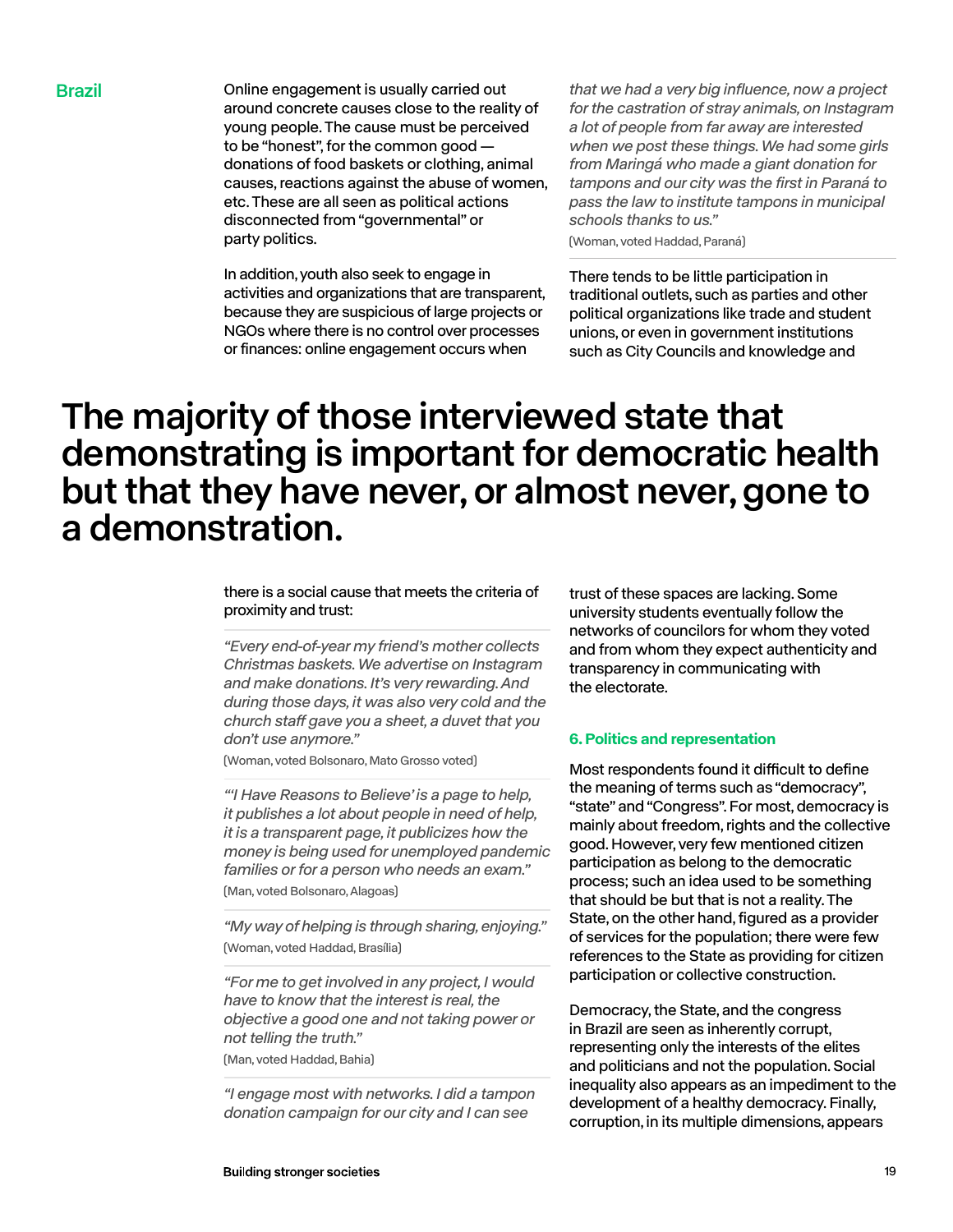## Brazil

Online engagement is usually carried out around concrete causes close to the reality of young people. The cause must be perceived to be "honest", for the common good — donations of food baskets or clothing, animal causes, reactions against the abuse of women, etc. These are all seen as political actions disconnected from "governmental" or party politics.

In addition, youth also seek to engage in activities and organizations that are transparent, because they are suspicious of large projects or NGOs where there is no control over processes or finances: online engagement occurs when there is a social cause that meets the criteria of proximity and trust:

*"Every end-of-year my friend's mother collects Christmas baskets. We advertise on Instagram and make donations. It's very rewarding. And during those days, it was also very cold and the church staff gave you a sheet, a duvet that you don't use anymore."*

(Woman, voted Bolsonaro, Mato Grosso voted)

*"'I Have Reasons to Believe' is a page to help, it publishes a lot about people in need of help, it is a transparent page, it publicizes how the money is being used for unemployed pandemic families or for a person who needs an exam."*

(Man, voted Bolsonaro, Alagoas)

*"My way of helping is through sharing, enjoying."*

(Woman, voted Haddad, Brasília)

*"For me to get involved in any project, I would have to know that the interest is real, the objective a good one and not taking power or not telling the truth."*

(Man, voted Haddad, Bahia)

*"I engage most with networks. I did a tampon donation campaign for our city and I can see that we had a very big influence, now a project for the castration of stray animals, on Instagram a lot of people from far away are interested when we post these things. We had some girls from Maringá who made a giant donation for tampons and our city was the first in Paraná to pass the law to institute tampons in municipal schools thanks to us."*

(Woman, voted Haddad, Paraná)

There tends to be little participation in traditional outlets, such as parties and other political organizations like trade and student unions, or even in government institutions such as City Councils and knowledge and trust of these spaces are lacking. Some university students eventually follow the networks of councilors for whom they voted and from whom they expect authenticity and transparency in communicating with the electorate.

**The majority of those interviewed state that demonstrating is important for democratic health but that they have never, or almost never, gone to a demonstration.**

### 6. Politics and representation

Most respondents found it difficult to define the meaning of terms such as "democracy", "state" and "Congress". For most, democracy is mainly about freedom, rights and the collective good. However, very few mentioned citizen participation as belong to the democratic process; such an idea used to be something that should be but that is not a reality. The State, on the other hand, figured as a provider of services for the population; there were few references to the State as providing for citizen participation or collective construction.

Democracy, the State, and the congress in Brazil are seen as inherently corrupt, representing only the interests of the elites and politicians and not the population. Social inequality also appears as an impediment to the development of a healthy democracy. Finally, corruption, in its multiple dimensions, appears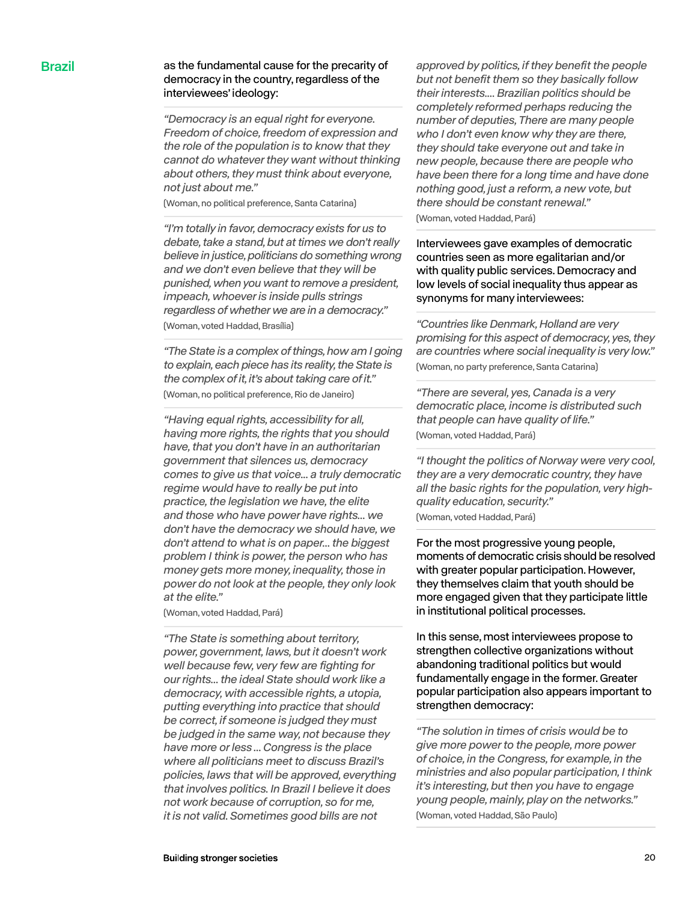as the fundamental cause for the precarity of democracy in the country, regardless of the interviewees' ideology:

*"Democracy is an equal right for everyone. Freedom of choice, freedom of expression and the role of the population is to know that they cannot do whatever they want without thinking about others, they must think about everyone, not just about me."*
(Woman, no political preference, Santa Catarina)

*"I'm totally in favor, democracy exists for us to debate, take a stand, but at times we don't really believe in justice, politicians do something wrong and we don't even believe that they will be punished, when you want to remove a president, impeach, whoever is inside pulls strings regardless of whether we are in a democracy."*
(Woman, voted Haddad, Brasília)

*"The State is a complex of things, how am I going to explain, each piece has its reality, the State is the complex of it, it's about taking care of it."*
(Woman, no political preference, Rio de Janeiro)

*"Having equal rights, accessibility for all, having more rights, the rights that you should have, that you don't have in an authoritarian government that silences us, democracy comes to give us that voice... a truly democratic regime would have to really be put into practice, the legislation we have, the elite and those who have power have rights... we don't have the democracy we should have, we don't attend to what is on paper... the biggest problem I think is power, the person who has money gets more money, inequality, those in power do not look at the people, they only look at the elite."*
(Woman, voted Haddad, Pará)

*"The State is something about territory, power, government, laws, but it doesn't work well because few, very few are fighting for our rights... the ideal State should work like a democracy, with accessible rights, a utopia, putting everything into practice that should be correct, if someone is judged they must be judged in the same way, not because they have more or less ... Congress is the place where all politicians meet to discuss Brazil's policies, laws that will be approved, everything that involves politics. In Brazil I believe it does not work because of corruption, so for me, it is not valid. Sometimes good bills are not approved by politics, if they benefit the people but not benefit them so they basically follow their interests.... Brazilian politics should be completely reformed perhaps reducing the number of deputies, There are many people who I don't even know why they are there, they should take everyone out and take in new people, because there are people who have been there for a long time and have done nothing good, just a reform, a new vote, but there should be constant renewal."*
(Woman, voted Haddad, Pará)

Interviewees gave examples of democratic countries seen as more egalitarian and/or with quality public services. Democracy and low levels of social inequality thus appear as synonyms for many interviewees:

*"Countries like Denmark, Holland are very promising for this aspect of democracy, yes, they are countries where social inequality is very low."*
(Woman, no party preference, Santa Catarina)

*"There are several, yes, Canada is a very democratic place, income is distributed such that people can have quality of life."*
(Woman, voted Haddad, Pará)

*"I thought the politics of Norway were very cool, they are a very democratic country, they have all the basic rights for the population, very high-quality education, security."*
(Woman, voted Haddad, Pará)

For the most progressive young people, moments of democratic crisis should be resolved with greater popular participation. However, they themselves claim that youth should be more engaged given that they participate little in institutional political processes.

In this sense, most interviewees propose to strengthen collective organizations without abandoning traditional politics but would fundamentally engage in the former. Greater popular participation also appears important to strengthen democracy:

*"The solution in times of crisis would be to give more power to the people, more power of choice, in the Congress, for example, in the ministries and also popular participation, I think it's interesting, but then you have to engage young people, mainly, play on the networks."*
(Woman, voted Haddad, São Paulo)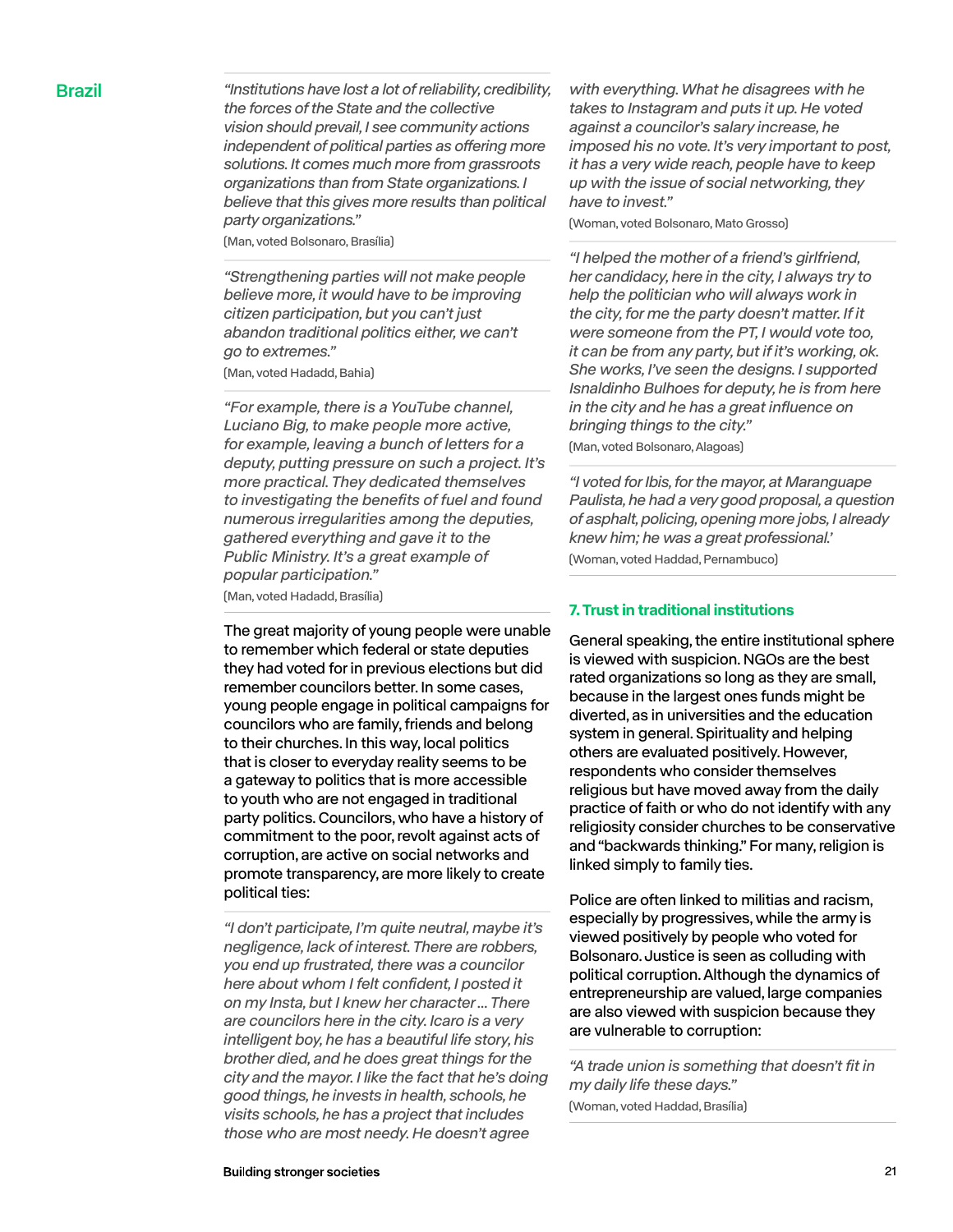## Brazil

*"Institutions have lost a lot of reliability, credibility, the forces of the State and the collective vision should prevail, I see community actions independent of political parties as offering more solutions. It comes much more from grassroots organizations than from State organizations. I believe that this gives more results than political party organizations."*

(Man, voted Bolsonaro, Brasília)

*"Strengthening parties will not make people believe more, it would have to be improving citizen participation, but you can't just abandon traditional politics either, we can't go to extremes."*

(Man, voted Hadadd, Bahia)

*"For example, there is a YouTube channel, Luciano Big, to make people more active, for example, leaving a bunch of letters for a deputy, putting pressure on such a project. It's more practical. They dedicated themselves to investigating the benefits of fuel and found numerous irregularities among the deputies, gathered everything and gave it to the Public Ministry. It's a great example of popular participation."*

(Man, voted Hadadd, Brasília)

The great majority of young people were unable to remember which federal or state deputies they had voted for in previous elections but did remember councilors better. In some cases, young people engage in political campaigns for councilors who are family, friends and belong to their churches. In this way, local politics that is closer to everyday reality seems to be a gateway to politics that is more accessible to youth who are not engaged in traditional party politics. Councilors, who have a history of commitment to the poor, revolt against acts of corruption, are active on social networks and promote transparency, are more likely to create political ties:

*"I don't participate, I'm quite neutral, maybe it's negligence, lack of interest. There are robbers, you end up frustrated, there was a councilor here about whom I felt confident, I posted it on my Insta, but I knew her character ... There are councilors here in the city. Icaro is a very intelligent boy, he has a beautiful life story, his brother died, and he does great things for the city and the mayor. I like the fact that he's doing good things, he invests in health, schools, he visits schools, he has a project that includes those who are most needy. He doesn't agree with everything. What he disagrees with he takes to Instagram and puts it up. He voted against a councilor's salary increase, he imposed his no vote. It's very important to post, it has a very wide reach, people have to keep up with the issue of social networking, they have to invest."*

(Woman, voted Bolsonaro, Mato Grosso)

*"I helped the mother of a friend's girlfriend, her candidacy, here in the city, I always try to help the politician who will always work in the city, for me the party doesn't matter. If it were someone from the PT, I would vote too, it can be from any party, but if it's working, ok. She works, I've seen the designs. I supported Isnaldinho Bulhoes for deputy, he is from here in the city and he has a great influence on bringing things to the city."*

(Man, voted Bolsonaro, Alagoas)

*"I voted for Ibis, for the mayor, at Maranguape Paulista, he had a very good proposal, a question of asphalt, policing, opening more jobs, I already knew him; he was a great professional.'*

(Woman, voted Haddad, Pernambuco)

### 7. Trust in traditional institutions

General speaking, the entire institutional sphere is viewed with suspicion. NGOs are the best rated organizations so long as they are small, because in the largest ones funds might be diverted, as in universities and the education system in general. Spirituality and helping others are evaluated positively. However, respondents who consider themselves religious but have moved away from the daily practice of faith or who do not identify with any religiosity consider churches to be conservative and "backwards thinking." For many, religion is linked simply to family ties.

Police are often linked to militias and racism, especially by progressives, while the army is viewed positively by people who voted for Bolsonaro. Justice is seen as colluding with political corruption. Although the dynamics of entrepreneurship are valued, large companies are also viewed with suspicion because they are vulnerable to corruption:

*"A trade union is something that doesn't fit in my daily life these days."*

(Woman, voted Haddad, Brasília)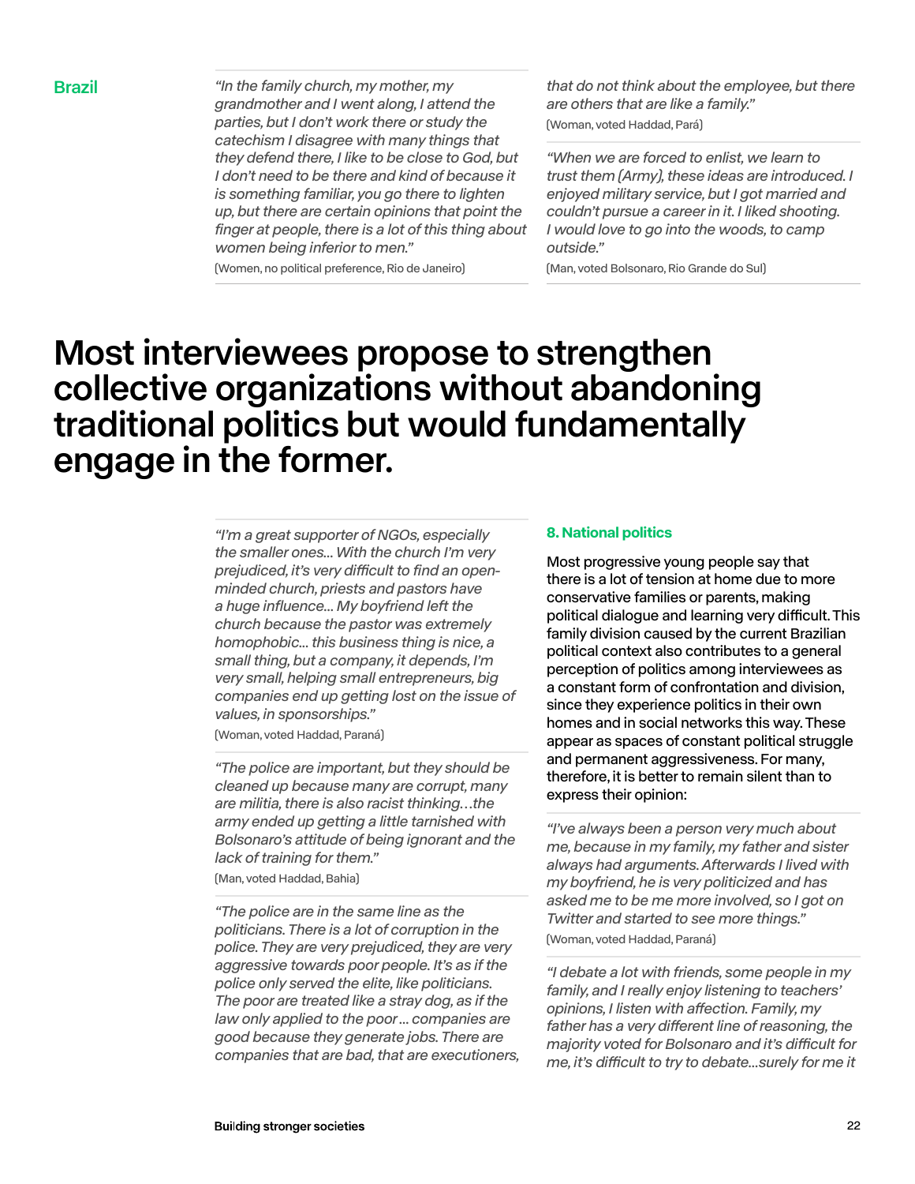Brazil

*"In the family church, my mother, my grandmother and I went along, I attend the parties, but I don't work there or study the catechism I disagree with many things that they defend there, I like to be close to God, but I don't need to be there and kind of because it is something familiar, you go there to lighten up, but there are certain opinions that point the finger at people, there is a lot of this thing about women being inferior to men."*

(Women, no political preference, Rio de Janeiro)

*"When we are forced to enlist, we learn to trust them (Army), these ideas are introduced. I enjoyed military service, but I got married and couldn't pursue a career in it. I liked shooting. I would love to go into the woods, to camp outside."*

(Man, voted Bolsonaro, Rio Grande do Sul)

# Most interviewees propose to strengthen collective organizations without abandoning traditional politics but would fundamentally engage in the former.

*"I'm a great supporter of NGOs, especially the smaller ones... With the church I'm very prejudiced, it's very difficult to find an open-minded church, priests and pastors have a huge influence... My boyfriend left the church because the pastor was extremely homophobic... this business thing is nice, a small thing, but a company, it depends, I'm very small, helping small entrepreneurs, big companies end up getting lost on the issue of values, in sponsorships."*

(Woman, voted Haddad, Paraná)

*"The police are important, but they should be cleaned up because many are corrupt, many are militia, there is also racist thinking…the army ended up getting a little tarnished with Bolsonaro's attitude of being ignorant and the lack of training for them."*

(Man, voted Haddad, Bahia)

*"The police are in the same line as the politicians. There is a lot of corruption in the police. They are very prejudiced, they are very aggressive towards poor people. It's as if the police only served the elite, like politicians. The poor are treated like a stray dog, as if the law only applied to the poor ... companies are good because they generate jobs. There are companies that are bad, that are executioners, that do not think about the employee, but there are others that are like a family."*

(Woman, voted Haddad, Pará)

### 8. National politics

Most progressive young people say that there is a lot of tension at home due to more conservative families or parents, making political dialogue and learning very difficult. This family division caused by the current Brazilian political context also contributes to a general perception of politics among interviewees as a constant form of confrontation and division, since they experience politics in their own homes and in social networks this way. These appear as spaces of constant political struggle and permanent aggressiveness. For many, therefore, it is better to remain silent than to express their opinion:

*"I've always been a person very much about me, because in my family, my father and sister always had arguments. Afterwards I lived with my boyfriend, he is very politicized and has asked me to be me more involved, so I got on Twitter and started to see more things."*

(Woman, voted Haddad, Paraná)

*"I debate a lot with friends, some people in my family, and I really enjoy listening to teachers' opinions, I listen with affection. Family, my father has a very different line of reasoning, the majority voted for Bolsonaro and it's difficult for me, it's difficult to try to debate...surely for me it*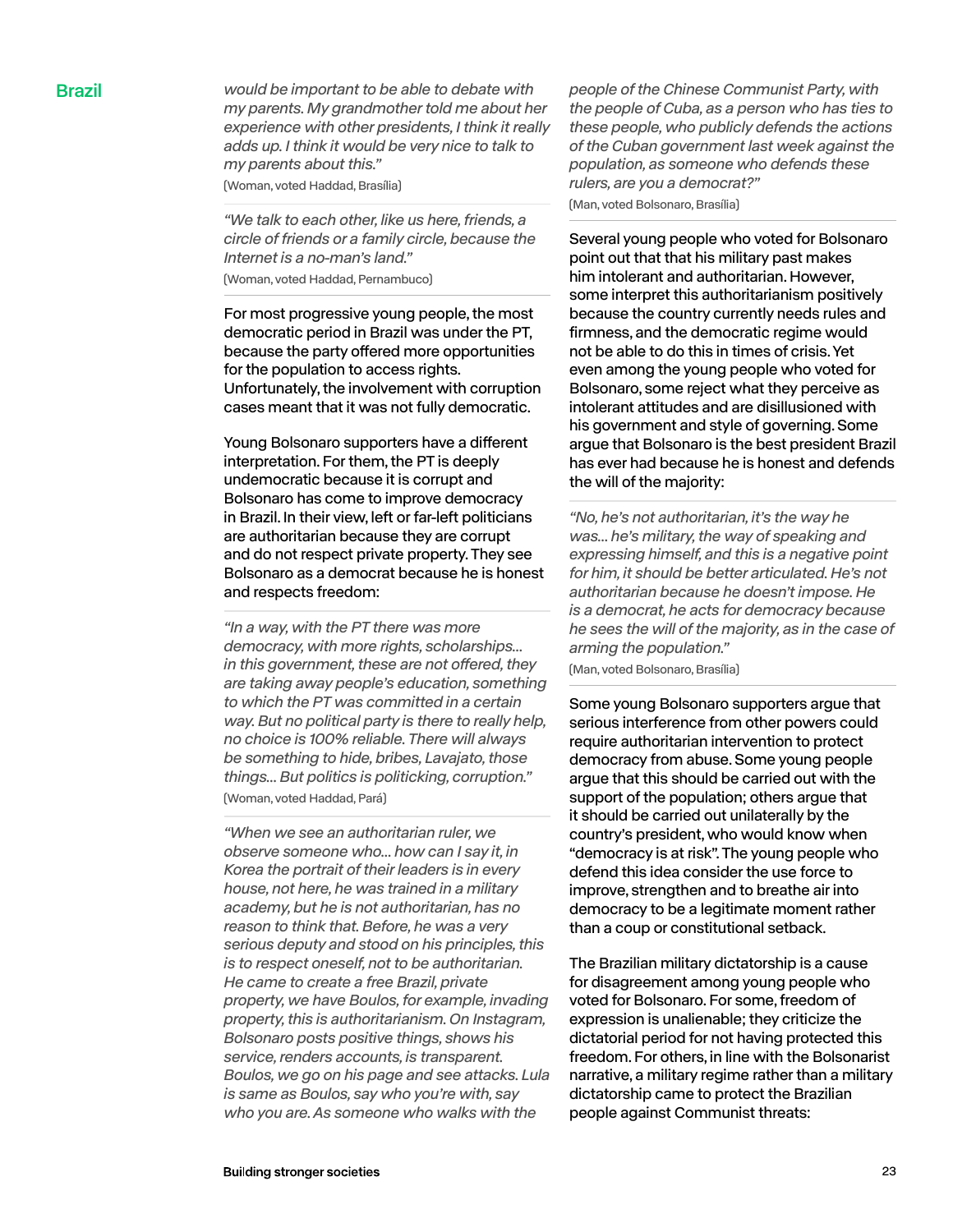## Brazil

*would be important to be able to debate with my parents. My grandmother told me about her experience with other presidents, I think it really adds up. I think it would be very nice to talk to my parents about this."*

(Woman, voted Haddad, Brasília)

*"We talk to each other, like us here, friends, a circle of friends or a family circle, because the Internet is a no-man's land."*

(Woman, voted Haddad, Pernambuco)

For most progressive young people, the most democratic period in Brazil was under the PT, because the party offered more opportunities for the population to access rights. Unfortunately, the involvement with corruption cases meant that it was not fully democratic.

Young Bolsonaro supporters have a different interpretation. For them, the PT is deeply undemocratic because it is corrupt and Bolsonaro has come to improve democracy in Brazil. In their view, left or far-left politicians are authoritarian because they are corrupt and do not respect private property. They see Bolsonaro as a democrat because he is honest and respects freedom:

*"In a way, with the PT there was more democracy, with more rights, scholarships... in this government, these are not offered, they are taking away people's education, something to which the PT was committed in a certain way. But no political party is there to really help, no choice is 100% reliable. There will always be something to hide, bribes, Lavajato, those things... But politics is politicking, corruption."*

(Woman, voted Haddad, Pará)

*"When we see an authoritarian ruler, we observe someone who... how can I say it, in Korea the portrait of their leaders is in every house, not here, he was trained in a military academy, but he is not authoritarian, has no reason to think that. Before, he was a very serious deputy and stood on his principles, this is to respect oneself, not to be authoritarian. He came to create a free Brazil, private property, we have Boulos, for example, invading property, this is authoritarianism. On Instagram, Bolsonaro posts positive things, shows his service, renders accounts, is transparent. Boulos, we go on his page and see attacks. Lula is same as Boulos, say who you're with, say who you are. As someone who walks with the people of the Chinese Communist Party, with the people of Cuba, as a person who has ties to these people, who publicly defends the actions of the Cuban government last week against the population, as someone who defends these rulers, are you a democrat?"*

(Man, voted Bolsonaro, Brasília)

Several young people who voted for Bolsonaro point out that that his military past makes him intolerant and authoritarian. However, some interpret this authoritarianism positively because the country currently needs rules and firmness, and the democratic regime would not be able to do this in times of crisis. Yet even among the young people who voted for Bolsonaro, some reject what they perceive as intolerant attitudes and are disillusioned with his government and style of governing. Some argue that Bolsonaro is the best president Brazil has ever had because he is honest and defends the will of the majority:

*"No, he's not authoritarian, it's the way he was... he's military, the way of speaking and expressing himself, and this is a negative point for him, it should be better articulated. He's not authoritarian because he doesn't impose. He is a democrat, he acts for democracy because he sees the will of the majority, as in the case of arming the population."*

(Man, voted Bolsonaro, Brasília)

Some young Bolsonaro supporters argue that serious interference from other powers could require authoritarian intervention to protect democracy from abuse. Some young people argue that this should be carried out with the support of the population; others argue that it should be carried out unilaterally by the country's president, who would know when "democracy is at risk". The young people who defend this idea consider the use force to improve, strengthen and to breathe air into democracy to be a legitimate moment rather than a coup or constitutional setback.

The Brazilian military dictatorship is a cause for disagreement among young people who voted for Bolsonaro. For some, freedom of expression is unalienable; they criticize the dictatorial period for not having protected this freedom. For others, in line with the Bolsonarist narrative, a military regime rather than a military dictatorship came to protect the Brazilian people against Communist threats: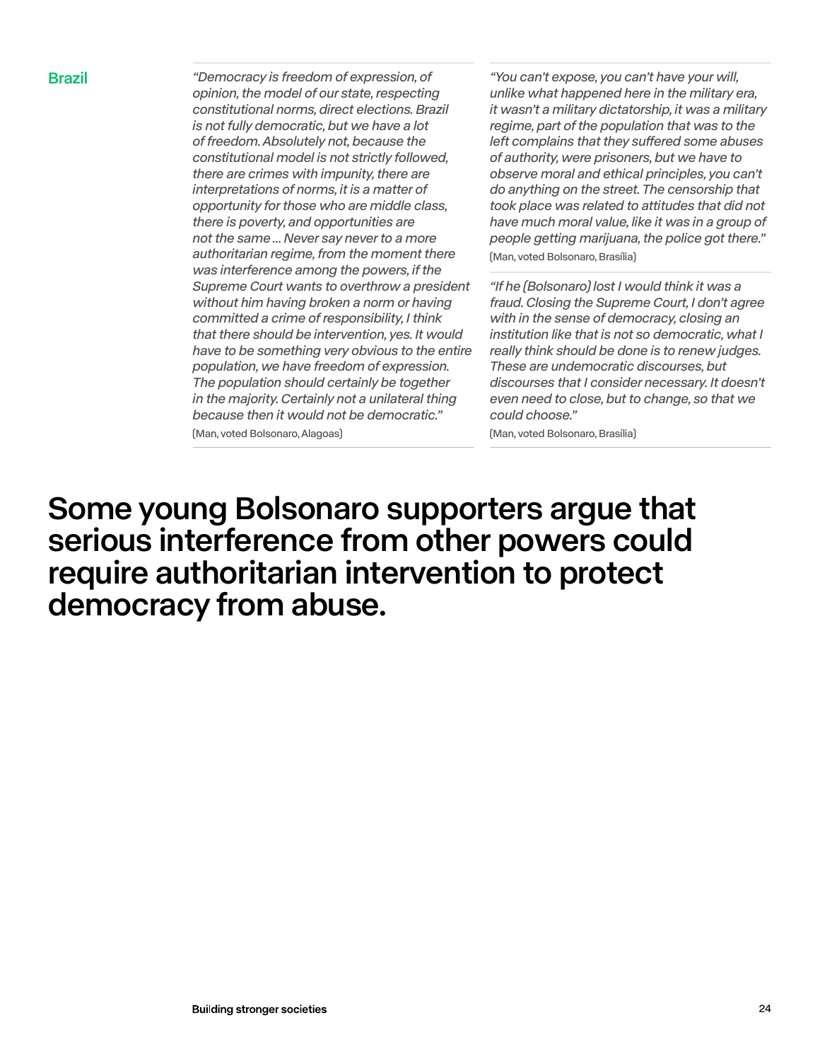**Brazil**

*"Democracy is freedom of expression, of opinion, the model of our state, respecting constitutional norms, direct elections. Brazil is not fully democratic, but we have a lot of freedom. Absolutely not, because the constitutional model is not strictly followed, there are crimes with impunity, there are interpretations of norms, it is a matter of opportunity for those who are middle class, there is poverty, and opportunities are not the same ... Never say never to a more authoritarian regime, from the moment there was interference among the powers, if the Supreme Court wants to overthrow a president without him having broken a norm or having committed a crime of responsibility, I think that there should be intervention, yes. It would have to be something very obvious to the entire population, we have freedom of expression. The population should certainly be together in the majority. Certainly not a unilateral thing because then it would not be democratic."*

(Man, voted Bolsonaro, Alagoas)

*"You can't expose, you can't have your will, unlike what happened here in the military era, it wasn't a military dictatorship, it was a military regime, part of the population that was to the left complains that they suffered some abuses of authority, were prisoners, but we have to observe moral and ethical principles, you can't do anything on the street. The censorship that took place was related to attitudes that did not have much moral value, like it was in a group of people getting marijuana, the police got there."*

(Man, voted Bolsonaro, Brasília)

*"If he (Bolsonaro) lost I would think it was a fraud. Closing the Supreme Court, I don't agree with in the sense of democracy, closing an institution like that is not so democratic, what I really think should be done is to renew judges. These are undemocratic discourses, but discourses that I consider necessary. It doesn't even need to close, but to change, so that we could choose."*

(Man, voted Bolsonaro, Brasília)

# Some young Bolsonaro supporters argue that serious interference from other powers could require authoritarian intervention to protect democracy from abuse.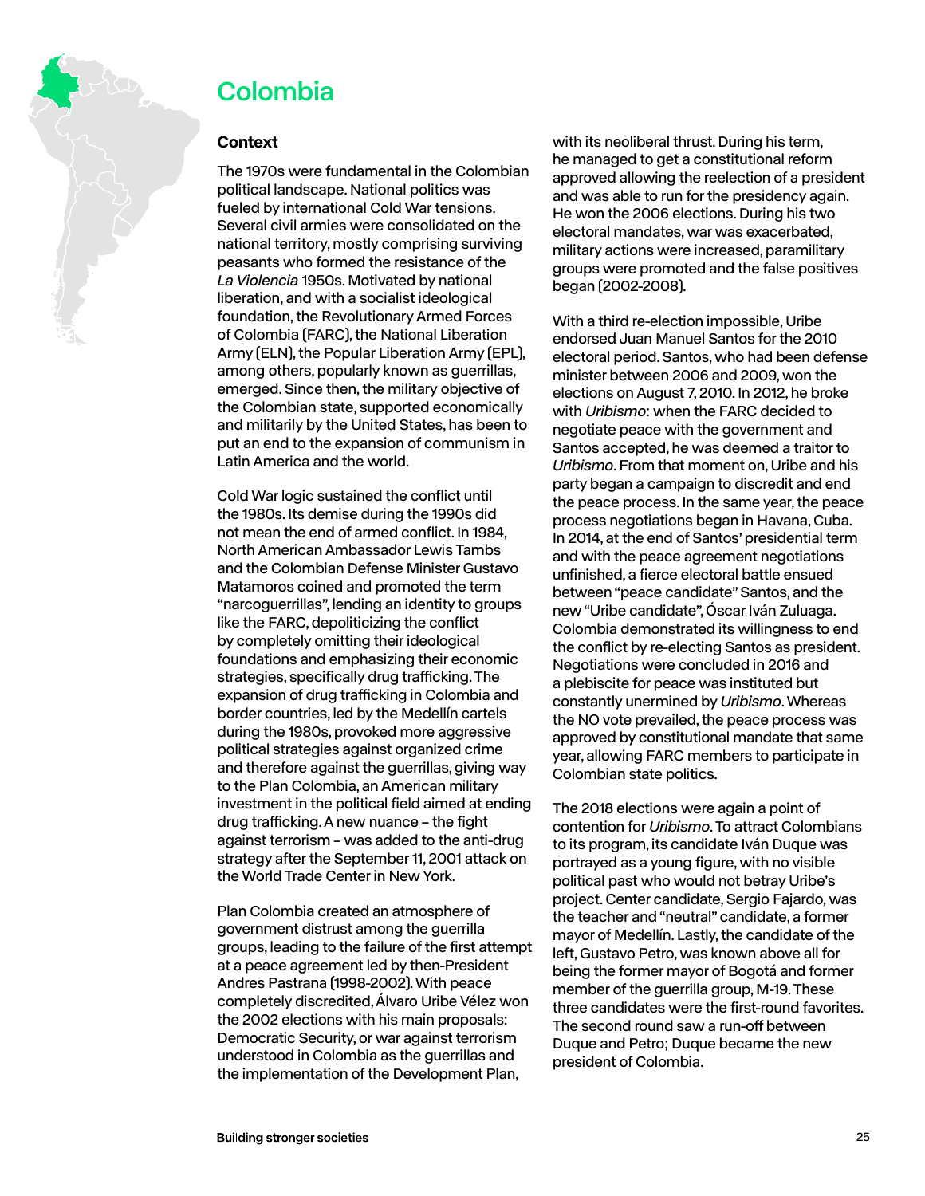# Colombia

## Context

The 1970s were fundamental in the Colombian political landscape. National politics was fueled by international Cold War tensions. Several civil armies were consolidated on the national territory, mostly comprising surviving peasants who formed the resistance of the *La Violencia* 1950s. Motivated by national liberation, and with a socialist ideological foundation, the Revolutionary Armed Forces of Colombia (FARC), the National Liberation Army (ELN), the Popular Liberation Army (EPL), among others, popularly known as guerrillas, emerged. Since then, the military objective of the Colombian state, supported economically and militarily by the United States, has been to put an end to the expansion of communism in Latin America and the world.

Cold War logic sustained the conflict until the 1980s. Its demise during the 1990s did not mean the end of armed conflict. In 1984, North American Ambassador Lewis Tambs and the Colombian Defense Minister Gustavo Matamoros coined and promoted the term "narcoguerrillas", lending an identity to groups like the FARC, depoliticizing the conflict by completely omitting their ideological foundations and emphasizing their economic strategies, specifically drug trafficking. The expansion of drug trafficking in Colombia and border countries, led by the Medellín cartels during the 1980s, provoked more aggressive political strategies against organized crime and therefore against the guerrillas, giving way to the Plan Colombia, an American military investment in the political field aimed at ending drug trafficking. A new nuance – the fight against terrorism – was added to the anti-drug strategy after the September 11, 2001 attack on the World Trade Center in New York.

Plan Colombia created an atmosphere of government distrust among the guerrilla groups, leading to the failure of the first attempt at a peace agreement led by then-President Andres Pastrana (1998-2002). With peace completely discredited, Álvaro Uribe Vélez won the 2002 elections with his main proposals: Democratic Security, or war against terrorism understood in Colombia as the guerrillas and the implementation of the Development Plan, with its neoliberal thrust. During his term, he managed to get a constitutional reform approved allowing the reelection of a president and was able to run for the presidency again. He won the 2006 elections. During his two electoral mandates, war was exacerbated, military actions were increased, paramilitary groups were promoted and the false positives began (2002-2008).

With a third re-election impossible, Uribe endorsed Juan Manuel Santos for the 2010 electoral period. Santos, who had been defense minister between 2006 and 2009, won the elections on August 7, 2010. In 2012, he broke with *Uribismo*: when the FARC decided to negotiate peace with the government and Santos accepted, he was deemed a traitor to *Uribismo*. From that moment on, Uribe and his party began a campaign to discredit and end the peace process. In the same year, the peace process negotiations began in Havana, Cuba. In 2014, at the end of Santos' presidential term and with the peace agreement negotiations unfinished, a fierce electoral battle ensued between "peace candidate" Santos, and the new "Uribe candidate", Óscar Iván Zuluaga. Colombia demonstrated its willingness to end the conflict by re-electing Santos as president. Negotiations were concluded in 2016 and a plebiscite for peace was instituted but constantly unermined by *Uribismo*. Whereas the NO vote prevailed, the peace process was approved by constitutional mandate that same year, allowing FARC members to participate in Colombian state politics.

The 2018 elections were again a point of contention for *Uribismo*. To attract Colombians to its program, its candidate Iván Duque was portrayed as a young figure, with no visible political past who would not betray Uribe's project. Center candidate, Sergio Fajardo, was the teacher and "neutral" candidate, a former mayor of Medellín. Lastly, the candidate of the left, Gustavo Petro, was known above all for being the former mayor of Bogotá and former member of the guerrilla group, M-19. These three candidates were the first-round favorites. The second round saw a run-off between Duque and Petro; Duque became the new president of Colombia.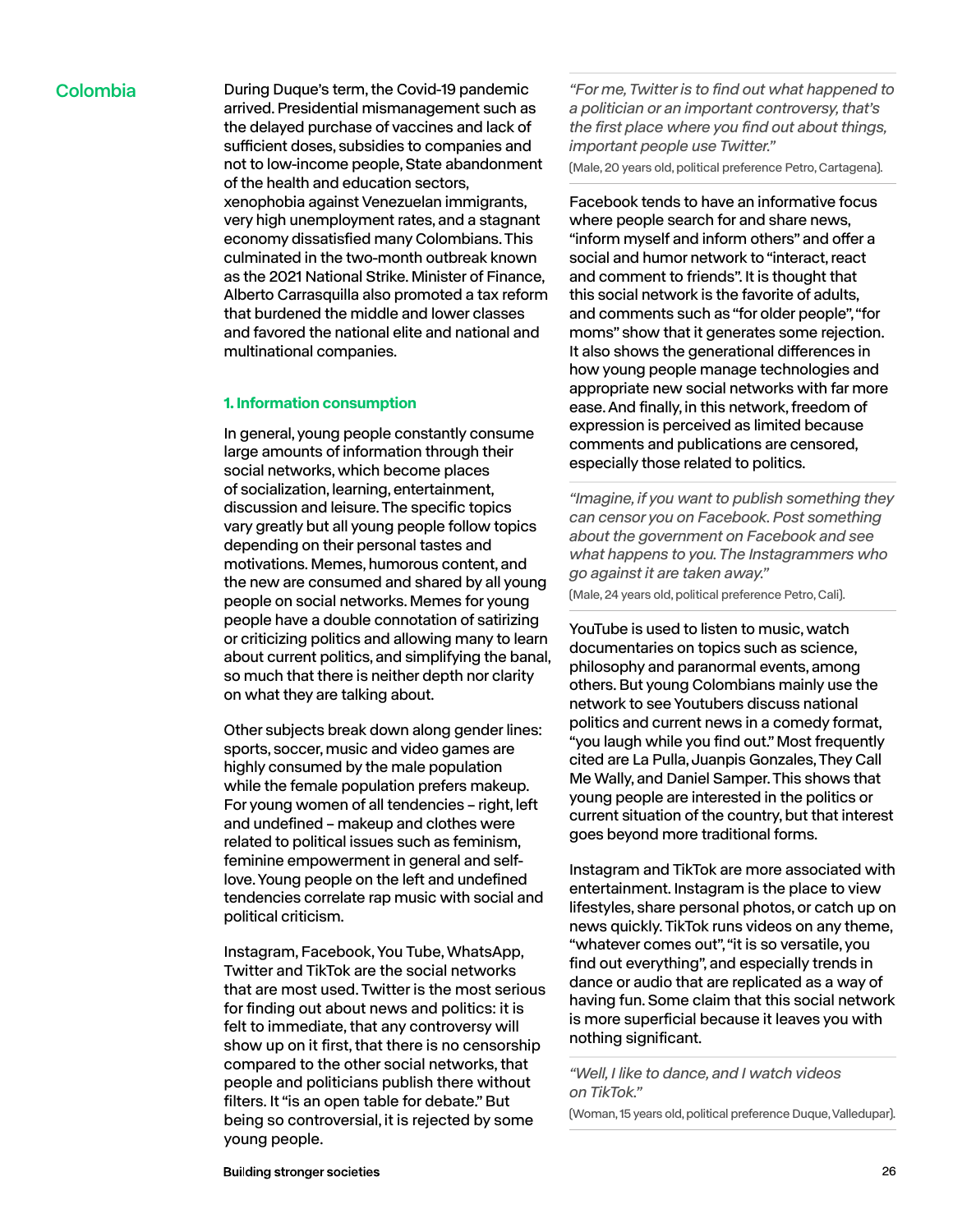## Colombia

During Duque's term, the Covid-19 pandemic arrived. Presidential mismanagement such as the delayed purchase of vaccines and lack of sufficient doses, subsidies to companies and not to low-income people, State abandonment of the health and education sectors, xenophobia against Venezuelan immigrants, very high unemployment rates, and a stagnant economy dissatisfied many Colombians. This culminated in the two-month outbreak known as the 2021 National Strike. Minister of Finance, Alberto Carrasquilla also promoted a tax reform that burdened the middle and lower classes and favored the national elite and national and multinational companies.

### 1. Information consumption

In general, young people constantly consume large amounts of information through their social networks, which become places of socialization, learning, entertainment, discussion and leisure. The specific topics vary greatly but all young people follow topics depending on their personal tastes and motivations. Memes, humorous content, and the new are consumed and shared by all young people on social networks. Memes for young people have a double connotation of satirizing or criticizing politics and allowing many to learn about current politics, and simplifying the banal, so much that there is neither depth nor clarity on what they are talking about.

Other subjects break down along gender lines: sports, soccer, music and video games are highly consumed by the male population while the female population prefers makeup. For young women of all tendencies – right, left and undefined – makeup and clothes were related to political issues such as feminism, feminine empowerment in general and self-love. Young people on the left and undefined tendencies correlate rap music with social and political criticism.

Instagram, Facebook, You Tube, WhatsApp, Twitter and TikTok are the social networks that are most used. Twitter is the most serious for finding out about news and politics: it is felt to immediate, that any controversy will show up on it first, that there is no censorship compared to the other social networks, that people and politicians publish there without filters. It "is an open table for debate." But being so controversial, it is rejected by some young people.

> *"For me, Twitter is to find out what happened to a politician or an important controversy, that's the first place where you find out about things, important people use Twitter."*
>
> (Male, 20 years old, political preference Petro, Cartagena).

Facebook tends to have an informative focus where people search for and share news, "inform myself and inform others" and offer a social and humor network to "interact, react and comment to friends". It is thought that this social network is the favorite of adults, and comments such as "for older people", "for moms" show that it generates some rejection. It also shows the generational differences in how young people manage technologies and appropriate new social networks with far more ease. And finally, in this network, freedom of expression is perceived as limited because comments and publications are censored, especially those related to politics.

> *"Imagine, if you want to publish something they can censor you on Facebook. Post something about the government on Facebook and see what happens to you. The Instagrammers who go against it are taken away."*
>
> (Male, 24 years old, political preference Petro, Cali).

YouTube is used to listen to music, watch documentaries on topics such as science, philosophy and paranormal events, among others. But young Colombians mainly use the network to see Youtubers discuss national politics and current news in a comedy format, "you laugh while you find out." Most frequently cited are La Pulla, Juanpis Gonzales, They Call Me Wally, and Daniel Samper. This shows that young people are interested in the politics or current situation of the country, but that interest goes beyond more traditional forms.

Instagram and TikTok are more associated with entertainment. Instagram is the place to view lifestyles, share personal photos, or catch up on news quickly. TikTok runs videos on any theme, "whatever comes out", "it is so versatile, you find out everything", and especially trends in dance or audio that are replicated as a way of having fun. Some claim that this social network is more superficial because it leaves you with nothing significant.

> *"Well, I like to dance, and I watch videos on TikTok."*
>
> (Woman, 15 years old, political preference Duque, Valledupar).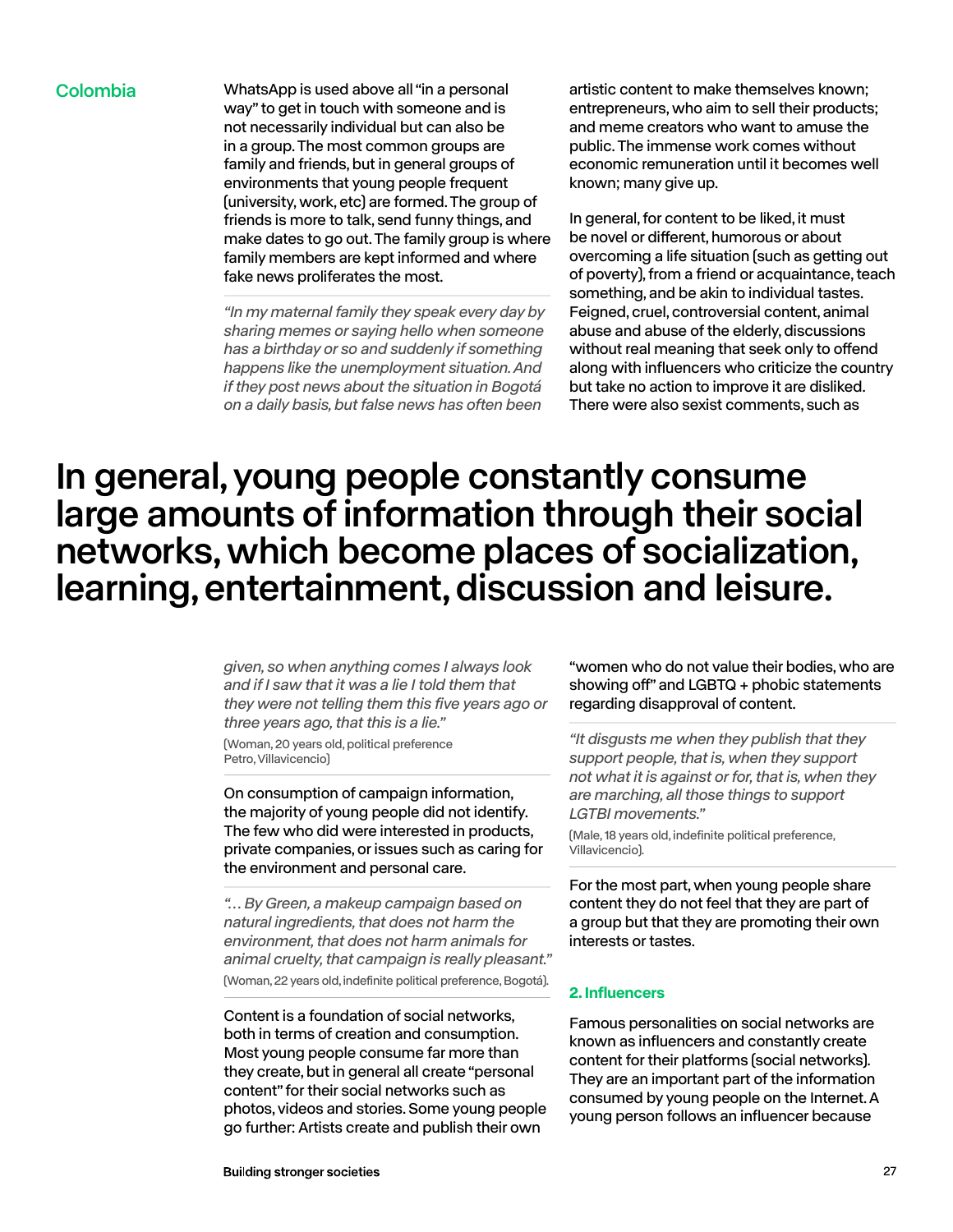## Colombia

WhatsApp is used above all "in a personal way" to get in touch with someone and is not necessarily individual but can also be in a group. The most common groups are family and friends, but in general groups of environments that young people frequent (university, work, etc) are formed. The group of friends is more to talk, send funny things, and make dates to go out. The family group is where family members are kept informed and where fake news proliferates the most.

*"In my maternal family they speak every day by sharing memes or saying hello when someone has a birthday or so and suddenly if something happens like the unemployment situation. And if they post news about the situation in Bogotá on a daily basis, but false news has often been given, so when anything comes I always look and if I saw that it was a lie I told them that they were not telling them this five years ago or three years ago, that this is a lie."*

(Woman, 20 years old, political preference Petro, Villavicencio)

On consumption of campaign information, the majority of young people did not identify. The few who did were interested in products, private companies, or issues such as caring for the environment and personal care.

*"… By Green, a makeup campaign based on natural ingredients, that does not harm the environment, that does not harm animals for animal cruelty, that campaign is really pleasant."*

(Woman, 22 years old, indefinite political preference, Bogotá).

Content is a foundation of social networks, both in terms of creation and consumption. Most young people consume far more than they create, but in general all create "personal content" for their social networks such as photos, videos and stories. Some young people go further: Artists create and publish their own artistic content to make themselves known; entrepreneurs, who aim to sell their products; and meme creators who want to amuse the public. The immense work comes without economic remuneration until it becomes well known; many give up.

In general, for content to be liked, it must be novel or different, humorous or about overcoming a life situation (such as getting out of poverty), from a friend or acquaintance, teach something, and be akin to individual tastes. Feigned, cruel, controversial content, animal abuse and abuse of the elderly, discussions without real meaning that seek only to offend along with influencers who criticize the country but take no action to improve it are disliked. There were also sexist comments, such as "women who do not value their bodies, who are showing off" and LGBTQ + phobic statements regarding disapproval of content.

*"It disgusts me when they publish that they support people, that is, when they support not what it is against or for, that is, when they are marching, all those things to support LGTBI movements."*

(Male, 18 years old, indefinite political preference, Villavicencio).

For the most part, when young people share content they do not feel that they are part of a group but that they are promoting their own interests or tastes.

**In general, young people constantly consume large amounts of information through their social networks, which become places of socialization, learning, entertainment, discussion and leisure.**

### 2. Influencers

Famous personalities on social networks are known as influencers and constantly create content for their platforms (social networks). They are an important part of the information consumed by young people on the Internet. A young person follows an influencer because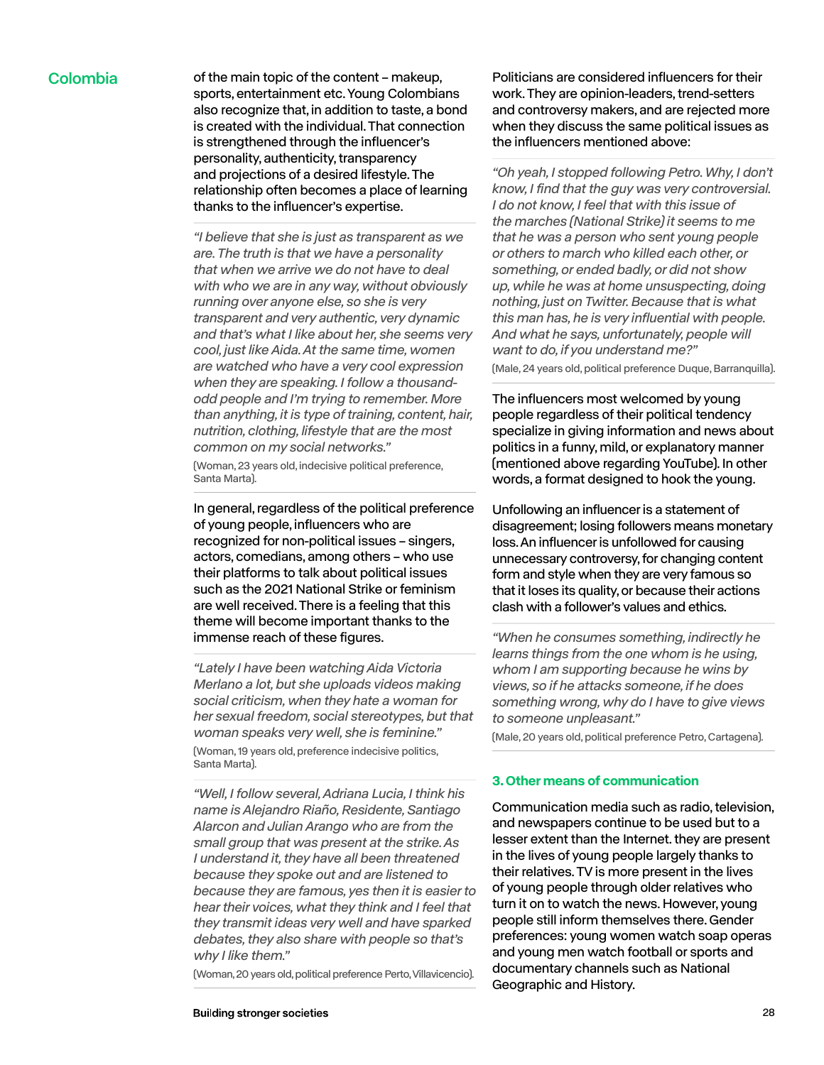Colombia

of the main topic of the content – makeup, sports, entertainment etc. Young Colombians also recognize that, in addition to taste, a bond is created with the individual. That connection is strengthened through the influencer's personality, authenticity, transparency and projections of a desired lifestyle. The relationship often becomes a place of learning thanks to the influencer's expertise.

*"I believe that she is just as transparent as we are. The truth is that we have a personality that when we arrive we do not have to deal with who we are in any way, without obviously running over anyone else, so she is very transparent and very authentic, very dynamic and that's what I like about her, she seems very cool, just like Aida. At the same time, women are watched who have a very cool expression when they are speaking. I follow a thousand-odd people and I'm trying to remember. More than anything, it is type of training, content, hair, nutrition, clothing, lifestyle that are the most common on my social networks."*

(Woman, 23 years old, indecisive political preference, Santa Marta).

In general, regardless of the political preference of young people, influencers who are recognized for non-political issues – singers, actors, comedians, among others – who use their platforms to talk about political issues such as the 2021 National Strike or feminism are well received. There is a feeling that this theme will become important thanks to the immense reach of these figures.

*"Lately I have been watching Aida Victoria Merlano a lot, but she uploads videos making social criticism, when they hate a woman for her sexual freedom, social stereotypes, but that woman speaks very well, she is feminine."*

(Woman, 19 years old, preference indecisive politics, Santa Marta).

*"Well, I follow several, Adriana Lucia, I think his name is Alejandro Riaño, Residente, Santiago Alarcon and Julian Arango who are from the small group that was present at the strike. As I understand it, they have all been threatened because they spoke out and are listened to because they are famous, yes then it is easier to hear their voices, what they think and I feel that they transmit ideas very well and have sparked debates, they also share with people so that's why I like them."*

(Woman, 20 years old, political preference Perto, Villavicencio).

Politicians are considered influencers for their work. They are opinion-leaders, trend-setters and controversy makers, and are rejected more when they discuss the same political issues as the influencers mentioned above:

*"Oh yeah, I stopped following Petro. Why, I don't know, I find that the guy was very controversial. I do not know, I feel that with this issue of the marches (National Strike) it seems to me that he was a person who sent young people or others to march who killed each other, or something, or ended badly, or did not show up, while he was at home unsuspecting, doing nothing, just on Twitter. Because that is what this man has, he is very influential with people. And what he says, unfortunately, people will want to do, if you understand me?"*

(Male, 24 years old, political preference Duque, Barranquilla).

The influencers most welcomed by young people regardless of their political tendency specialize in giving information and news about politics in a funny, mild, or explanatory manner (mentioned above regarding YouTube). In other words, a format designed to hook the young.

Unfollowing an influencer is a statement of disagreement; losing followers means monetary loss. An influencer is unfollowed for causing unnecessary controversy, for changing content form and style when they are very famous so that it loses its quality, or because their actions clash with a follower's values and ethics.

*"When he consumes something, indirectly he learns things from the one whom is he using, whom I am supporting because he wins by views, so if he attacks someone, if he does something wrong, why do I have to give views to someone unpleasant."*

(Male, 20 years old, political preference Petro, Cartagena).

### 3. Other means of communication

Communication media such as radio, television, and newspapers continue to be used but to a lesser extent than the Internet. they are present in the lives of young people largely thanks to their relatives. TV is more present in the lives of young people through older relatives who turn it on to watch the news. However, young people still inform themselves there. Gender preferences: young women watch soap operas and young men watch football or sports and documentary channels such as National Geographic and History.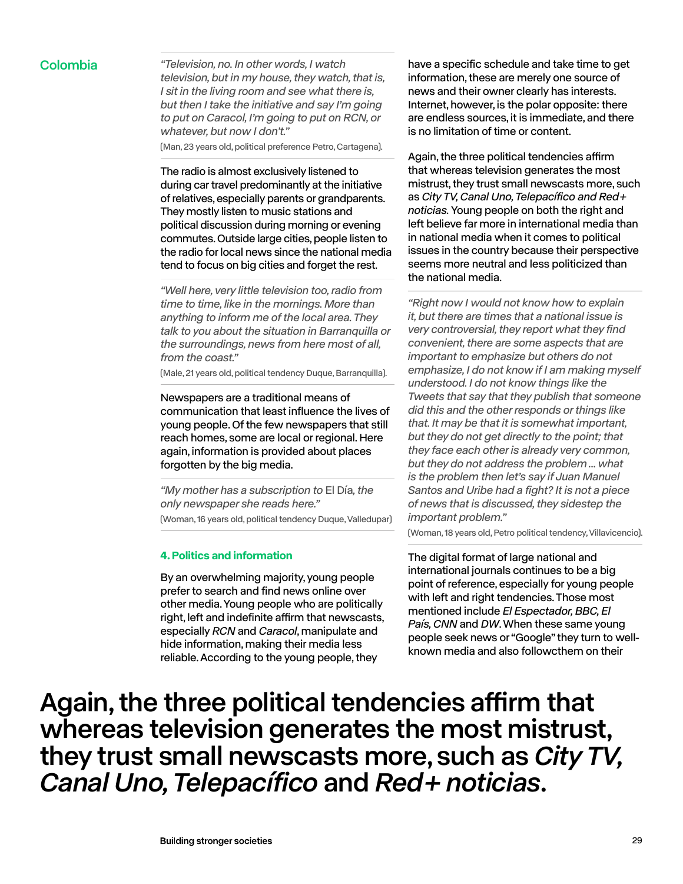## Colombia

*"Television, no. In other words, I watch television, but in my house, they watch, that is, I sit in the living room and see what there is, but then I take the initiative and say I'm going to put on Caracol, I'm going to put on RCN, or whatever, but now I don't."*

(Man, 23 years old, political preference Petro, Cartagena).

The radio is almost exclusively listened to during car travel predominantly at the initiative of relatives, especially parents or grandparents. They mostly listen to music stations and political discussion during morning or evening commutes. Outside large cities, people listen to the radio for local news since the national media tend to focus on big cities and forget the rest.

*"Well here, very little television too, radio from time to time, like in the mornings. More than anything to inform me of the local area. They talk to you about the situation in Barranquilla or the surroundings, news from here most of all, from the coast."*

(Male, 21 years old, political tendency Duque, Barranquilla).

Newspapers are a traditional means of communication that least influence the lives of young people. Of the few newspapers that still reach homes, some are local or regional. Here again, information is provided about places forgotten by the big media.

*"My mother has a subscription to* El Día*, the only newspaper she reads here."*

(Woman, 16 years old, political tendency Duque, Valledupar)

### 4. Politics and information

By an overwhelming majority, young people prefer to search and find news online over other media. Young people who are politically right, left and indefinite affirm that newscasts, especially *RCN* and *Caracol*, manipulate and hide information, making their media less reliable. According to the young people, they have a specific schedule and take time to get information, these are merely one source of news and their owner clearly has interests. Internet, however, is the polar opposite: there are endless sources, it is immediate, and there is no limitation of time or content.

Again, the three political tendencies affirm that whereas television generates the most mistrust, they trust small newscasts more, such as *City TV, Canal Uno, Telepacífico and Red+ noticias*. Young people on both the right and left believe far more in international media than in national media when it comes to political issues in the country because their perspective seems more neutral and less politicized than the national media.

*"Right now I would not know how to explain it, but there are times that a national issue is very controversial, they report what they find convenient, there are some aspects that are important to emphasize but others do not emphasize, I do not know if I am making myself understood. I do not know things like the Tweets that say that they publish that someone did this and the other responds or things like that. It may be that it is somewhat important, but they do not get directly to the point; that they face each other is already very common, but they do not address the problem ... what is the problem then let's say if Juan Manuel Santos and Uribe had a fight? It is not a piece of news that is discussed, they sidestep the important problem."*

(Woman, 18 years old, Petro political tendency, Villavicencio).

The digital format of large national and international journals continues to be a big point of reference, especially for young people with left and right tendencies. Those most mentioned include *El Espectador, BBC, El País, CNN* and *DW*. When these same young people seek news or "Google" they turn to well-known media and also followcthem on their

**Again, the three political tendencies affirm that whereas television generates the most mistrust, they trust small newscasts more, such as *City TV, Canal Uno, Telepacífico* and *Red+ noticias*.**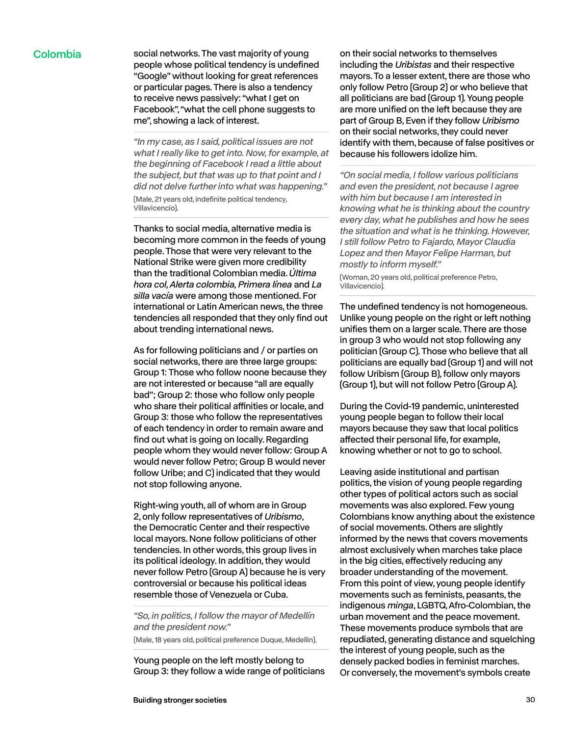social networks. The vast majority of young people whose political tendency is undefined "Google" without looking for great references or particular pages. There is also a tendency to receive news passively: "what I get on Facebook", "what the cell phone suggests to me", showing a lack of interest.

> *"In my case, as I said, political issues are not what I really like to get into. Now, for example, at the beginning of Facebook I read a little about the subject, but that was up to that point and I did not delve further into what was happening."*
>
> (Male, 21 years old, indefinite political tendency, Villavicencio).

Thanks to social media, alternative media is becoming more common in the feeds of young people. Those that were very relevant to the National Strike were given more credibility than the traditional Colombian media. *Última hora col, Alerta colombia, Primera línea* and *La silla vacía* were among those mentioned. For international or Latin American news, the three tendencies all responded that they only find out about trending international news.

As for following politicians and / or parties on social networks, there are three large groups: Group 1: Those who follow noone because they are not interested or because "all are equally bad"; Group 2: those who follow only people who share their political affinities or locale, and Group 3: those who follow the representatives of each tendency in order to remain aware and find out what is going on locally. Regarding people whom they would never follow: Group A would never follow Petro; Group B would never follow Uribe; and C) indicated that they would not stop following anyone.

Right-wing youth, all of whom are in Group 2, only follow representatives of *Uribismo*, the Democratic Center and their respective local mayors. None follow politicians of other tendencies. In other words, this group lives in its political ideology. In addition, they would never follow Petro (Group A) because he is very controversial or because his political ideas resemble those of Venezuela or Cuba.

> *"So, in politics, I follow the mayor of Medellín and the president now."*
>
> (Male, 18 years old, political preference Duque, Medellin).

Young people on the left mostly belong to Group 3: they follow a wide range of politicians on their social networks to themselves including the *Uribistas* and their respective mayors. To a lesser extent, there are those who only follow Petro (Group 2) or who believe that all politicians are bad (Group 1). Young people are more unified on the left because they are part of Group B, Even if they follow *Uribismo* on their social networks, they could never identify with them, because of false positives or because his followers idolize him.

> *"On social media, I follow various politicians and even the president, not because I agree with him but because I am interested in knowing what he is thinking about the country every day, what he publishes and how he sees the situation and what is he thinking. However, I still follow Petro to Fajardo, Mayor Claudia Lopez and then Mayor Felipe Harman, but mostly to inform myself."*
>
> (Woman, 20 years old, political preference Petro, Villavicencio).

The undefined tendency is not homogeneous. Unlike young people on the right or left nothing unifies them on a larger scale. There are those in group 3 who would not stop following any politician (Group C). Those who believe that all politicians are equally bad (Group 1) and will not follow Uribism (Group B), follow only mayors (Group 1), but will not follow Petro (Group A).

During the Covid-19 pandemic, uninterested young people began to follow their local mayors because they saw that local politics affected their personal life, for example, knowing whether or not to go to school.

Leaving aside institutional and partisan politics, the vision of young people regarding other types of political actors such as social movements was also explored. Few young Colombians know anything about the existence of social movements. Others are slightly informed by the news that covers movements almost exclusively when marches take place in the big cities, effectively reducing any broader understanding of the movement. From this point of view, young people identify movements such as feminists, peasants, the indigenous *minga*, LGBTQ, Afro-Colombian, the urban movement and the peace movement. These movements produce symbols that are repudiated, generating distance and squelching the interest of young people, such as the densely packed bodies in feminist marches. Or conversely, the movement's symbols create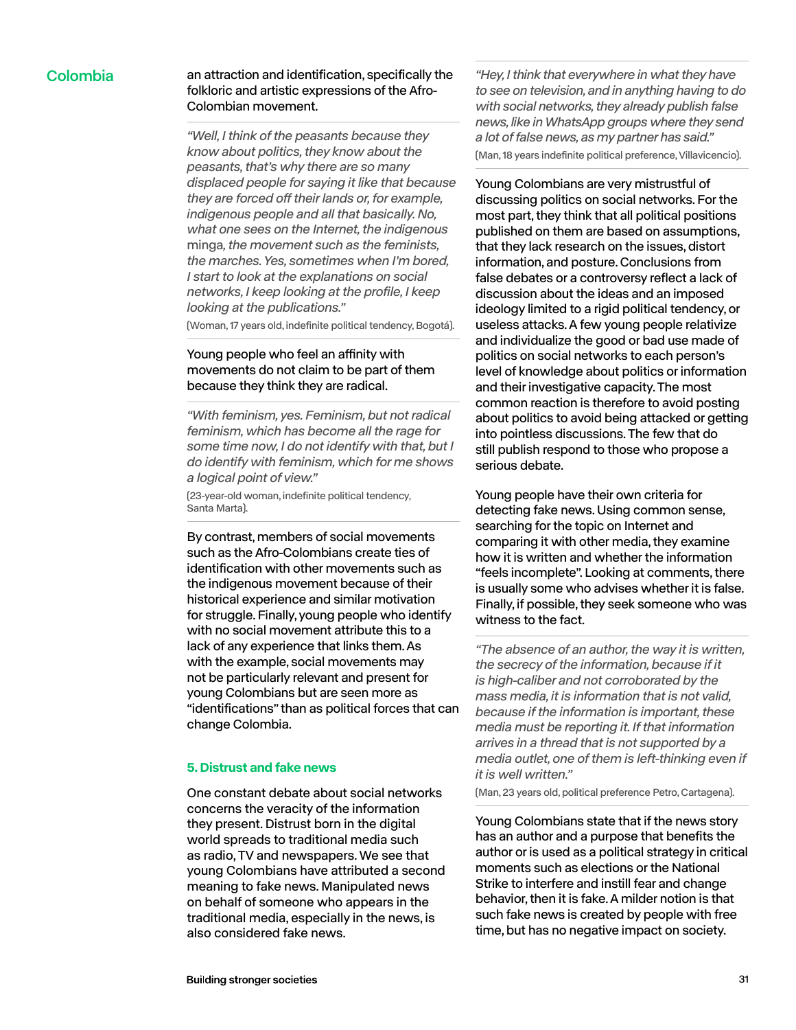an attraction and identification, specifically the folkloric and artistic expressions of the Afro-Colombian movement.

*"Well, I think of the peasants because they know about politics, they know about the peasants, that's why there are so many displaced people for saying it like that because they are forced off their lands or, for example, indigenous people and all that basically. No, what one sees on the Internet, the indigenous* minga*, the movement such as the feminists, the marches. Yes, sometimes when I'm bored, I start to look at the explanations on social networks, I keep looking at the profile, I keep looking at the publications."*

(Woman, 17 years old, indefinite political tendency, Bogotá).

Young people who feel an affinity with movements do not claim to be part of them because they think they are radical.

*"With feminism, yes. Feminism, but not radical feminism, which has become all the rage for some time now, I do not identify with that, but I do identify with feminism, which for me shows a logical point of view."*

(23-year-old woman, indefinite political tendency, Santa Marta).

By contrast, members of social movements such as the Afro-Colombians create ties of identification with other movements such as the indigenous movement because of their historical experience and similar motivation for struggle. Finally, young people who identify with no social movement attribute this to a lack of any experience that links them. As with the example, social movements may not be particularly relevant and present for young Colombians but are seen more as "identifications" than as political forces that can change Colombia.

### 5. Distrust and fake news

One constant debate about social networks concerns the veracity of the information they present. Distrust born in the digital world spreads to traditional media such as radio, TV and newspapers. We see that young Colombians have attributed a second meaning to fake news. Manipulated news on behalf of someone who appears in the traditional media, especially in the news, is also considered fake news.

*"Hey, I think that everywhere in what they have to see on television, and in anything having to do with social networks, they already publish false news, like in WhatsApp groups where they send a lot of false news, as my partner has said."*

(Man, 18 years indefinite political preference, Villavicencio).

Young Colombians are very mistrustful of discussing politics on social networks. For the most part, they think that all political positions published on them are based on assumptions, that they lack research on the issues, distort information, and posture. Conclusions from false debates or a controversy reflect a lack of discussion about the ideas and an imposed ideology limited to a rigid political tendency, or useless attacks. A few young people relativize and individualize the good or bad use made of politics on social networks to each person's level of knowledge about politics or information and their investigative capacity. The most common reaction is therefore to avoid posting about politics to avoid being attacked or getting into pointless discussions. The few that do still publish respond to those who propose a serious debate.

Young people have their own criteria for detecting fake news. Using common sense, searching for the topic on Internet and comparing it with other media, they examine how it is written and whether the information "feels incomplete". Looking at comments, there is usually some who advises whether it is false. Finally, if possible, they seek someone who was witness to the fact.

*"The absence of an author, the way it is written, the secrecy of the information, because if it is high-caliber and not corroborated by the mass media, it is information that is not valid, because if the information is important, these media must be reporting it. If that information arrives in a thread that is not supported by a media outlet, one of them is left-thinking even if it is well written."*

(Man, 23 years old, political preference Petro, Cartagena).

Young Colombians state that if the news story has an author and a purpose that benefits the author or is used as a political strategy in critical moments such as elections or the National Strike to interfere and instill fear and change behavior, then it is fake. A milder notion is that such fake news is created by people with free time, but has no negative impact on society.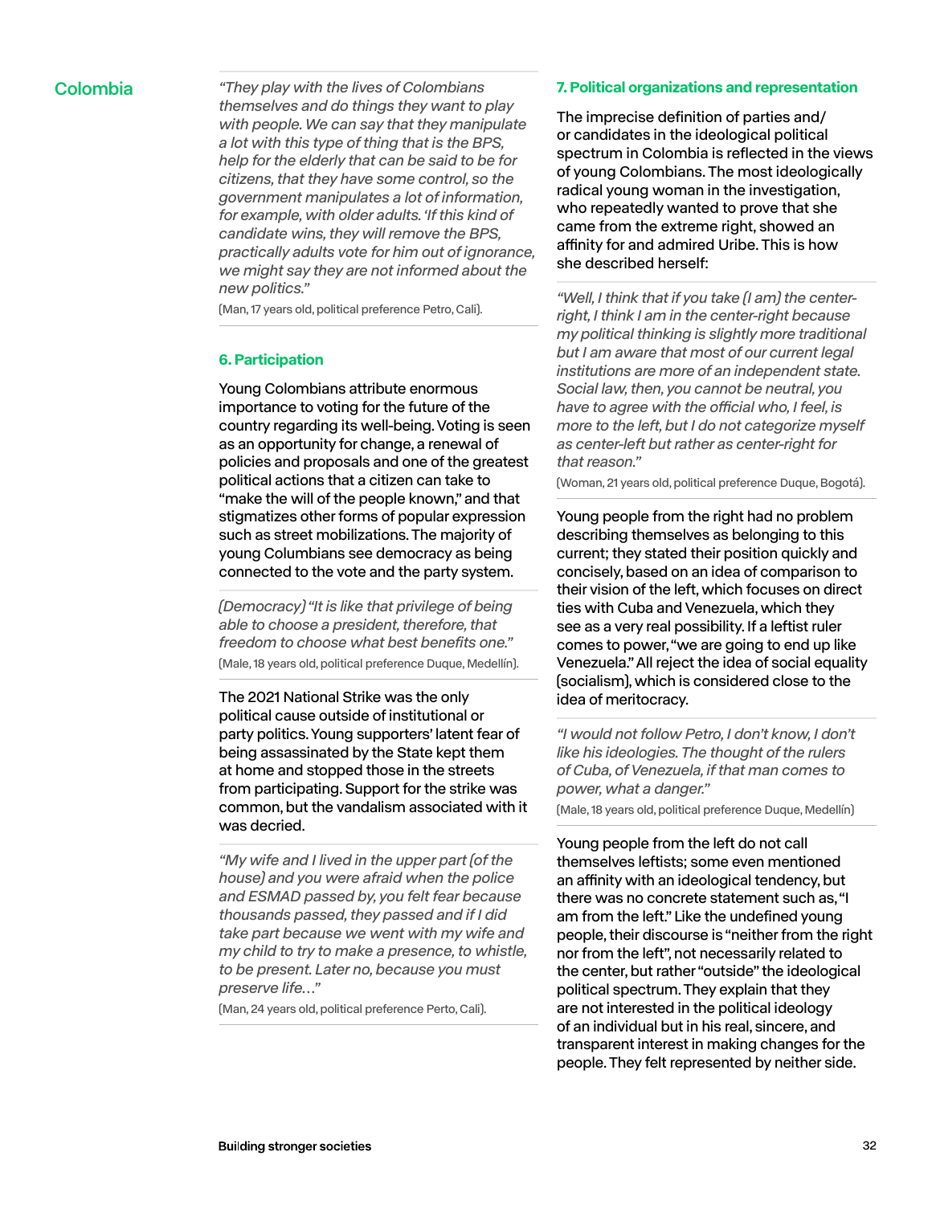## Colombia

*"They play with the lives of Colombians themselves and do things they want to play with people. We can say that they manipulate a lot with this type of thing that is the BPS, help for the elderly that can be said to be for citizens, that they have some control, so the government manipulates a lot of information, for example, with older adults. 'If this kind of candidate wins, they will remove the BPS, practically adults vote for him out of ignorance, we might say they are not informed about the new politics."*

(Man, 17 years old, political preference Petro, Cali).

### 6. Participation

Young Colombians attribute enormous importance to voting for the future of the country regarding its well-being. Voting is seen as an opportunity for change, a renewal of policies and proposals and one of the greatest political actions that a citizen can take to "make the will of the people known," and that stigmatizes other forms of popular expression such as street mobilizations. The majority of young Columbians see democracy as being connected to the vote and the party system.

*(Democracy) "It is like that privilege of being able to choose a president, therefore, that freedom to choose what best benefits one."*

(Male, 18 years old, political preference Duque, Medellín).

The 2021 National Strike was the only political cause outside of institutional or party politics. Young supporters' latent fear of being assassinated by the State kept them at home and stopped those in the streets from participating. Support for the strike was common, but the vandalism associated with it was decried.

*"My wife and I lived in the upper part (of the house) and you were afraid when the police and ESMAD passed by, you felt fear because thousands passed, they passed and if I did take part because we went with my wife and my child to try to make a presence, to whistle, to be present. Later no, because you must preserve life…"*

(Man, 24 years old, political preference Perto, Cali).

### 7. Political organizations and representation

The imprecise definition of parties and/or candidates in the ideological political spectrum in Colombia is reflected in the views of young Colombians. The most ideologically radical young woman in the investigation, who repeatedly wanted to prove that she came from the extreme right, showed an affinity for and admired Uribe. This is how she described herself:

*"Well, I think that if you take (I am) the center-right, I think I am in the center-right because my political thinking is slightly more traditional but I am aware that most of our current legal institutions are more of an independent state. Social law, then, you cannot be neutral, you have to agree with the official who, I feel, is more to the left, but I do not categorize myself as center-left but rather as center-right for that reason."*

(Woman, 21 years old, political preference Duque, Bogotá).

Young people from the right had no problem describing themselves as belonging to this current; they stated their position quickly and concisely, based on an idea of comparison to their vision of the left, which focuses on direct ties with Cuba and Venezuela, which they see as a very real possibility. If a leftist ruler comes to power, "we are going to end up like Venezuela." All reject the idea of social equality (socialism), which is considered close to the idea of meritocracy.

*"I would not follow Petro, I don't know, I don't like his ideologies. The thought of the rulers of Cuba, of Venezuela, if that man comes to power, what a danger."*

(Male, 18 years old, political preference Duque, Medellín)

Young people from the left do not call themselves leftists; some even mentioned an affinity with an ideological tendency, but there was no concrete statement such as, "I am from the left." Like the undefined young people, their discourse is "neither from the right nor from the left", not necessarily related to the center, but rather "outside" the ideological political spectrum. They explain that they are not interested in the political ideology of an individual but in his real, sincere, and transparent interest in making changes for the people. They felt represented by neither side.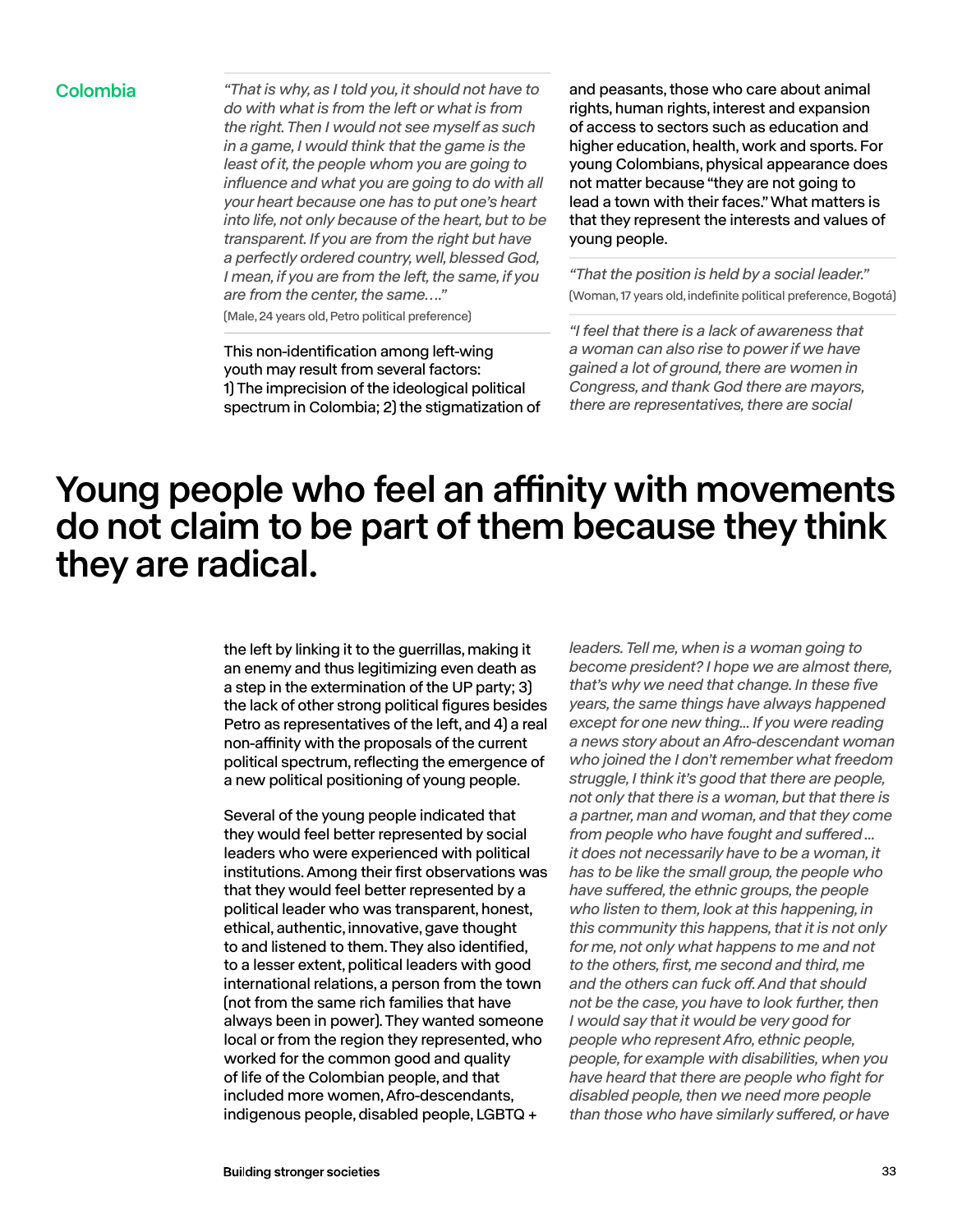Colombia

*"That is why, as I told you, it should not have to do with what is from the left or what is from the right. Then I would not see myself as such in a game, I would think that the game is the least of it, the people whom you are going to influence and what you are going to do with all your heart because one has to put one's heart into life, not only because of the heart, but to be transparent. If you are from the right but have a perfectly ordered country, well, blessed God, I mean, if you are from the left, the same, if you are from the center, the same…."*
(Male, 24 years old, Petro political preference)

This non-identification among left-wing youth may result from several factors: 1) The imprecision of the ideological political spectrum in Colombia; 2) the stigmatization of the left by linking it to the guerrillas, making it an enemy and thus legitimizing even death as a step in the extermination of the UP party; 3) the lack of other strong political figures besides Petro as representatives of the left, and 4) a real non-affinity with the proposals of the current political spectrum, reflecting the emergence of a new political positioning of young people.

## Young people who feel an affinity with movements do not claim to be part of them because they think they are radical.

Several of the young people indicated that they would feel better represented by social leaders who were experienced with political institutions. Among their first observations was that they would feel better represented by a political leader who was transparent, honest, ethical, authentic, innovative, gave thought to and listened to them. They also identified, to a lesser extent, political leaders with good international relations, a person from the town (not from the same rich families that have always been in power). They wanted someone local or from the region they represented, who worked for the common good and quality of life of the Colombian people, and that included more women, Afro-descendants, indigenous people, disabled people, LGBTQ + and peasants, those who care about animal rights, human rights, interest and expansion of access to sectors such as education and higher education, health, work and sports. For young Colombians, physical appearance does not matter because "they are not going to lead a town with their faces." What matters is that they represent the interests and values of young people.

*"That the position is held by a social leader."*
(Woman, 17 years old, indefinite political preference, Bogotá)

*"I feel that there is a lack of awareness that a woman can also rise to power if we have gained a lot of ground, there are women in Congress, and thank God there are mayors, there are representatives, there are social leaders. Tell me, when is a woman going to become president? I hope we are almost there, that's why we need that change. In these five years, the same things have always happened except for one new thing... If you were reading a news story about an Afro-descendant woman who joined the I don't remember what freedom struggle, I think it's good that there are people, not only that there is a woman, but that there is a partner, man and woman, and that they come from people who have fought and suffered ... it does not necessarily have to be a woman, it has to be like the small group, the people who have suffered, the ethnic groups, the people who listen to them, look at this happening, in this community this happens, that it is not only for me, not only what happens to me and not to the others, first, me second and third, me and the others can fuck off. And that should not be the case, you have to look further, then I would say that it would be very good for people who represent Afro, ethnic people, people, for example with disabilities, when you have heard that there are people who fight for disabled people, then we need more people than those who have similarly suffered, or have*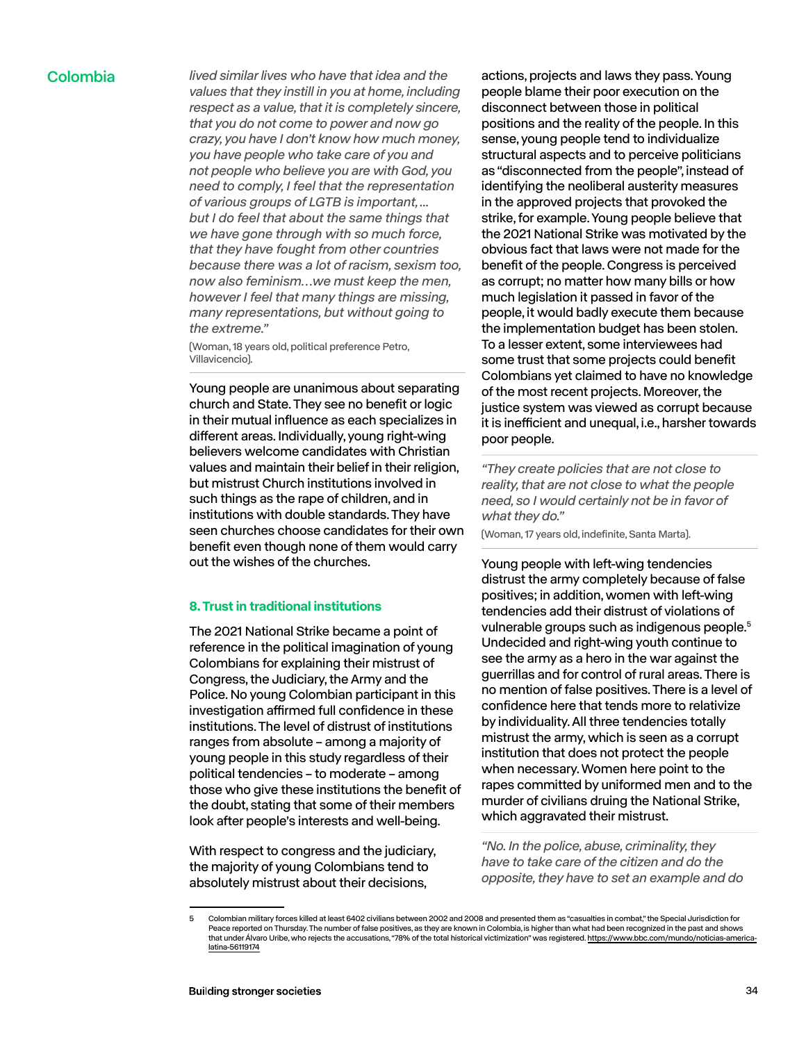lived similar lives who have that idea and the values that they instill in you at home, including respect as a value, that it is completely sincere, that you do not come to power and now go crazy, you have I don't know how much money, you have people who take care of you and not people who believe you are with God, you need to comply, I feel that the representation of various groups of LGTB is important, … but I do feel that about the same things that we have gone through with so much force, that they have fought from other countries because there was a lot of racism, sexism too, now also feminism…we must keep the men, however I feel that many things are missing, many representations, but without going to the extreme."*

(Woman, 18 years old, political preference Petro, Villavicencio).

Young people are unanimous about separating church and State. They see no benefit or logic in their mutual influence as each specializes in different areas. Individually, young right-wing believers welcome candidates with Christian values and maintain their belief in their religion, but mistrust Church institutions involved in such things as the rape of children, and in institutions with double standards. They have seen churches choose candidates for their own benefit even though none of them would carry out the wishes of the churches.

### 8. Trust in traditional institutions

The 2021 National Strike became a point of reference in the political imagination of young Colombians for explaining their mistrust of Congress, the Judiciary, the Army and the Police. No young Colombian participant in this investigation affirmed full confidence in these institutions. The level of distrust of institutions ranges from absolute – among a majority of young people in this study regardless of their political tendencies – to moderate – among those who give these institutions the benefit of the doubt, stating that some of their members look after people's interests and well-being.

With respect to congress and the judiciary, the majority of young Colombians tend to absolutely mistrust about their decisions, actions, projects and laws they pass. Young people blame their poor execution on the disconnect between those in political positions and the reality of the people. In this sense, young people tend to individualize structural aspects and to perceive politicians as "disconnected from the people", instead of identifying the neoliberal austerity measures in the approved projects that provoked the strike, for example. Young people believe that the 2021 National Strike was motivated by the obvious fact that laws were not made for the benefit of the people. Congress is perceived as corrupt; no matter how many bills or how much legislation it passed in favor of the people, it would badly execute them because the implementation budget has been stolen. To a lesser extent, some interviewees had some trust that some projects could benefit Colombians yet claimed to have no knowledge of the most recent projects. Moreover, the justice system was viewed as corrupt because it is inefficient and unequal, i.e., harsher towards poor people.

*"They create policies that are not close to reality, that are not close to what the people need, so I would certainly not be in favor of what they do."*

(Woman, 17 years old, indefinite, Santa Marta).

Young people with left-wing tendencies distrust the army completely because of false positives; in addition, women with left-wing tendencies add their distrust of violations of vulnerable groups such as indigenous people.[5] Undecided and right-wing youth continue to see the army as a hero in the war against the guerrillas and for control of rural areas. There is no mention of false positives. There is a level of confidence here that tends more to relativize by individuality. All three tendencies totally mistrust the army, which is seen as a corrupt institution that does not protect the people when necessary. Women here point to the rapes committed by uniformed men and to the murder of civilians druing the National Strike, which aggravated their mistrust.

*"No. In the police, abuse, criminality, they have to take care of the citizen and do the opposite, they have to set an example and do*

---

5 Colombian military forces killed at least 6402 civilians between 2002 and 2008 and presented them as "casualties in combat," the Special Jurisdiction for Peace reported on Thursday. The number of false positives, as they are known in Colombia, is higher than what had been recognized in the past and shows that under Álvaro Uribe, who rejects the accusations, "78% of the total historical victimization" was registered. https://www.bbc.com/mundo/noticias-america-latina-56119174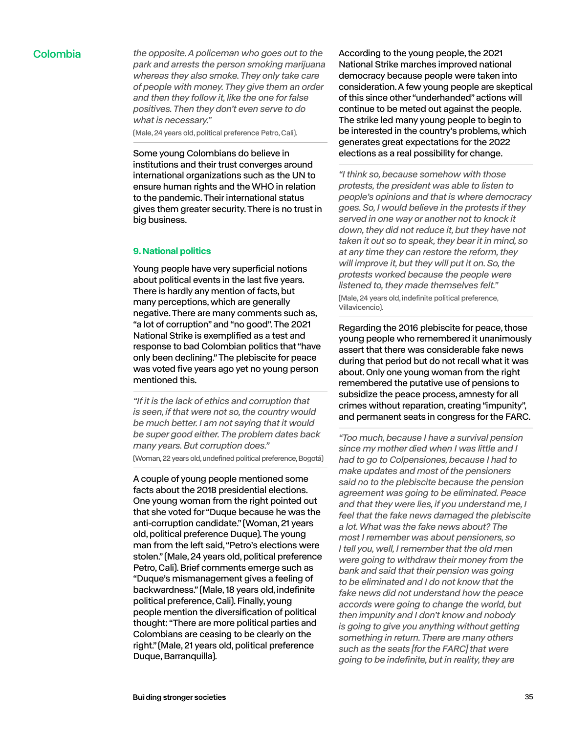the opposite. A policeman who goes out to the park and arrests the person smoking marijuana whereas they also smoke. They only take care of people with money. They give them an order and then they follow it, like the one for false positives. Then they don't even serve to do what is necessary."

(Male, 24 years old, political preference Petro, Cali).

Some young Colombians do believe in institutions and their trust converges around international organizations such as the UN to ensure human rights and the WHO in relation to the pandemic. Their international status gives them greater security. There is no trust in big business.

### 9. National politics

Young people have very superficial notions about political events in the last five years. There is hardly any mention of facts, but many perceptions, which are generally negative. There are many comments such as, "a lot of corruption" and "no good". The 2021 National Strike is exemplified as a test and response to bad Colombian politics that "have only been declining." The plebiscite for peace was voted five years ago yet no young person mentioned this.

*"If it is the lack of ethics and corruption that is seen, if that were not so, the country would be much better. I am not saying that it would be super good either. The problem dates back many years. But corruption does."*

(Woman, 22 years old, undefined political preference, Bogotá)

A couple of young people mentioned some facts about the 2018 presidential elections. One young woman from the right pointed out that she voted for "Duque because he was the anti-corruption candidate." (Woman, 21 years old, political preference Duque). The young man from the left said, "Petro's elections were stolen." (Male, 24 years old, political preference Petro, Cali). Brief comments emerge such as "Duque's mismanagement gives a feeling of backwardness." (Male, 18 years old, indefinite political preference, Cali). Finally, young people mention the diversification of political thought: "There are more political parties and Colombians are ceasing to be clearly on the right." (Male, 21 years old, political preference Duque, Barranquilla).

According to the young people, the 2021 National Strike marches improved national democracy because people were taken into consideration. A few young people are skeptical of this since other "underhanded" actions will continue to be meted out against the people. The strike led many young people to begin to be interested in the country's problems, which generates great expectations for the 2022 elections as a real possibility for change.

*"I think so, because somehow with those protests, the president was able to listen to people's opinions and that is where democracy goes. So, I would believe in the protests if they served in one way or another not to knock it down, they did not reduce it, but they have not taken it out so to speak, they bear it in mind, so at any time they can restore the reform, they will improve it, but they will put it on. So, the protests worked because the people were listened to, they made themselves felt."*

(Male, 24 years old, indefinite political preference, Villavicencio).

Regarding the 2016 plebiscite for peace, those young people who remembered it unanimously assert that there was considerable fake news during that period but do not recall what it was about. Only one young woman from the right remembered the putative use of pensions to subsidize the peace process, amnesty for all crimes without reparation, creating "impunity", and permanent seats in congress for the FARC.

*"Too much, because I have a survival pension since my mother died when I was little and I had to go to Colpensiones, because I had to make updates and most of the pensioners said no to the plebiscite because the pension agreement was going to be eliminated. Peace and that they were lies, if you understand me, I feel that the fake news damaged the plebiscite a lot. What was the fake news about? The most I remember was about pensioners, so I tell you, well, I remember that the old men were going to withdraw their money from the bank and said that their pension was going to be eliminated and I do not know that the fake news did not understand how the peace accords were going to change the world, but then impunity and I don't know and nobody is going to give you anything without getting something in return. There are many others such as the seats [for the FARC] that were going to be indefinite, but in reality, they are*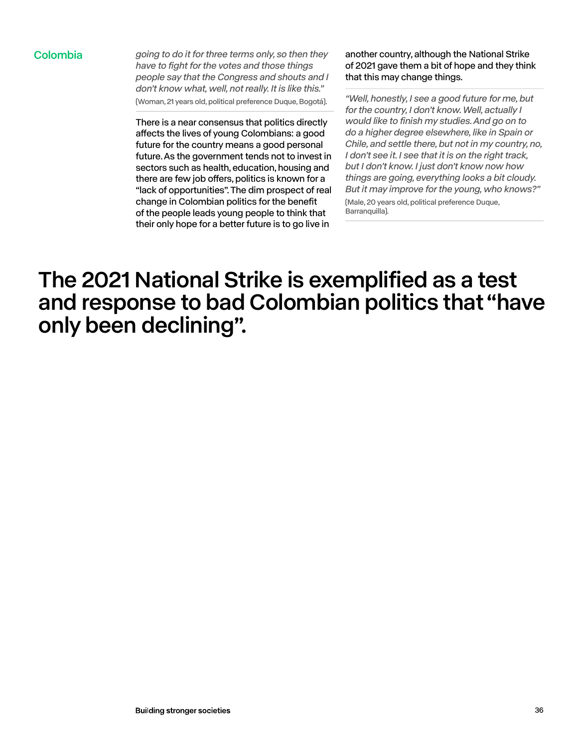Colombia

*going to do it for three terms only, so then they have to fight for the votes and those things people say that the Congress and shouts and I don't know what, well, not really. It is like this."*
(Woman, 21 years old, political preference Duque, Bogotá).

There is a near consensus that politics directly affects the lives of young Colombians: a good future for the country means a good personal future. As the government tends not to invest in sectors such as health, education, housing and there are few job offers, politics is known for a "lack of opportunities". The dim prospect of real change in Colombian politics for the benefit of the people leads young people to think that their only hope for a better future is to go live in another country, although the National Strike of 2021 gave them a bit of hope and they think that this may change things.

*"Well, honestly, I see a good future for me, but for the country, I don't know. Well, actually I would like to finish my studies. And go on to do a higher degree elsewhere, like in Spain or Chile, and settle there, but not in my country, no, I don't see it. I see that it is on the right track, but I don't know. I just don't know now how things are going, everything looks a bit cloudy. But it may improve for the young, who knows?"*
(Male, 20 years old, political preference Duque, Barranquilla).

## The 2021 National Strike is exemplified as a test and response to bad Colombian politics that "have only been declining".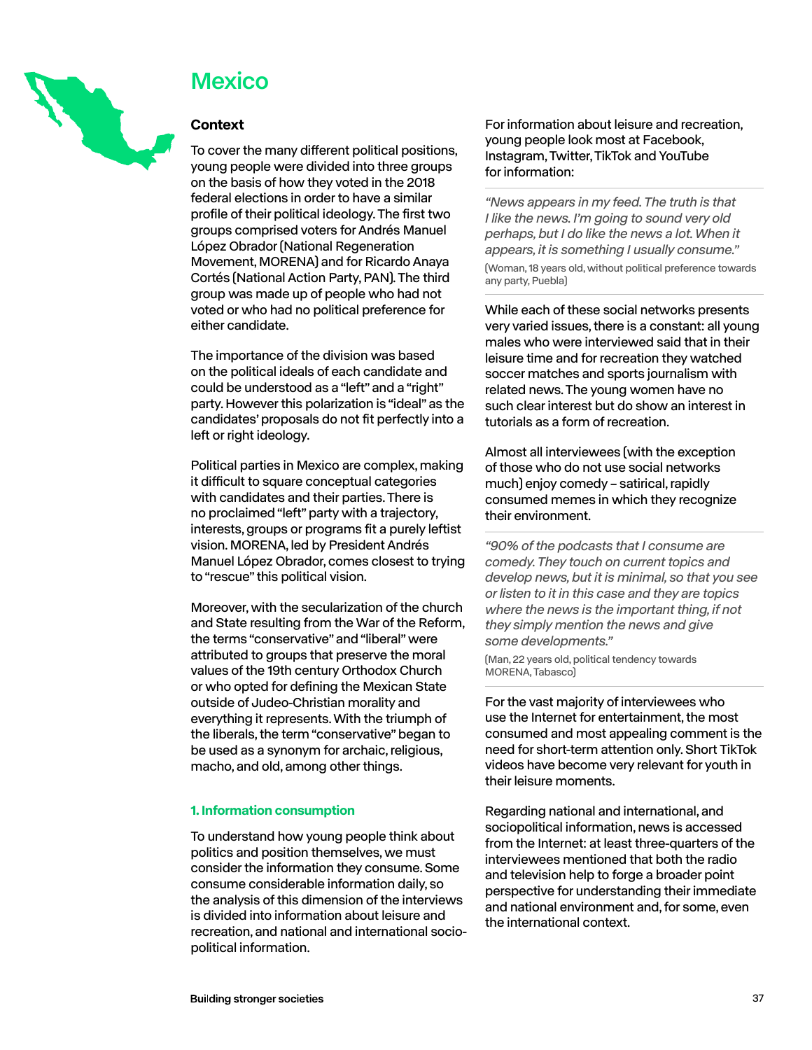# Mexico

## Context

To cover the many different political positions, young people were divided into three groups on the basis of how they voted in the 2018 federal elections in order to have a similar profile of their political ideology. The first two groups comprised voters for Andrés Manuel López Obrador (National Regeneration Movement, MORENA) and for Ricardo Anaya Cortés (National Action Party, PAN). The third group was made up of people who had not voted or who had no political preference for either candidate.

The importance of the division was based on the political ideals of each candidate and could be understood as a "left" and a "right" party. However this polarization is "ideal" as the candidates' proposals do not fit perfectly into a left or right ideology.

Political parties in Mexico are complex, making it difficult to square conceptual categories with candidates and their parties. There is no proclaimed "left" party with a trajectory, interests, groups or programs fit a purely leftist vision. MORENA, led by President Andrés Manuel López Obrador, comes closest to trying to "rescue" this political vision.

Moreover, with the secularization of the church and State resulting from the War of the Reform, the terms "conservative" and "liberal" were attributed to groups that preserve the moral values of the 19th century Orthodox Church or who opted for defining the Mexican State outside of Judeo-Christian morality and everything it represents. With the triumph of the liberals, the term "conservative" began to be used as a synonym for archaic, religious, macho, and old, among other things.

### 1. Information consumption

To understand how young people think about politics and position themselves, we must consider the information they consume. Some consume considerable information daily, so the analysis of this dimension of the interviews is divided into information about leisure and recreation, and national and international socio-political information.

For information about leisure and recreation, young people look most at Facebook, Instagram, Twitter, TikTok and YouTube for information:

> *"News appears in my feed. The truth is that I like the news. I'm going to sound very old perhaps, but I do like the news a lot. When it appears, it is something I usually consume."*
>
> (Woman, 18 years old, without political preference towards any party, Puebla)

While each of these social networks presents very varied issues, there is a constant: all young males who were interviewed said that in their leisure time and for recreation they watched soccer matches and sports journalism with related news. The young women have no such clear interest but do show an interest in tutorials as a form of recreation.

Almost all interviewees (with the exception of those who do not use social networks much) enjoy comedy – satirical, rapidly consumed memes in which they recognize their environment.

> *"90% of the podcasts that I consume are comedy. They touch on current topics and develop news, but it is minimal, so that you see or listen to it in this case and they are topics where the news is the important thing, if not they simply mention the news and give some developments."*
>
> (Man, 22 years old, political tendency towards MORENA, Tabasco)

For the vast majority of interviewees who use the Internet for entertainment, the most consumed and most appealing comment is the need for short-term attention only. Short TikTok videos have become very relevant for youth in their leisure moments.

Regarding national and international, and sociopolitical information, news is accessed from the Internet: at least three-quarters of the interviewees mentioned that both the radio and television help to forge a broader point perspective for understanding their immediate and national environment and, for some, even the international context.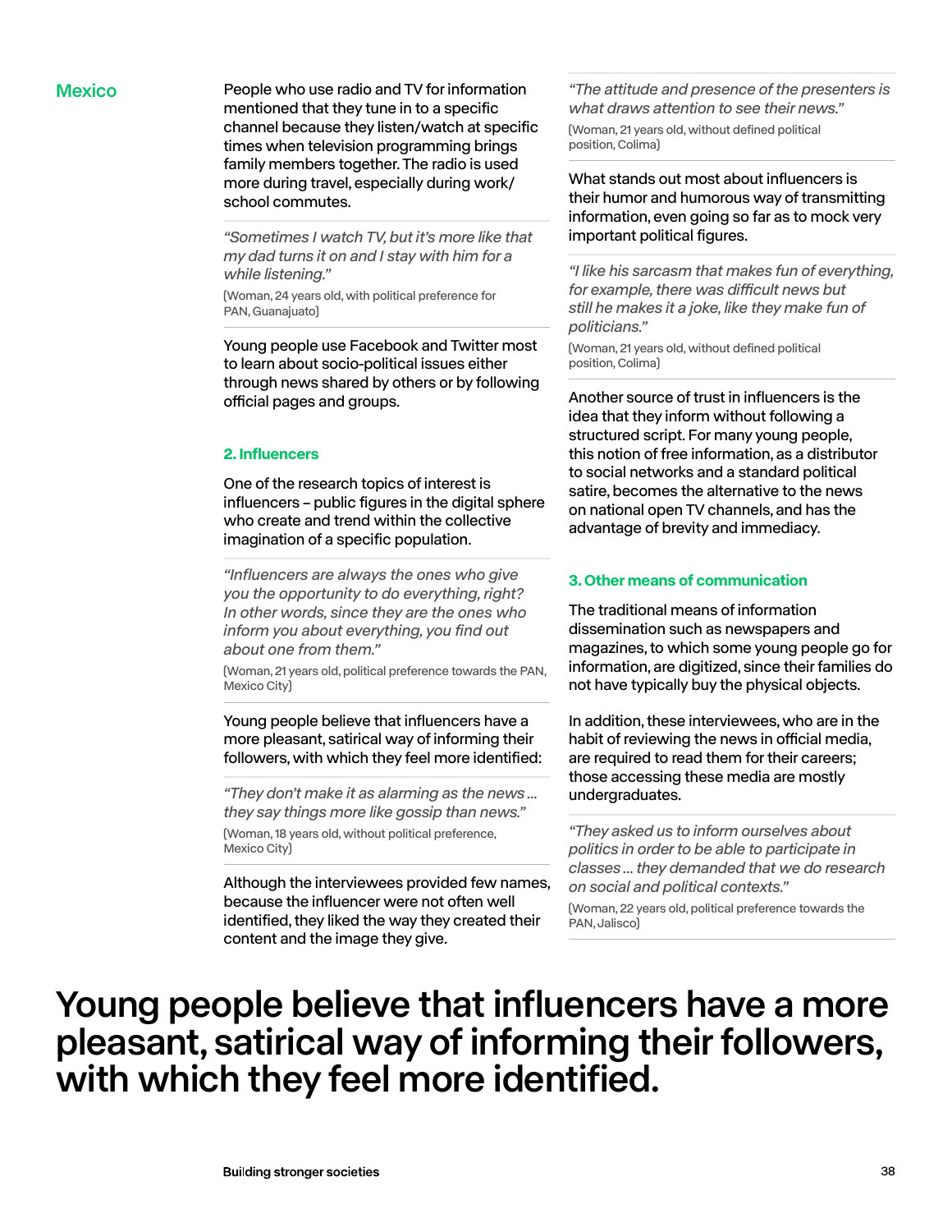## Mexico

People who use radio and TV for information mentioned that they tune in to a specific channel because they listen/watch at specific times when television programming brings family members together. The radio is used more during travel, especially during work/school commutes.

> *"Sometimes I watch TV, but it's more like that my dad turns it on and I stay with him for a while listening."*
>
> (Woman, 24 years old, with political preference for PAN, Guanajuato)

Young people use Facebook and Twitter most to learn about socio-political issues either through news shared by others or by following official pages and groups.

### 2. Influencers

One of the research topics of interest is influencers – public figures in the digital sphere who create and trend within the collective imagination of a specific population.

> *"Influencers are always the ones who give you the opportunity to do everything, right? In other words, since they are the ones who inform you about everything, you find out about one from them."*
>
> (Woman, 21 years old, political preference towards the PAN, Mexico City)

Young people believe that influencers have a more pleasant, satirical way of informing their followers, with which they feel more identified:

> *"They don't make it as alarming as the news ... they say things more like gossip than news."*
>
> (Woman, 18 years old, without political preference, Mexico City)

Although the interviewees provided few names, because the influencer were not often well identified, they liked the way they created their content and the image they give.

> *"The attitude and presence of the presenters is what draws attention to see their news."*
>
> (Woman, 21 years old, without defined political position, Colima)

What stands out most about influencers is their humor and humorous way of transmitting information, even going so far as to mock very important political figures.

> *"I like his sarcasm that makes fun of everything, for example, there was difficult news but still he makes it a joke, like they make fun of politicians."*
>
> (Woman, 21 years old, without defined political position, Colima)

Another source of trust in influencers is the idea that they inform without following a structured script. For many young people, this notion of free information, as a distributor to social networks and a standard political satire, becomes the alternative to the news on national open TV channels, and has the advantage of brevity and immediacy.

### 3. Other means of communication

The traditional means of information dissemination such as newspapers and magazines, to which some young people go for information, are digitized, since their families do not have typically buy the physical objects.

In addition, these interviewees, who are in the habit of reviewing the news in official media, are required to read them for their careers; those accessing these media are mostly undergraduates.

> *"They asked us to inform ourselves about politics in order to be able to participate in classes ... they demanded that we do research on social and political contexts."*
>
> (Woman, 22 years old, political preference towards the PAN, Jalisco)

# Young people believe that influencers have a more pleasant, satirical way of informing their followers, with which they feel more identified.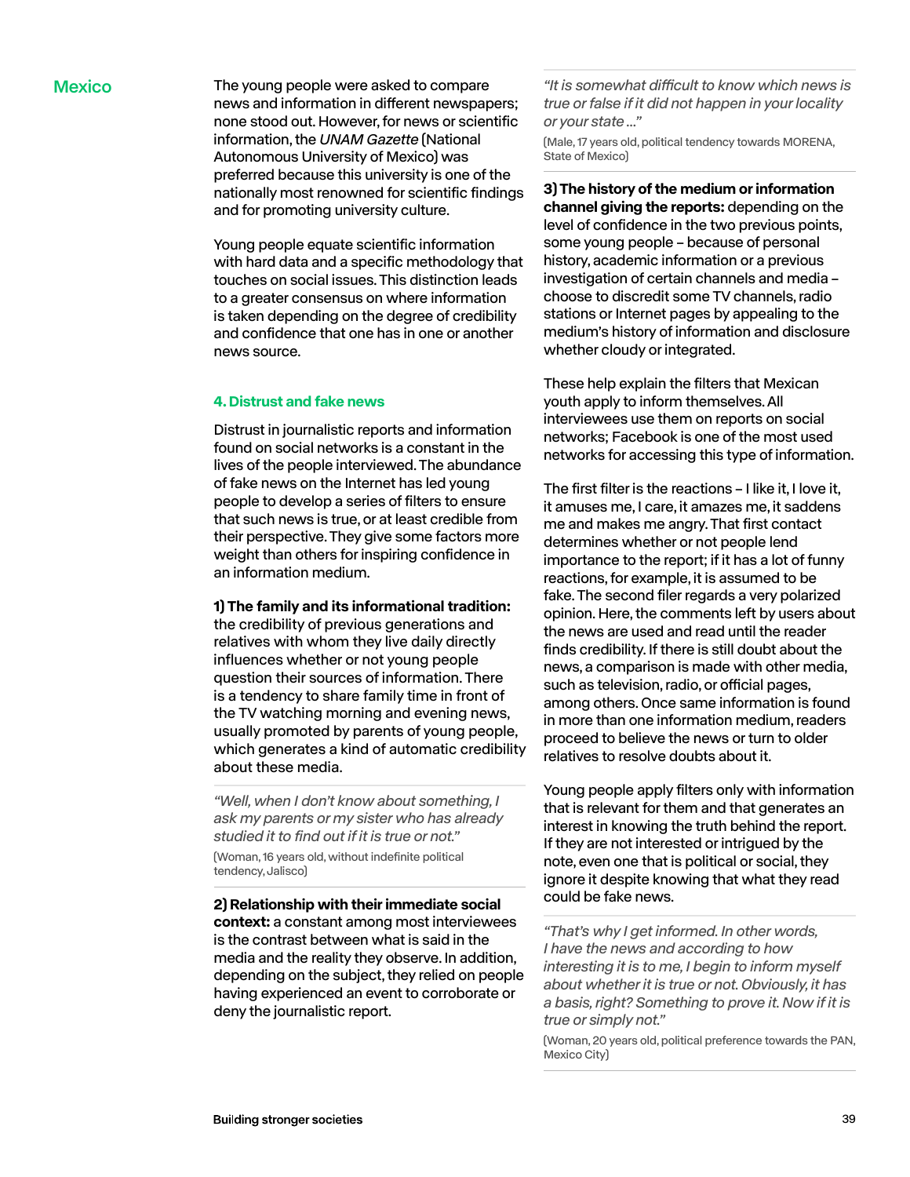## Mexico

The young people were asked to compare news and information in different newspapers; none stood out. However, for news or scientific information, the *UNAM Gazette* (National Autonomous University of Mexico) was preferred because this university is one of the nationally most renowned for scientific findings and for promoting university culture.

Young people equate scientific information with hard data and a specific methodology that touches on social issues. This distinction leads to a greater consensus on where information is taken depending on the degree of credibility and confidence that one has in one or another news source.

### 4. Distrust and fake news

Distrust in journalistic reports and information found on social networks is a constant in the lives of the people interviewed. The abundance of fake news on the Internet has led young people to develop a series of filters to ensure that such news is true, or at least credible from their perspective. They give some factors more weight than others for inspiring confidence in an information medium.

**1) The family and its informational tradition:** the credibility of previous generations and relatives with whom they live daily directly influences whether or not young people question their sources of information. There is a tendency to share family time in front of the TV watching morning and evening news, usually promoted by parents of young people, which generates a kind of automatic credibility about these media.

> *"Well, when I don't know about something, I ask my parents or my sister who has already studied it to find out if it is true or not."*
>
> (Woman, 16 years old, without indefinite political tendency, Jalisco)

**2) Relationship with their immediate social context:** a constant among most interviewees is the contrast between what is said in the media and the reality they observe. In addition, depending on the subject, they relied on people having experienced an event to corroborate or deny the journalistic report.

> *"It is somewhat difficult to know which news is true or false if it did not happen in your locality or your state ..."*
>
> (Male, 17 years old, political tendency towards MORENA, State of Mexico)

**3) The history of the medium or information channel giving the reports:** depending on the level of confidence in the two previous points, some young people – because of personal history, academic information or a previous investigation of certain channels and media – choose to discredit some TV channels, radio stations or Internet pages by appealing to the medium's history of information and disclosure whether cloudy or integrated.

These help explain the filters that Mexican youth apply to inform themselves. All interviewees use them on reports on social networks; Facebook is one of the most used networks for accessing this type of information.

The first filter is the reactions – I like it, I love it, it amuses me, I care, it amazes me, it saddens me and makes me angry. That first contact determines whether or not people lend importance to the report; if it has a lot of funny reactions, for example, it is assumed to be fake. The second filer regards a very polarized opinion. Here, the comments left by users about the news are used and read until the reader finds credibility. If there is still doubt about the news, a comparison is made with other media, such as television, radio, or official pages, among others. Once same information is found in more than one information medium, readers proceed to believe the news or turn to older relatives to resolve doubts about it.

Young people apply filters only with information that is relevant for them and that generates an interest in knowing the truth behind the report. If they are not interested or intrigued by the note, even one that is political or social, they ignore it despite knowing that what they read could be fake news.

> *"That's why I get informed. In other words, I have the news and according to how interesting it is to me, I begin to inform myself about whether it is true or not. Obviously, it has a basis, right? Something to prove it. Now if it is true or simply not."*
>
> (Woman, 20 years old, political preference towards the PAN, Mexico City)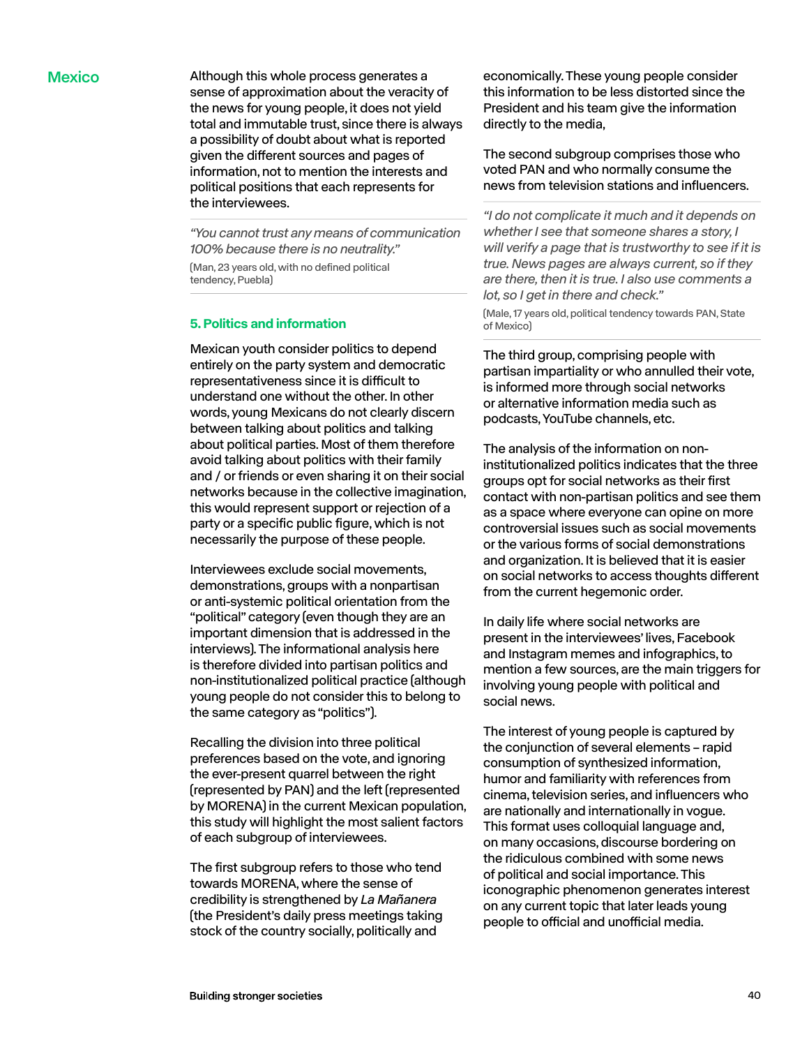## Mexico

Although this whole process generates a sense of approximation about the veracity of the news for young people, it does not yield total and immutable trust, since there is always a possibility of doubt about what is reported given the different sources and pages of information, not to mention the interests and political positions that each represents for the interviewees.

> *"You cannot trust any means of communication 100% because there is no neutrality."*
>
> (Man, 23 years old, with no defined political tendency, Puebla)

### 5. Politics and information

Mexican youth consider politics to depend entirely on the party system and democratic representativeness since it is difficult to understand one without the other. In other words, young Mexicans do not clearly discern between talking about politics and talking about political parties. Most of them therefore avoid talking about politics with their family and / or friends or even sharing it on their social networks because in the collective imagination, this would represent support or rejection of a party or a specific public figure, which is not necessarily the purpose of these people.

Interviewees exclude social movements, demonstrations, groups with a nonpartisan or anti-systemic political orientation from the "political" category (even though they are an important dimension that is addressed in the interviews). The informational analysis here is therefore divided into partisan politics and non-institutionalized political practice (although young people do not consider this to belong to the same category as "politics").

Recalling the division into three political preferences based on the vote, and ignoring the ever-present quarrel between the right (represented by PAN) and the left (represented by MORENA) in the current Mexican population, this study will highlight the most salient factors of each subgroup of interviewees.

The first subgroup refers to those who tend towards MORENA, where the sense of credibility is strengthened by *La Mañanera* (the President's daily press meetings taking stock of the country socially, politically and economically. These young people consider this information to be less distorted since the President and his team give the information directly to the media,

The second subgroup comprises those who voted PAN and who normally consume the news from television stations and influencers.

> *"I do not complicate it much and it depends on whether I see that someone shares a story, I will verify a page that is trustworthy to see if it is true. News pages are always current, so if they are there, then it is true. I also use comments a lot, so I get in there and check."*
>
> (Male, 17 years old, political tendency towards PAN, State of Mexico)

The third group, comprising people with partisan impartiality or who annulled their vote, is informed more through social networks or alternative information media such as podcasts, YouTube channels, etc.

The analysis of the information on non-institutionalized politics indicates that the three groups opt for social networks as their first contact with non-partisan politics and see them as a space where everyone can opine on more controversial issues such as social movements or the various forms of social demonstrations and organization. It is believed that it is easier on social networks to access thoughts different from the current hegemonic order.

In daily life where social networks are present in the interviewees' lives, Facebook and Instagram memes and infographics, to mention a few sources, are the main triggers for involving young people with political and social news.

The interest of young people is captured by the conjunction of several elements – rapid consumption of synthesized information, humor and familiarity with references from cinema, television series, and influencers who are nationally and internationally in vogue. This format uses colloquial language and, on many occasions, discourse bordering on the ridiculous combined with some news of political and social importance. This iconographic phenomenon generates interest on any current topic that later leads young people to official and unofficial media.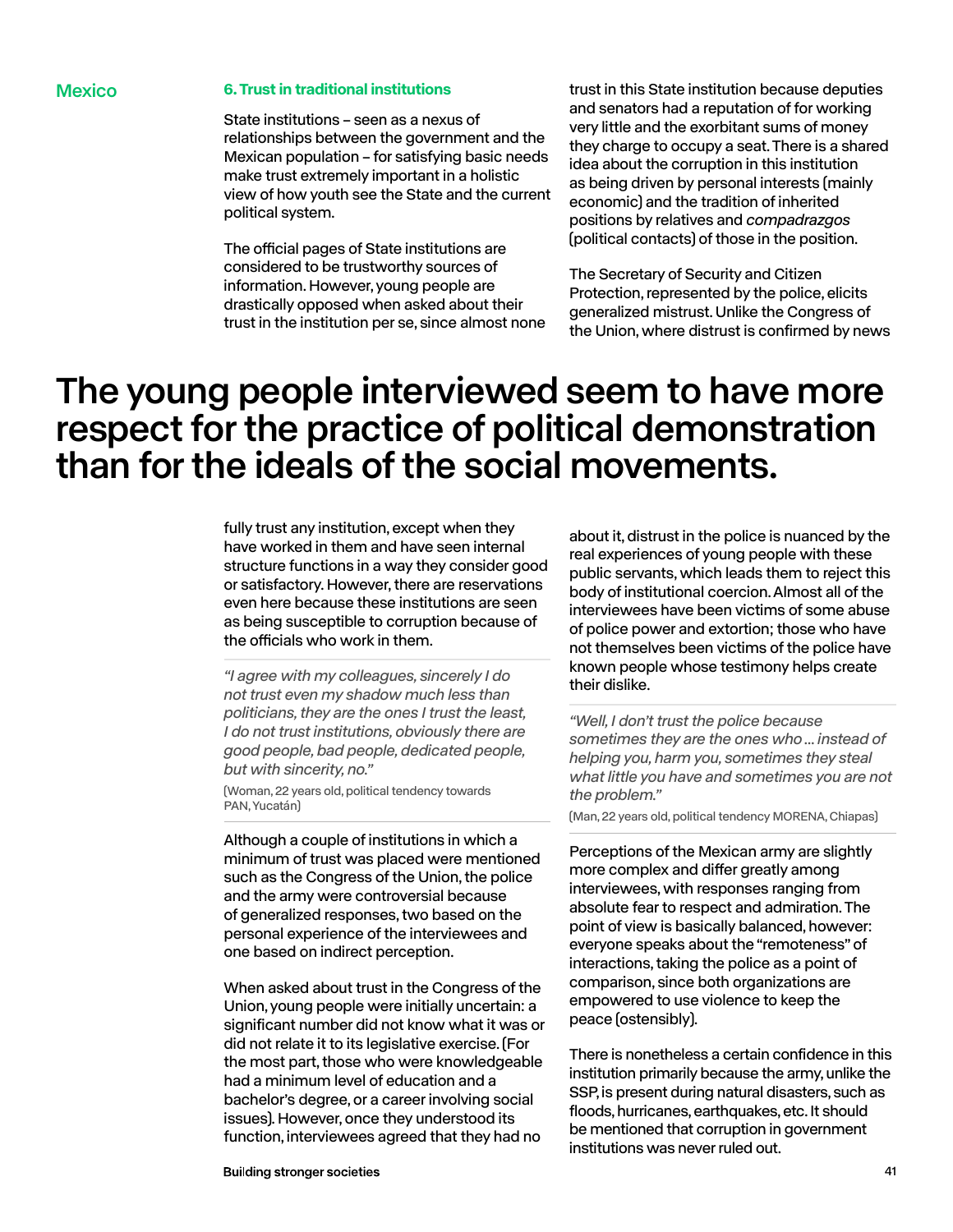Mexico

## 6. Trust in traditional institutions

State institutions – seen as a nexus of relationships between the government and the Mexican population – for satisfying basic needs make trust extremely important in a holistic view of how youth see the State and the current political system.

The official pages of State institutions are considered to be trustworthy sources of information. However, young people are drastically opposed when asked about their trust in the institution per se, since almost none fully trust any institution, except when they have worked in them and have seen internal structure functions in a way they consider good or satisfactory. However, there are reservations even here because these institutions are seen as being susceptible to corruption because of the officials who work in them.

> *"I agree with my colleagues, sincerely I do not trust even my shadow much less than politicians, they are the ones I trust the least, I do not trust institutions, obviously there are good people, bad people, dedicated people, but with sincerity, no."*
>
> (Woman, 22 years old, political tendency towards PAN, Yucatán)

Although a couple of institutions in which a minimum of trust was placed were mentioned such as the Congress of the Union, the police and the army were controversial because of generalized responses, two based on the personal experience of the interviewees and one based on indirect perception.

When asked about trust in the Congress of the Union, young people were initially uncertain: a significant number did not know what it was or did not relate it to its legislative exercise. (For the most part, those who were knowledgeable had a minimum level of education and a bachelor's degree, or a career involving social issues). However, once they understood its function, interviewees agreed that they had no trust in this State institution because deputies and senators had a reputation of for working very little and the exorbitant sums of money they charge to occupy a seat. There is a shared idea about the corruption in this institution as being driven by personal interests (mainly economic) and the tradition of inherited positions by relatives and *compadrazgos* (political contacts) of those in the position.

**The young people interviewed seem to have more respect for the practice of political demonstration than for the ideals of the social movements.**

The Secretary of Security and Citizen Protection, represented by the police, elicits generalized mistrust. Unlike the Congress of the Union, where distrust is confirmed by news about it, distrust in the police is nuanced by the real experiences of young people with these public servants, which leads them to reject this body of institutional coercion. Almost all of the interviewees have been victims of some abuse of police power and extortion; those who have not themselves been victims of the police have known people whose testimony helps create their dislike.

> *"Well, I don't trust the police because sometimes they are the ones who ... instead of helping you, harm you, sometimes they steal what little you have and sometimes you are not the problem."*
>
> (Man, 22 years old, political tendency MORENA, Chiapas)

Perceptions of the Mexican army are slightly more complex and differ greatly among interviewees, with responses ranging from absolute fear to respect and admiration. The point of view is basically balanced, however: everyone speaks about the "remoteness" of interactions, taking the police as a point of comparison, since both organizations are empowered to use violence to keep the peace (ostensibly).

There is nonetheless a certain confidence in this institution primarily because the army, unlike the SSP, is present during natural disasters, such as floods, hurricanes, earthquakes, etc. It should be mentioned that corruption in government institutions was never ruled out.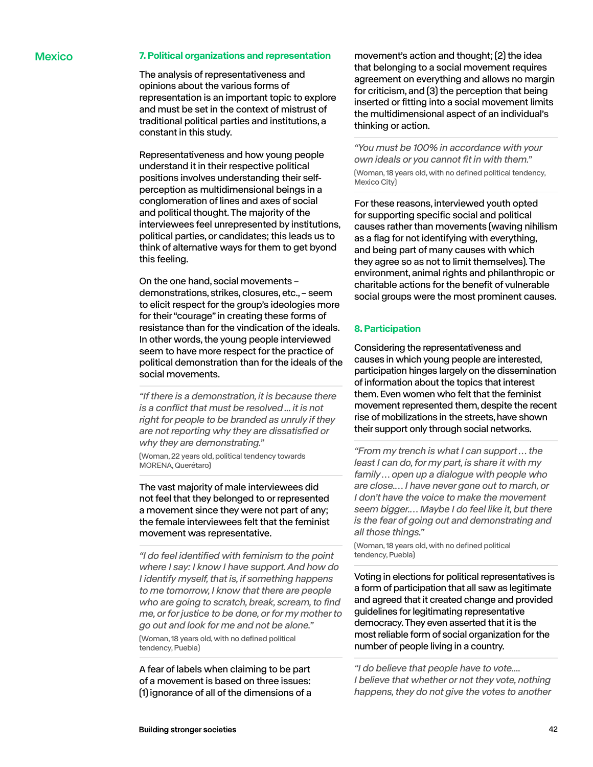Mexico

## 7. Political organizations and representation

The analysis of representativeness and opinions about the various forms of representation is an important topic to explore and must be set in the context of mistrust of traditional political parties and institutions, a constant in this study.

Representativeness and how young people understand it in their respective political positions involves understanding their self-perception as multidimensional beings in a conglomeration of lines and axes of social and political thought. The majority of the interviewees feel unrepresented by institutions, political parties, or candidates; this leads us to think of alternative ways for them to get byond this feeling.

On the one hand, social movements – demonstrations, strikes, closures, etc., – seem to elicit respect for the group's ideologies more for their "courage" in creating these forms of resistance than for the vindication of the ideals. In other words, the young people interviewed seem to have more respect for the practice of political demonstration than for the ideals of the social movements.

> *"If there is a demonstration, it is because there is a conflict that must be resolved ... it is not right for people to be branded as unruly if they are not reporting why they are dissatisfied or why they are demonstrating."*
>
> (Woman, 22 years old, political tendency towards MORENA, Querétaro)

The vast majority of male interviewees did not feel that they belonged to or represented a movement since they were not part of any; the female interviewees felt that the feminist movement was representative.

> *"I do feel identified with feminism to the point where I say: I know I have support. And how do I identify myself, that is, if something happens to me tomorrow, I know that there are people who are going to scratch, break, scream, to find me, or for justice to be done, or for my mother to go out and look for me and not be alone."*
>
> (Woman, 18 years old, with no defined political tendency, Puebla)

A fear of labels when claiming to be part of a movement is based on three issues: (1) ignorance of all of the dimensions of a movement's action and thought; (2) the idea that belonging to a social movement requires agreement on everything and allows no margin for criticism, and (3) the perception that being inserted or fitting into a social movement limits the multidimensional aspect of an individual's thinking or action.

> *"You must be 100% in accordance with your own ideals or you cannot fit in with them."*
>
> (Woman, 18 years old, with no defined political tendency, Mexico City)

For these reasons, interviewed youth opted for supporting specific social and political causes rather than movements (waving nihilism as a flag for not identifying with everything, and being part of many causes with which they agree so as not to limit themselves). The environment, animal rights and philanthropic or charitable actions for the benefit of vulnerable social groups were the most prominent causes.

## 8. Participation

Considering the representativeness and causes in which young people are interested, participation hinges largely on the dissemination of information about the topics that interest them. Even women who felt that the feminist movement represented them, despite the recent rise of mobilizations in the streets, have shown their support only through social networks.

> *"From my trench is what I can support ... the least I can do, for my part, is share it with my family ... open up a dialogue with people who are close.... I have never gone out to march, or I don't have the voice to make the movement seem bigger.... Maybe I do feel like it, but there is the fear of going out and demonstrating and all those things."*
>
> (Woman, 18 years old, with no defined political tendency, Puebla)

Voting in elections for political representatives is a form of participation that all saw as legitimate and agreed that it created change and provided guidelines for legitimating representative democracy. They even asserted that it is the most reliable form of social organization for the number of people living in a country.

> *"I do believe that people have to vote.... I believe that whether or not they vote, nothing happens, they do not give the votes to another*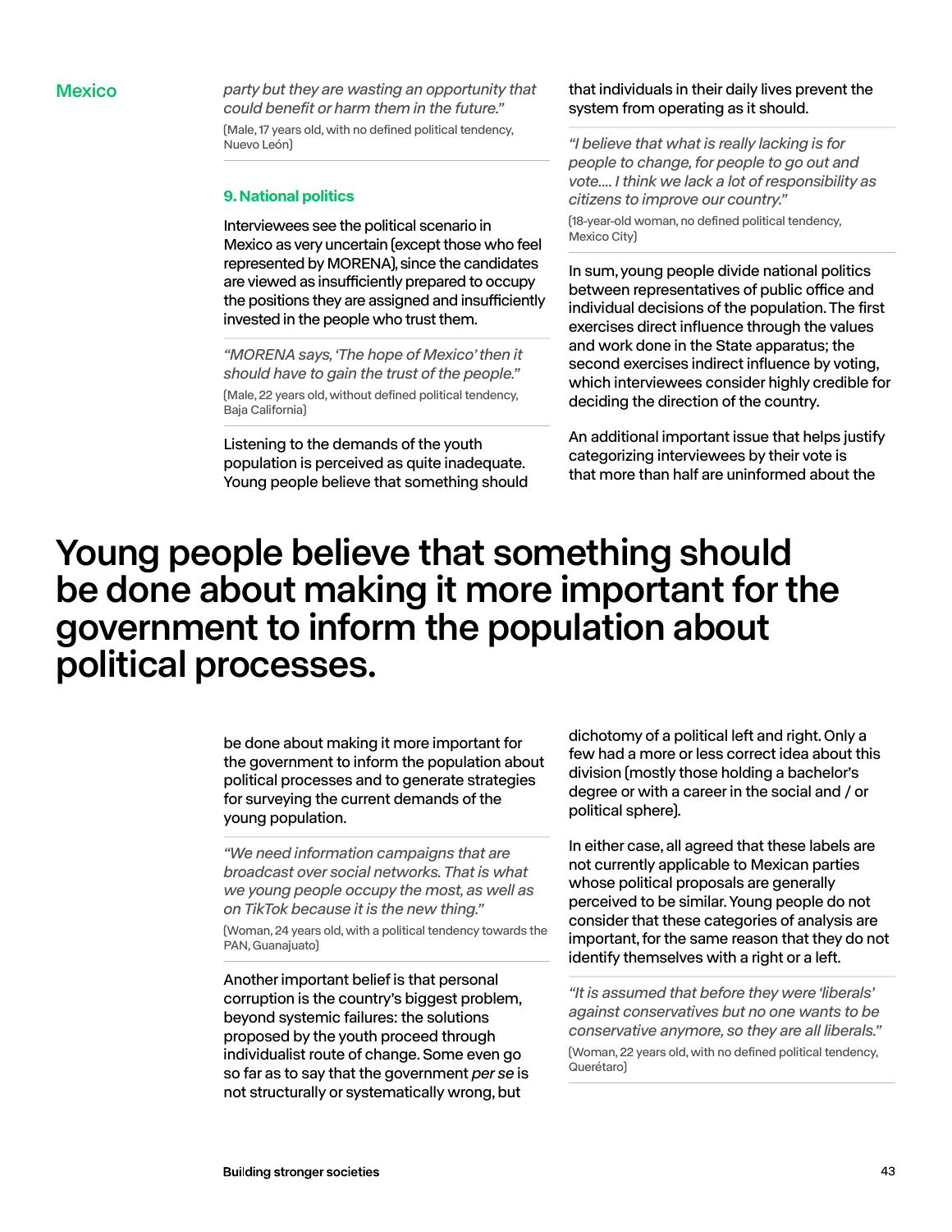party but they are wasting an opportunity that could benefit or harm them in the future."

(Male, 17 years old, with no defined political tendency, Nuevo León)

### 9. National politics

Interviewees see the political scenario in Mexico as very uncertain (except those who feel represented by MORENA), since the candidates are viewed as insufficiently prepared to occupy the positions they are assigned and insufficiently invested in the people who trust them.

*"MORENA says, 'The hope of Mexico' then it should have to gain the trust of the people."*

(Male, 22 years old, without defined political tendency, Baja California)

Listening to the demands of the youth population is perceived as quite inadequate. Young people believe that something should be done about making it more important for the government to inform the population about political processes and to generate strategies for surveying the current demands of the young population.

## Young people believe that something should be done about making it more important for the government to inform the population about political processes.

*"We need information campaigns that are broadcast over social networks. That is what we young people occupy the most, as well as on TikTok because it is the new thing."*

(Woman, 24 years old, with a political tendency towards the PAN, Guanajuato)

Another important belief is that personal corruption is the country's biggest problem, beyond systemic failures: the solutions proposed by the youth proceed through individualist route of change. Some even go so far as to say that the government *per se* is not structurally or systematically wrong, but that individuals in their daily lives prevent the system from operating as it should.

*"I believe that what is really lacking is for people to change, for people to go out and vote.... I think we lack a lot of responsibility as citizens to improve our country."*

(18-year-old woman, no defined political tendency, Mexico City)

In sum, young people divide national politics between representatives of public office and individual decisions of the population. The first exercises direct influence through the values and work done in the State apparatus; the second exercises indirect influence by voting, which interviewees consider highly credible for deciding the direction of the country.

An additional important issue that helps justify categorizing interviewees by their vote is that more than half are uninformed about the dichotomy of a political left and right. Only a few had a more or less correct idea about this division (mostly those holding a bachelor's degree or with a career in the social and / or political sphere).

In either case, all agreed that these labels are not currently applicable to Mexican parties whose political proposals are generally perceived to be similar. Young people do not consider that these categories of analysis are important, for the same reason that they do not identify themselves with a right or a left.

*"It is assumed that before they were 'liberals' against conservatives but no one wants to be conservative anymore, so they are all liberals."*

(Woman, 22 years old, with no defined political tendency, Querétaro)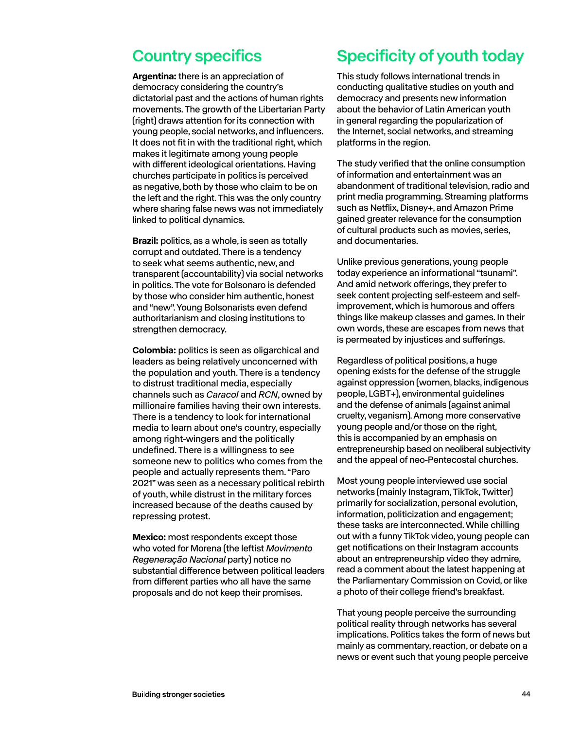## Country specifics

**Argentina:** there is an appreciation of democracy considering the country's dictatorial past and the actions of human rights movements. The growth of the Libertarian Party (right) draws attention for its connection with young people, social networks, and influencers. It does not fit in with the traditional right, which makes it legitimate among young people with different ideological orientations. Having churches participate in politics is perceived as negative, both by those who claim to be on the left and the right. This was the only country where sharing false news was not immediately linked to political dynamics.

**Brazil:** politics, as a whole, is seen as totally corrupt and outdated. There is a tendency to seek what seems authentic, new, and transparent (accountability) via social networks in politics. The vote for Bolsonaro is defended by those who consider him authentic, honest and "new". Young Bolsonarists even defend authoritarianism and closing institutions to strengthen democracy.

**Colombia:** politics is seen as oligarchical and leaders as being relatively unconcerned with the population and youth. There is a tendency to distrust traditional media, especially channels such as *Caracol* and *RCN*, owned by millionaire families having their own interests. There is a tendency to look for international media to learn about one's country, especially among right-wingers and the politically undefined. There is a willingness to see someone new to politics who comes from the people and actually represents them. "Paro 2021" was seen as a necessary political rebirth of youth, while distrust in the military forces increased because of the deaths caused by repressing protest.

**Mexico:** most respondents except those who voted for Morena (the leftist *Movimento Regeneração Nacional* party) notice no substantial difference between political leaders from different parties who all have the same proposals and do not keep their promises.

## Specificity of youth today

This study follows international trends in conducting qualitative studies on youth and democracy and presents new information about the behavior of Latin American youth in general regarding the popularization of the Internet, social networks, and streaming platforms in the region.

The study verified that the online consumption of information and entertainment was an abandonment of traditional television, radio and print media programming. Streaming platforms such as Netflix, Disney+, and Amazon Prime gained greater relevance for the consumption of cultural products such as movies, series, and documentaries.

Unlike previous generations, young people today experience an informational "tsunami". And amid network offerings, they prefer to seek content projecting self-esteem and self-improvement, which is humorous and offers things like makeup classes and games. In their own words, these are escapes from news that is permeated by injustices and sufferings.

Regardless of political positions, a huge opening exists for the defense of the struggle against oppression (women, blacks, indigenous people, LGBT+), environmental guidelines and the defense of animals (against animal cruelty, veganism). Among more conservative young people and/or those on the right, this is accompanied by an emphasis on entrepreneurship based on neoliberal subjectivity and the appeal of neo-Pentecostal churches.

Most young people interviewed use social networks (mainly Instagram, TikTok, Twitter) primarily for socialization, personal evolution, information, politicization and engagement; these tasks are interconnected. While chilling out with a funny TikTok video, young people can get notifications on their Instagram accounts about an entrepreneurship video they admire, read a comment about the latest happening at the Parliamentary Commission on Covid, or like a photo of their college friend's breakfast.

That young people perceive the surrounding political reality through networks has several implications. Politics takes the form of news but mainly as commentary, reaction, or debate on a news or event such that young people perceive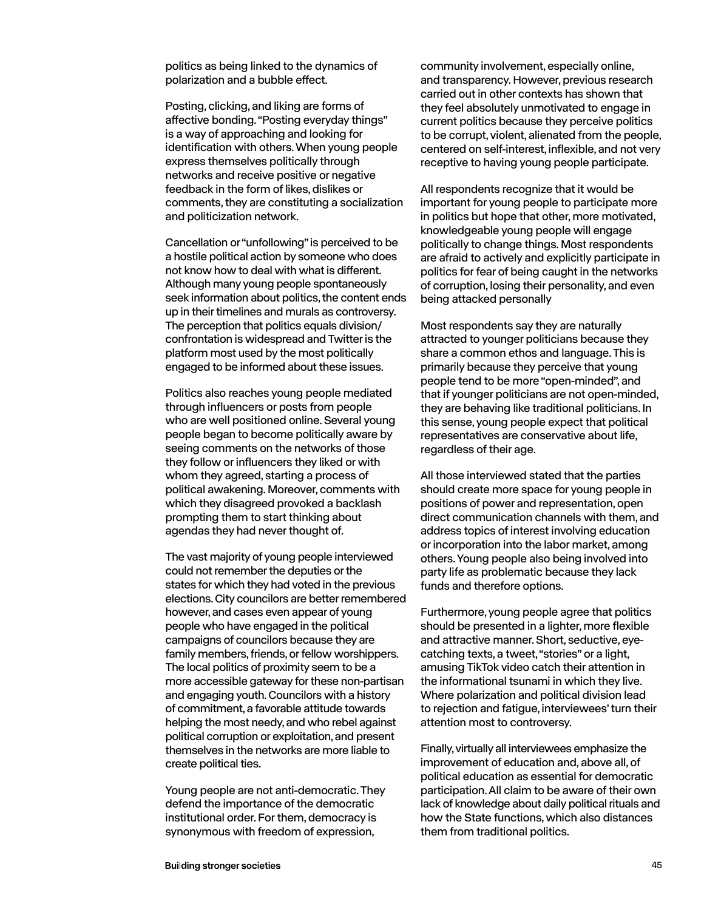politics as being linked to the dynamics of polarization and a bubble effect.

Posting, clicking, and liking are forms of affective bonding. "Posting everyday things" is a way of approaching and looking for identification with others. When young people express themselves politically through networks and receive positive or negative feedback in the form of likes, dislikes or comments, they are constituting a socialization and politicization network.

Cancellation or "unfollowing" is perceived to be a hostile political action by someone who does not know how to deal with what is different. Although many young people spontaneously seek information about politics, the content ends up in their timelines and murals as controversy. The perception that politics equals division/confrontation is widespread and Twitter is the platform most used by the most politically engaged to be informed about these issues.

Politics also reaches young people mediated through influencers or posts from people who are well positioned online. Several young people began to become politically aware by seeing comments on the networks of those they follow or influencers they liked or with whom they agreed, starting a process of political awakening. Moreover, comments with which they disagreed provoked a backlash prompting them to start thinking about agendas they had never thought of.

The vast majority of young people interviewed could not remember the deputies or the states for which they had voted in the previous elections. City councilors are better remembered however, and cases even appear of young people who have engaged in the political campaigns of councilors because they are family members, friends, or fellow worshippers. The local politics of proximity seem to be a more accessible gateway for these non-partisan and engaging youth. Councilors with a history of commitment, a favorable attitude towards helping the most needy, and who rebel against political corruption or exploitation, and present themselves in the networks are more liable to create political ties.

Young people are not anti-democratic. They defend the importance of the democratic institutional order. For them, democracy is synonymous with freedom of expression, community involvement, especially online, and transparency. However, previous research carried out in other contexts has shown that they feel absolutely unmotivated to engage in current politics because they perceive politics to be corrupt, violent, alienated from the people, centered on self-interest, inflexible, and not very receptive to having young people participate.

All respondents recognize that it would be important for young people to participate more in politics but hope that other, more motivated, knowledgeable young people will engage politically to change things. Most respondents are afraid to actively and explicitly participate in politics for fear of being caught in the networks of corruption, losing their personality, and even being attacked personally

Most respondents say they are naturally attracted to younger politicians because they share a common ethos and language. This is primarily because they perceive that young people tend to be more "open-minded", and that if younger politicians are not open-minded, they are behaving like traditional politicians. In this sense, young people expect that political representatives are conservative about life, regardless of their age.

All those interviewed stated that the parties should create more space for young people in positions of power and representation, open direct communication channels with them, and address topics of interest involving education or incorporation into the labor market, among others. Young people also being involved into party life as problematic because they lack funds and therefore options.

Furthermore, young people agree that politics should be presented in a lighter, more flexible and attractive manner. Short, seductive, eye-catching texts, a tweet, "stories" or a light, amusing TikTok video catch their attention in the informational tsunami in which they live. Where polarization and political division lead to rejection and fatigue, interviewees' turn their attention most to controversy.

Finally, virtually all interviewees emphasize the improvement of education and, above all, of political education as essential for democratic participation. All claim to be aware of their own lack of knowledge about daily political rituals and how the State functions, which also distances them from traditional politics.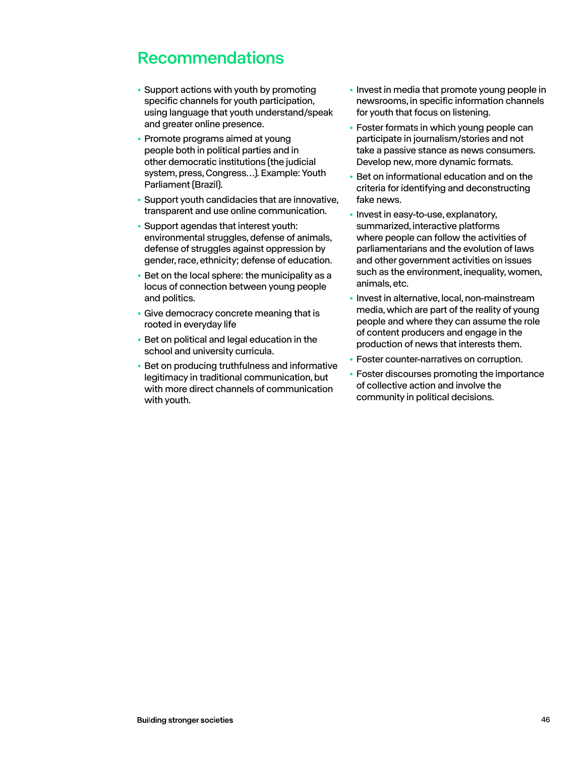## Recommendations

- Support actions with youth by promoting specific channels for youth participation, using language that youth understand/speak and greater online presence.
- Promote programs aimed at young people both in political parties and in other democratic institutions (the judicial system, press, Congress…). Example: Youth Parliament (Brazil).
- Support youth candidacies that are innovative, transparent and use online communication.
- Support agendas that interest youth: environmental struggles, defense of animals, defense of struggles against oppression by gender, race, ethnicity; defense of education.
- Bet on the local sphere: the municipality as a locus of connection between young people and politics.
- Give democracy concrete meaning that is rooted in everyday life
- Bet on political and legal education in the school and university curricula.
- Bet on producing truthfulness and informative legitimacy in traditional communication, but with more direct channels of communication with youth.
- Invest in media that promote young people in newsrooms, in specific information channels for youth that focus on listening.
- Foster formats in which young people can participate in journalism/stories and not take a passive stance as news consumers. Develop new, more dynamic formats.
- Bet on informational education and on the criteria for identifying and deconstructing fake news.
- Invest in easy-to-use, explanatory, summarized, interactive platforms where people can follow the activities of parliamentarians and the evolution of laws and other government activities on issues such as the environment, inequality, women, animals, etc.
- Invest in alternative, local, non-mainstream media, which are part of the reality of young people and where they can assume the role of content producers and engage in the production of news that interests them.
- Foster counter-narratives on corruption.
- Foster discourses promoting the importance of collective action and involve the community in political decisions.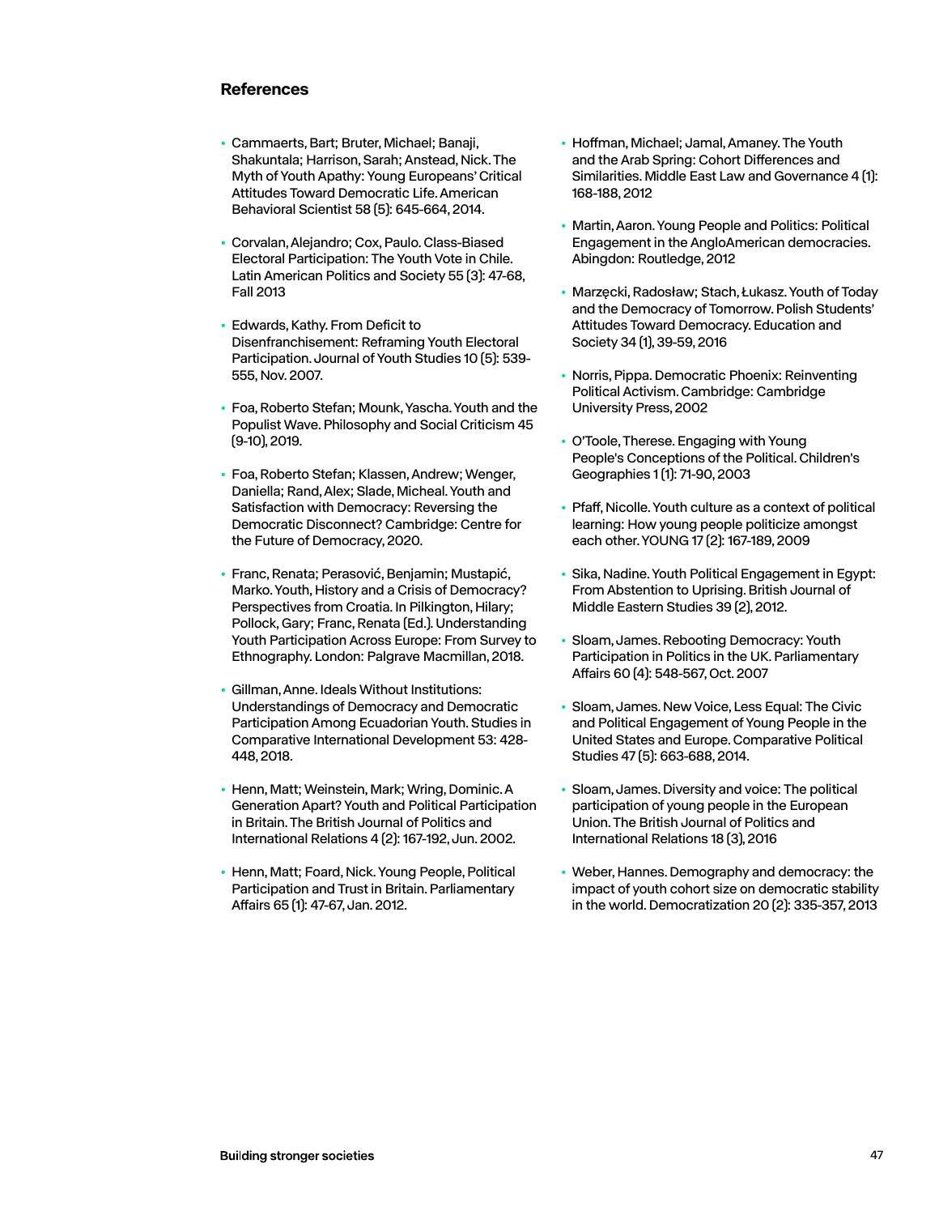## References

- Cammaerts, Bart; Bruter, Michael; Banaji, Shakuntala; Harrison, Sarah; Anstead, Nick. The Myth of Youth Apathy: Young Europeans' Critical Attitudes Toward Democratic Life. American Behavioral Scientist 58 (5): 645-664, 2014.
- Corvalan, Alejandro; Cox, Paulo. Class-Biased Electoral Participation: The Youth Vote in Chile. Latin American Politics and Society 55 (3): 47-68, Fall 2013
- Edwards, Kathy. From Deficit to Disenfranchisement: Reframing Youth Electoral Participation. Journal of Youth Studies 10 (5): 539-555, Nov. 2007.
- Foa, Roberto Stefan; Mounk, Yascha. Youth and the Populist Wave. Philosophy and Social Criticism 45 (9-10), 2019.
- Foa, Roberto Stefan; Klassen, Andrew; Wenger, Daniella; Rand, Alex; Slade, Micheal. Youth and Satisfaction with Democracy: Reversing the Democratic Disconnect? Cambridge: Centre for the Future of Democracy, 2020.
- Franc, Renata; Perasović, Benjamin; Mustapić, Marko. Youth, History and a Crisis of Democracy? Perspectives from Croatia. In Pilkington, Hilary; Pollock, Gary; Franc, Renata (Ed.). Understanding Youth Participation Across Europe: From Survey to Ethnography. London: Palgrave Macmillan, 2018.
- Gillman, Anne. Ideals Without Institutions: Understandings of Democracy and Democratic Participation Among Ecuadorian Youth. Studies in Comparative International Development 53: 428-448, 2018.
- Henn, Matt; Weinstein, Mark; Wring, Dominic. A Generation Apart? Youth and Political Participation in Britain. The British Journal of Politics and International Relations 4 (2): 167-192, Jun. 2002.
- Henn, Matt; Foard, Nick. Young People, Political Participation and Trust in Britain. Parliamentary Affairs 65 (1): 47-67, Jan. 2012.
- Hoffman, Michael; Jamal, Amaney. The Youth and the Arab Spring: Cohort Differences and Similarities. Middle East Law and Governance 4 (1): 168-188, 2012
- Martin, Aaron. Young People and Politics: Political Engagement in the AngloAmerican democracies. Abingdon: Routledge, 2012
- Marzęcki, Radosław; Stach, Łukasz. Youth of Today and the Democracy of Tomorrow. Polish Students' Attitudes Toward Democracy. Education and Society 34 (1), 39-59, 2016
- Norris, Pippa. Democratic Phoenix: Reinventing Political Activism. Cambridge: Cambridge University Press, 2002
- O'Toole, Therese. Engaging with Young People's Conceptions of the Political. Children's Geographies 1 (1): 71-90, 2003
- Pfaff, Nicolle. Youth culture as a context of political learning: How young people politicize amongst each other. YOUNG 17 (2): 167-189, 2009
- Sika, Nadine. Youth Political Engagement in Egypt: From Abstention to Uprising. British Journal of Middle Eastern Studies 39 (2), 2012.
- Sloam, James. Rebooting Democracy: Youth Participation in Politics in the UK. Parliamentary Affairs 60 (4): 548-567, Oct. 2007
- Sloam, James. New Voice, Less Equal: The Civic and Political Engagement of Young People in the United States and Europe. Comparative Political Studies 47 (5): 663-688, 2014.
- Sloam, James. Diversity and voice: The political participation of young people in the European Union. The British Journal of Politics and International Relations 18 (3), 2016
- Weber, Hannes. Demography and democracy: the impact of youth cohort size on democratic stability in the world. Democratization 20 (2): 335-357, 2013